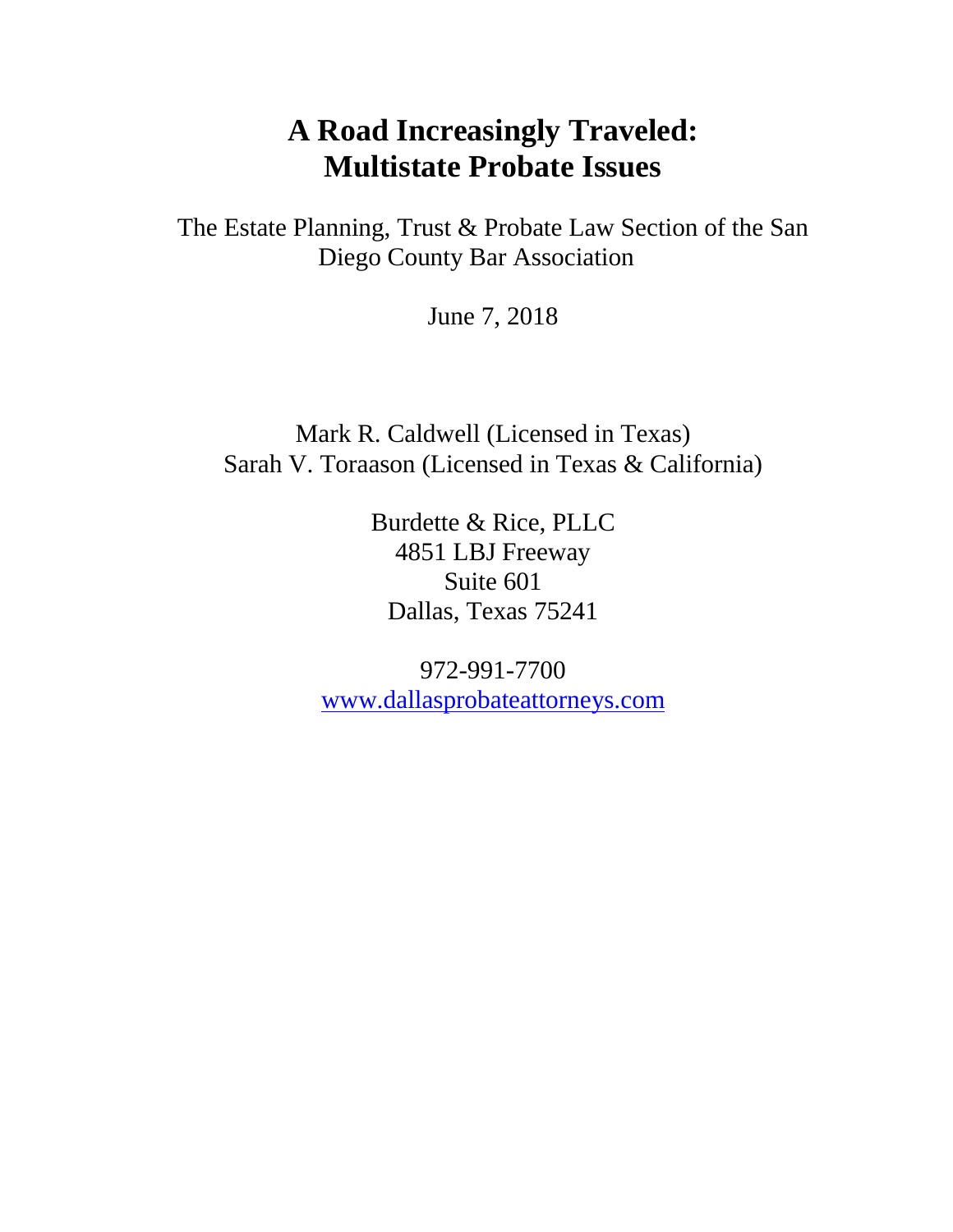# A Road Increasingly Traveled: Multistate Probate Issues

The Estate Planning, Trust & Probate Law Section of the San Diego County Bar Association

June 7, 2018

Mark R. Caldwell (Licensed in Texas)
Sarah V. Toraason (Licensed in Texas & California)

Burdette & Rice, PLLC
4851 LBJ Freeway
Suite 601
Dallas, Texas 75241

972-991-7700
www.dallasprobateattorneys.com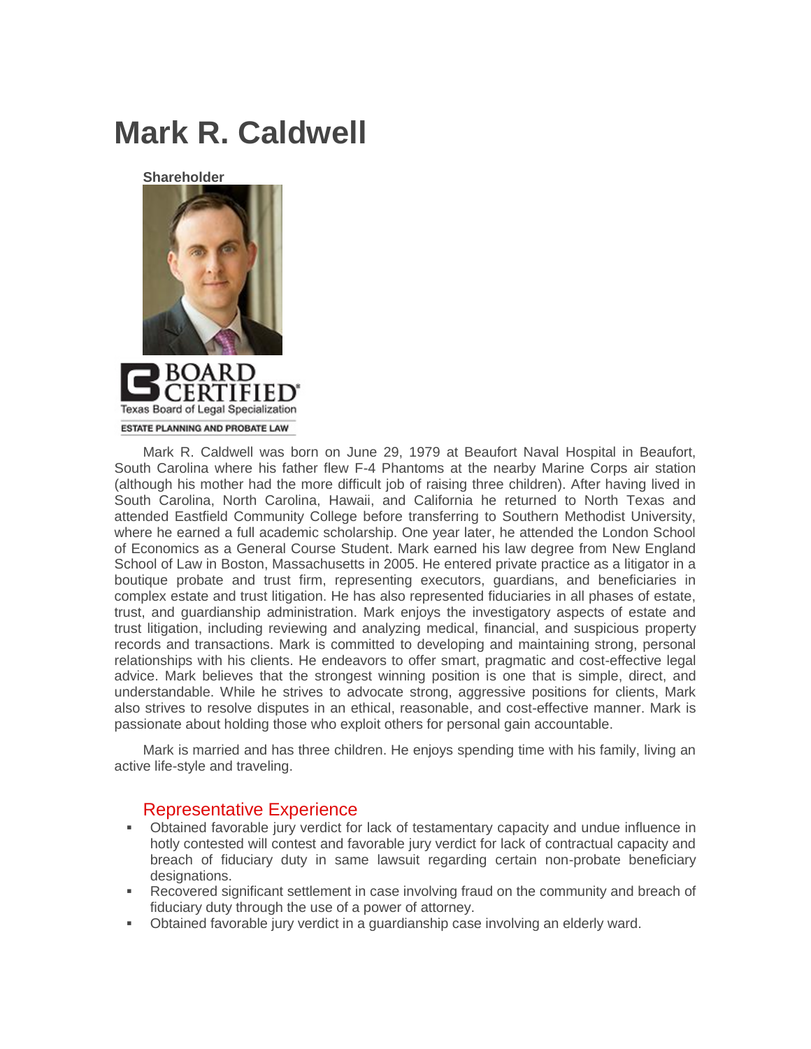# Mark R. Caldwell

**Shareholder**

BOARD CERTIFIED®
Texas Board of Legal Specialization
ESTATE PLANNING AND PROBATE LAW

Mark R. Caldwell was born on June 29, 1979 at Beaufort Naval Hospital in Beaufort, South Carolina where his father flew F-4 Phantoms at the nearby Marine Corps air station (although his mother had the more difficult job of raising three children). After having lived in South Carolina, North Carolina, Hawaii, and California he returned to North Texas and attended Eastfield Community College before transferring to Southern Methodist University, where he earned a full academic scholarship. One year later, he attended the London School of Economics as a General Course Student. Mark earned his law degree from New England School of Law in Boston, Massachusetts in 2005. He entered private practice as a litigator in a boutique probate and trust firm, representing executors, guardians, and beneficiaries in complex estate and trust litigation. He has also represented fiduciaries in all phases of estate, trust, and guardianship administration. Mark enjoys the investigatory aspects of estate and trust litigation, including reviewing and analyzing medical, financial, and suspicious property records and transactions. Mark is committed to developing and maintaining strong, personal relationships with his clients. He endeavors to offer smart, pragmatic and cost-effective legal advice. Mark believes that the strongest winning position is one that is simple, direct, and understandable. While he strives to advocate strong, aggressive positions for clients, Mark also strives to resolve disputes in an ethical, reasonable, and cost-effective manner. Mark is passionate about holding those who exploit others for personal gain accountable.

Mark is married and has three children. He enjoys spending time with his family, living an active life-style and traveling.

## Representative Experience

- Obtained favorable jury verdict for lack of testamentary capacity and undue influence in hotly contested will contest and favorable jury verdict for lack of contractual capacity and breach of fiduciary duty in same lawsuit regarding certain non-probate beneficiary designations.
- Recovered significant settlement in case involving fraud on the community and breach of fiduciary duty through the use of a power of attorney.
- Obtained favorable jury verdict in a guardianship case involving an elderly ward.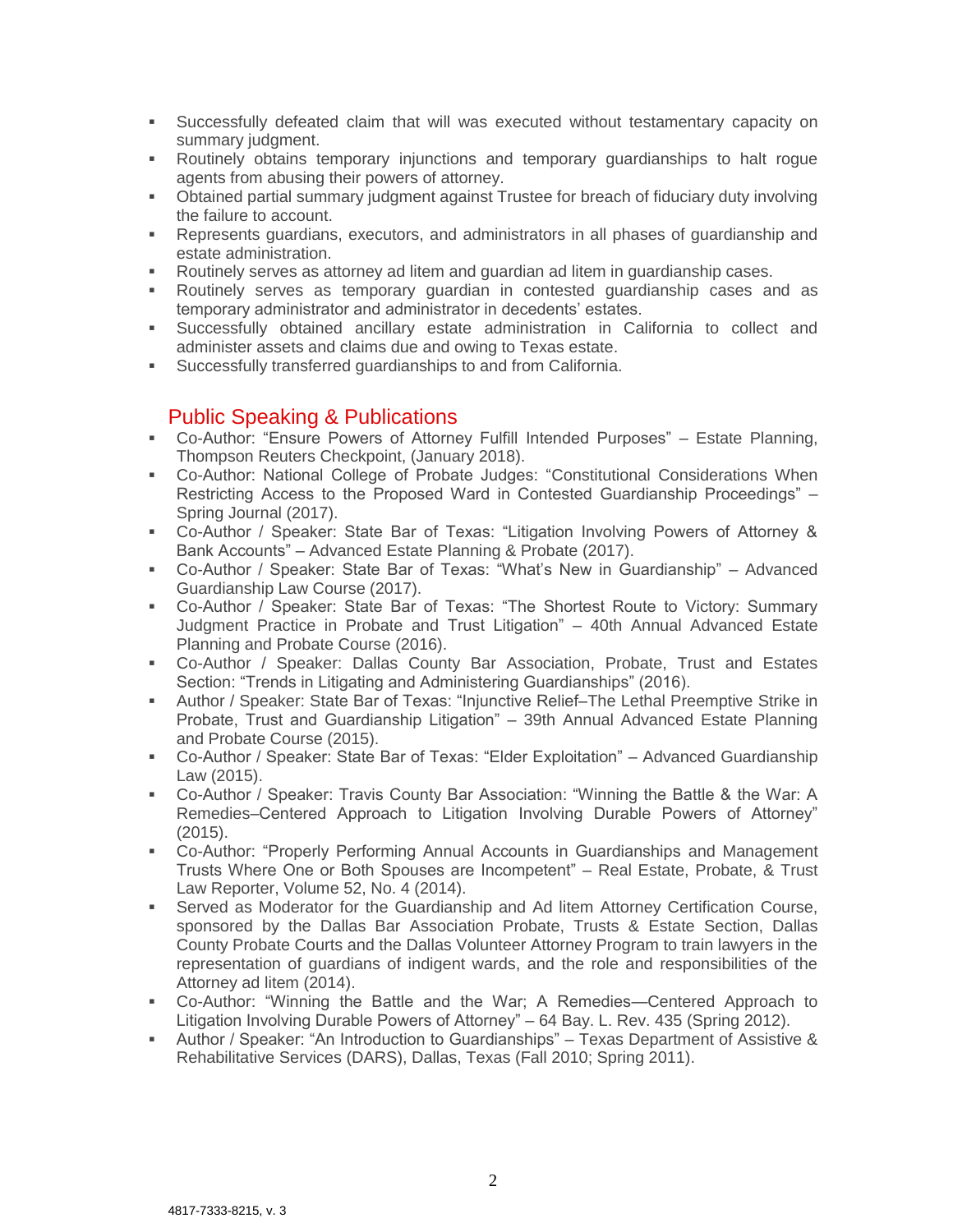- Successfully defeated claim that will was executed without testamentary capacity on summary judgment.
- Routinely obtains temporary injunctions and temporary guardianships to halt rogue agents from abusing their powers of attorney.
- Obtained partial summary judgment against Trustee for breach of fiduciary duty involving the failure to account.
- Represents guardians, executors, and administrators in all phases of guardianship and estate administration.
- Routinely serves as attorney ad litem and guardian ad litem in guardianship cases.
- Routinely serves as temporary guardian in contested guardianship cases and as temporary administrator and administrator in decedents' estates.
- Successfully obtained ancillary estate administration in California to collect and administer assets and claims due and owing to Texas estate.
- Successfully transferred guardianships to and from California.

## Public Speaking & Publications

- Co-Author: "Ensure Powers of Attorney Fulfill Intended Purposes" – Estate Planning, Thompson Reuters Checkpoint, (January 2018).
- Co-Author: National College of Probate Judges: "Constitutional Considerations When Restricting Access to the Proposed Ward in Contested Guardianship Proceedings" – Spring Journal (2017).
- Co-Author / Speaker: State Bar of Texas: "Litigation Involving Powers of Attorney & Bank Accounts" – Advanced Estate Planning & Probate (2017).
- Co-Author / Speaker: State Bar of Texas: "What's New in Guardianship" – Advanced Guardianship Law Course (2017).
- Co-Author / Speaker: State Bar of Texas: "The Shortest Route to Victory: Summary Judgment Practice in Probate and Trust Litigation" – 40th Annual Advanced Estate Planning and Probate Course (2016).
- Co-Author / Speaker: Dallas County Bar Association, Probate, Trust and Estates Section: "Trends in Litigating and Administering Guardianships" (2016).
- Author / Speaker: State Bar of Texas: "Injunctive Relief–The Lethal Preemptive Strike in Probate, Trust and Guardianship Litigation" – 39th Annual Advanced Estate Planning and Probate Course (2015).
- Co-Author / Speaker: State Bar of Texas: "Elder Exploitation" – Advanced Guardianship Law (2015).
- Co-Author / Speaker: Travis County Bar Association: "Winning the Battle & the War: A Remedies–Centered Approach to Litigation Involving Durable Powers of Attorney" (2015).
- Co-Author: "Properly Performing Annual Accounts in Guardianships and Management Trusts Where One or Both Spouses are Incompetent" – Real Estate, Probate, & Trust Law Reporter, Volume 52, No. 4 (2014).
- Served as Moderator for the Guardianship and Ad litem Attorney Certification Course, sponsored by the Dallas Bar Association Probate, Trusts & Estate Section, Dallas County Probate Courts and the Dallas Volunteer Attorney Program to train lawyers in the representation of guardians of indigent wards, and the role and responsibilities of the Attorney ad litem (2014).
- Co-Author: "Winning the Battle and the War; A Remedies—Centered Approach to Litigation Involving Durable Powers of Attorney" – 64 Bay. L. Rev. 435 (Spring 2012).
- Author / Speaker: "An Introduction to Guardianships" – Texas Department of Assistive & Rehabilitative Services (DARS), Dallas, Texas (Fall 2010; Spring 2011).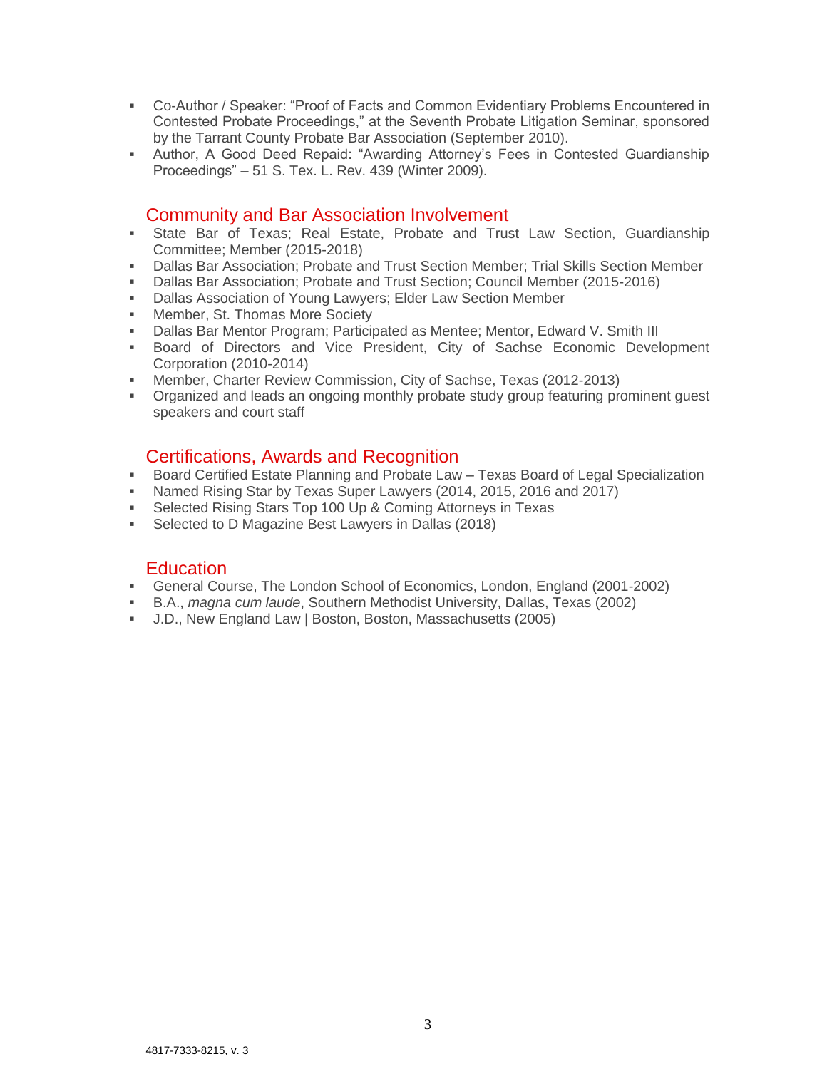- Co-Author / Speaker: "Proof of Facts and Common Evidentiary Problems Encountered in Contested Probate Proceedings," at the Seventh Probate Litigation Seminar, sponsored by the Tarrant County Probate Bar Association (September 2010).
- Author, A Good Deed Repaid: "Awarding Attorney's Fees in Contested Guardianship Proceedings" – 51 S. Tex. L. Rev. 439 (Winter 2009).

## Community and Bar Association Involvement

- State Bar of Texas; Real Estate, Probate and Trust Law Section, Guardianship Committee; Member (2015-2018)
- Dallas Bar Association; Probate and Trust Section Member; Trial Skills Section Member
- Dallas Bar Association; Probate and Trust Section; Council Member (2015-2016)
- Dallas Association of Young Lawyers; Elder Law Section Member
- Member, St. Thomas More Society
- Dallas Bar Mentor Program; Participated as Mentee; Mentor, Edward V. Smith III
- Board of Directors and Vice President, City of Sachse Economic Development Corporation (2010-2014)
- Member, Charter Review Commission, City of Sachse, Texas (2012-2013)
- Organized and leads an ongoing monthly probate study group featuring prominent guest speakers and court staff

## Certifications, Awards and Recognition

- Board Certified Estate Planning and Probate Law – Texas Board of Legal Specialization
- Named Rising Star by Texas Super Lawyers (2014, 2015, 2016 and 2017)
- Selected Rising Stars Top 100 Up & Coming Attorneys in Texas
- Selected to D Magazine Best Lawyers in Dallas (2018)

## Education

- General Course, The London School of Economics, London, England (2001-2002)
- B.A., *magna cum laude*, Southern Methodist University, Dallas, Texas (2002)
- J.D., New England Law | Boston, Boston, Massachusetts (2005)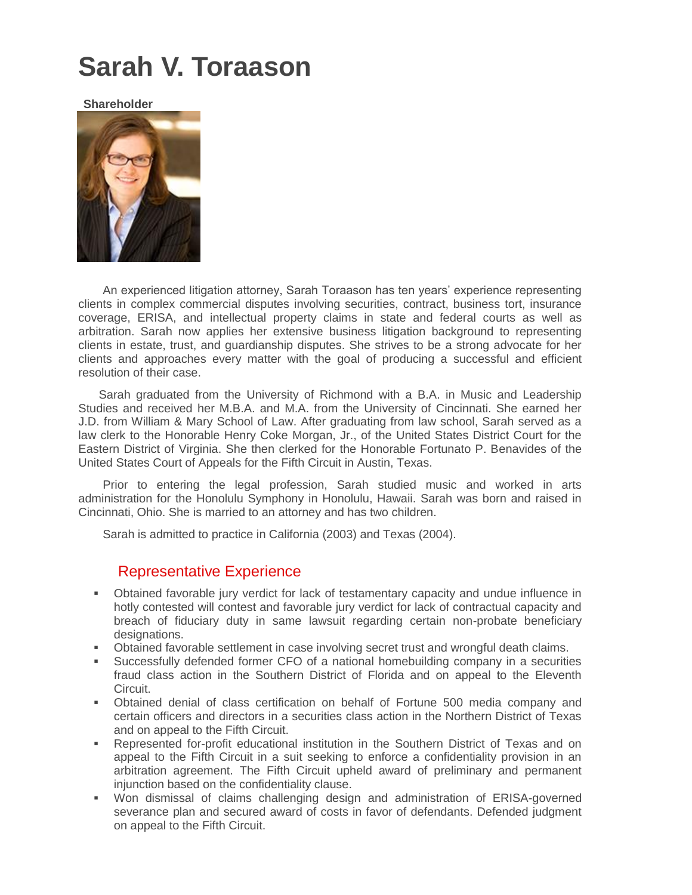# Sarah V. Toraason

**Shareholder**

An experienced litigation attorney, Sarah Toraason has ten years' experience representing clients in complex commercial disputes involving securities, contract, business tort, insurance coverage, ERISA, and intellectual property claims in state and federal courts as well as arbitration. Sarah now applies her extensive business litigation background to representing clients in estate, trust, and guardianship disputes. She strives to be a strong advocate for her clients and approaches every matter with the goal of producing a successful and efficient resolution of their case.

Sarah graduated from the University of Richmond with a B.A. in Music and Leadership Studies and received her M.B.A. and M.A. from the University of Cincinnati. She earned her J.D. from William & Mary School of Law. After graduating from law school, Sarah served as a law clerk to the Honorable Henry Coke Morgan, Jr., of the United States District Court for the Eastern District of Virginia. She then clerked for the Honorable Fortunato P. Benavides of the United States Court of Appeals for the Fifth Circuit in Austin, Texas.

Prior to entering the legal profession, Sarah studied music and worked in arts administration for the Honolulu Symphony in Honolulu, Hawaii. Sarah was born and raised in Cincinnati, Ohio. She is married to an attorney and has two children.

Sarah is admitted to practice in California (2003) and Texas (2004).

## Representative Experience

- Obtained favorable jury verdict for lack of testamentary capacity and undue influence in hotly contested will contest and favorable jury verdict for lack of contractual capacity and breach of fiduciary duty in same lawsuit regarding certain non-probate beneficiary designations.
- Obtained favorable settlement in case involving secret trust and wrongful death claims.
- Successfully defended former CFO of a national homebuilding company in a securities fraud class action in the Southern District of Florida and on appeal to the Eleventh Circuit.
- Obtained denial of class certification on behalf of Fortune 500 media company and certain officers and directors in a securities class action in the Northern District of Texas and on appeal to the Fifth Circuit.
- Represented for-profit educational institution in the Southern District of Texas and on appeal to the Fifth Circuit in a suit seeking to enforce a confidentiality provision in an arbitration agreement. The Fifth Circuit upheld award of preliminary and permanent injunction based on the confidentiality clause.
- Won dismissal of claims challenging design and administration of ERISA-governed severance plan and secured award of costs in favor of defendants. Defended judgment on appeal to the Fifth Circuit.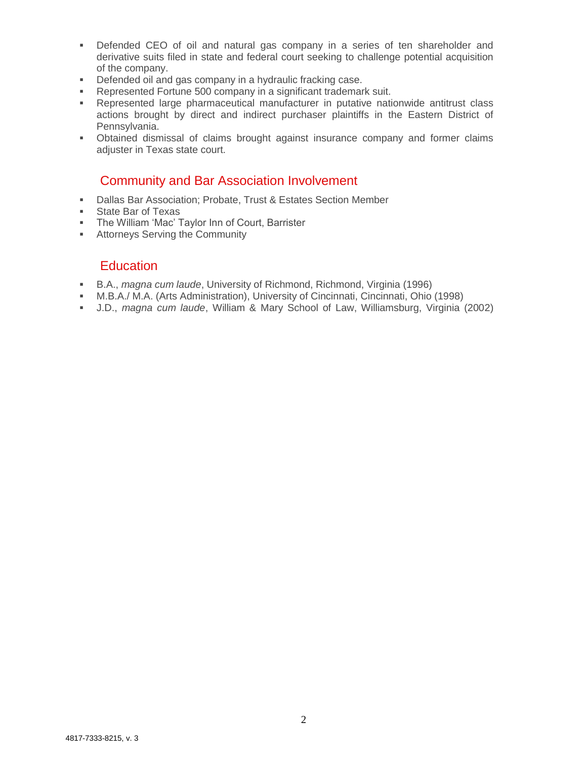- Defended CEO of oil and natural gas company in a series of ten shareholder and derivative suits filed in state and federal court seeking to challenge potential acquisition of the company.
- Defended oil and gas company in a hydraulic fracking case.
- Represented Fortune 500 company in a significant trademark suit.
- Represented large pharmaceutical manufacturer in putative nationwide antitrust class actions brought by direct and indirect purchaser plaintiffs in the Eastern District of Pennsylvania.
- Obtained dismissal of claims brought against insurance company and former claims adjuster in Texas state court.

## Community and Bar Association Involvement

- Dallas Bar Association; Probate, Trust & Estates Section Member
- State Bar of Texas
- The William 'Mac' Taylor Inn of Court, Barrister
- Attorneys Serving the Community

## Education

- B.A., *magna cum laude*, University of Richmond, Richmond, Virginia (1996)
- M.B.A./ M.A. (Arts Administration), University of Cincinnati, Cincinnati, Ohio (1998)
- J.D., *magna cum laude*, William & Mary School of Law, Williamsburg, Virginia (2002)

4817-7333-8215, v. 3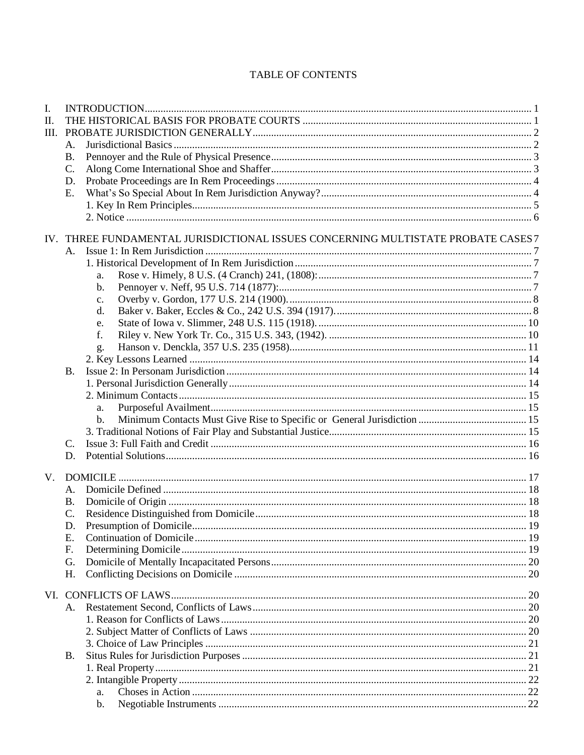# TABLE OF CONTENTS

- I. INTRODUCTION .......... 1
- II. THE HISTORICAL BASIS FOR PROBATE COURTS .......... 1
- III. PROBATE JURISDICTION GENERALLY .......... 2
  - A. Jurisdictional Basics .......... 2
  - B. Pennoyer and the Rule of Physical Presence .......... 3
  - C. Along Come International Shoe and Shaffer .......... 3
  - D. Probate Proceedings are In Rem Proceedings .......... 4
  - E. What's So Special About In Rem Jurisdiction Anyway? .......... 4
    - 1. Key In Rem Principles .......... 5
    - 2. Notice .......... 6
- IV. THREE FUNDAMENTAL JURISDICTIONAL ISSUES CONCERNING MULTISTATE PROBATE CASES .......... 7
  - A. Issue 1: In Rem Jurisdiction .......... 7
    - 1. Historical Development of In Rem Jurisdiction .......... 7
      - a. Rose v. Himely, 8 U.S. (4 Cranch) 241, (1808): .......... 7
      - b. Pennoyer v. Neff, 95 U.S. 714 (1877): .......... 7
      - c. Overby v. Gordon, 177 U.S. 214 (1900). .......... 8
      - d. Baker v. Baker, Eccles & Co., 242 U.S. 394 (1917). .......... 8
      - e. State of Iowa v. Slimmer, 248 U.S. 115 (1918). .......... 10
      - f. Riley v. New York Tr. Co., 315 U.S. 343, (1942). .......... 10
      - g. Hanson v. Denckla, 357 U.S. 235 (1958). .......... 11
    - 2. Key Lessons Learned .......... 14
  - B. Issue 2: In Personam Jurisdiction .......... 14
    - 1. Personal Jurisdiction Generally .......... 14
    - 2. Minimum Contacts .......... 15
      - a. Purposeful Availment .......... 15
      - b. Minimum Contacts Must Give Rise to Specific or General Jurisdiction .......... 15
    - 3. Traditional Notions of Fair Play and Substantial Justice .......... 15
  - C. Issue 3: Full Faith and Credit .......... 16
  - D. Potential Solutions .......... 16
- V. DOMICILE .......... 17
  - A. Domicile Defined .......... 18
  - B. Domicile of Origin .......... 18
  - C. Residence Distinguished from Domicile .......... 18
  - D. Presumption of Domicile .......... 19
  - E. Continuation of Domicile .......... 19
  - F. Determining Domicile .......... 19
  - G. Domicile of Mentally Incapacitated Persons .......... 20
  - H. Conflicting Decisions on Domicile .......... 20
- VI. CONFLICTS OF LAWS .......... 20
  - A. Restatement Second, Conflicts of Laws .......... 20
    - 1. Reason for Conflicts of Laws .......... 20
    - 2. Subject Matter of Conflicts of Laws .......... 20
    - 3. Choice of Law Principles .......... 21
  - B. Situs Rules for Jurisdiction Purposes .......... 21
    - 1. Real Property .......... 21
    - 2. Intangible Property .......... 22
      - a. Choses in Action .......... 22
      - b. Negotiable Instruments .......... 22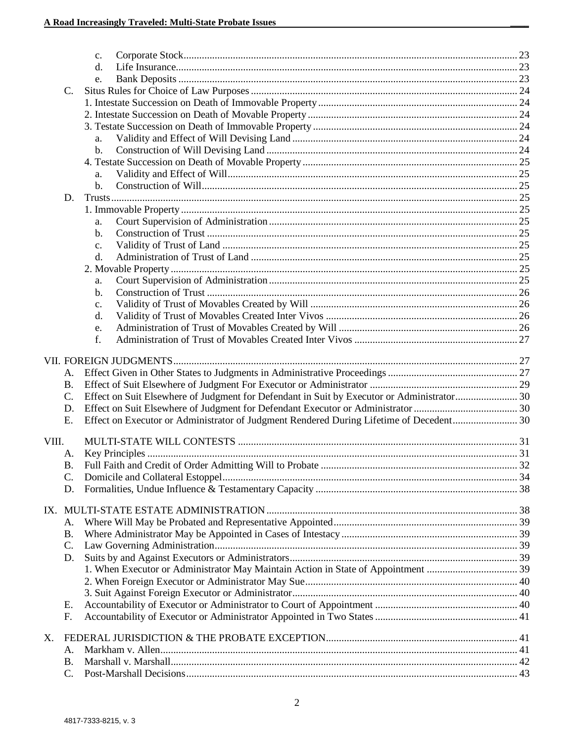c. Corporate Stock ........ 23
d. Life Insurance ........ 23
e. Bank Deposits ........ 23

C. Situs Rules for Choice of Law Purposes ........ 24
1. Intestate Succession on Death of Immovable Property ........ 24
2. Intestate Succession on Death of Movable Property ........ 24
3. Testate Succession on Death of Immovable Property ........ 24
a. Validity and Effect of Will Devising Land ........ 24
b. Construction of Will Devising Land ........ 24
4. Testate Succession on Death of Movable Property ........ 25
a. Validity and Effect of Will ........ 25
b. Construction of Will ........ 25

D. Trusts ........ 25
1. Immovable Property ........ 25
a. Court Supervision of Administration ........ 25
b. Construction of Trust ........ 25
c. Validity of Trust of Land ........ 25
d. Administration of Trust of Land ........ 25
2. Movable Property ........ 25
a. Court Supervision of Administration ........ 25
b. Construction of Trust ........ 26
c. Validity of Trust of Movables Created by Will ........ 26
d. Validity of Trust of Movables Created Inter Vivos ........ 26
e. Administration of Trust of Movables Created by Will ........ 26
f. Administration of Trust of Movables Created Inter Vivos ........ 27

VII. FOREIGN JUDGMENTS ........ 27
A. Effect Given in Other States to Judgments in Administrative Proceedings ........ 27
B. Effect of Suit Elsewhere of Judgment For Executor or Administrator ........ 29
C. Effect on Suit Elsewhere of Judgment for Defendant in Suit by Executor or Administrator ........ 30
D. Effect on Suit Elsewhere of Judgment for Defendant Executor or Administrator ........ 30
E. Effect on Executor or Administrator of Judgment Rendered During Lifetime of Decedent ........ 30

VIII. MULTI-STATE WILL CONTESTS ........ 31
A. Key Principles ........ 31
B. Full Faith and Credit of Order Admitting Will to Probate ........ 32
C. Domicile and Collateral Estoppel ........ 34
D. Formalities, Undue Influence & Testamentary Capacity ........ 38

IX. MULTI-STATE ESTATE ADMINISTRATION ........ 38
A. Where Will May be Probated and Representative Appointed ........ 39
B. Where Administrator May be Appointed in Cases of Intestacy ........ 39
C. Law Governing Administration ........ 39
D. Suits by and Against Executors or Administrators ........ 39
1. When Executor or Administrator May Maintain Action in State of Appointment ........ 39
2. When Foreign Executor or Administrator May Sue ........ 40
3. Suit Against Foreign Executor or Administrator ........ 40
E. Accountability of Executor or Administrator to Court of Appointment ........ 40
F. Accountability of Executor or Administrator Appointed in Two States ........ 41

X. FEDERAL JURISDICTION & THE PROBATE EXCEPTION ........ 41
A. Markham v. Allen ........ 41
B. Marshall v. Marshall ........ 42
C. Post-Marshall Decisions ........ 43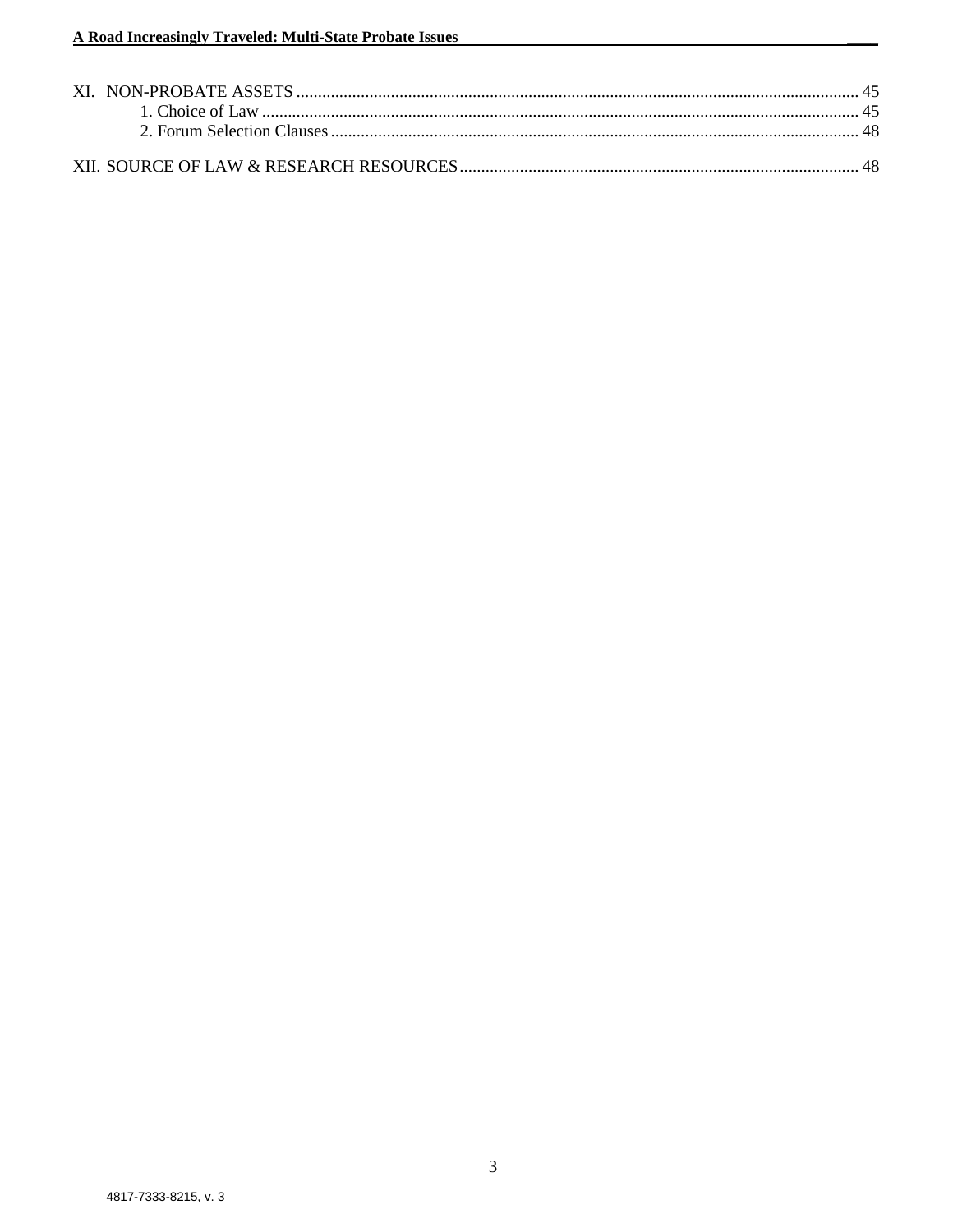XI. NON-PROBATE ASSETS .................................................................................................................................. 45
  1. Choice of Law ........................................................................................................................................... 45
  2. Forum Selection Clauses ........................................................................................................................... 48

XII. SOURCE OF LAW & RESEARCH RESOURCES ............................................................................................ 48

4817-7333-8215, v. 3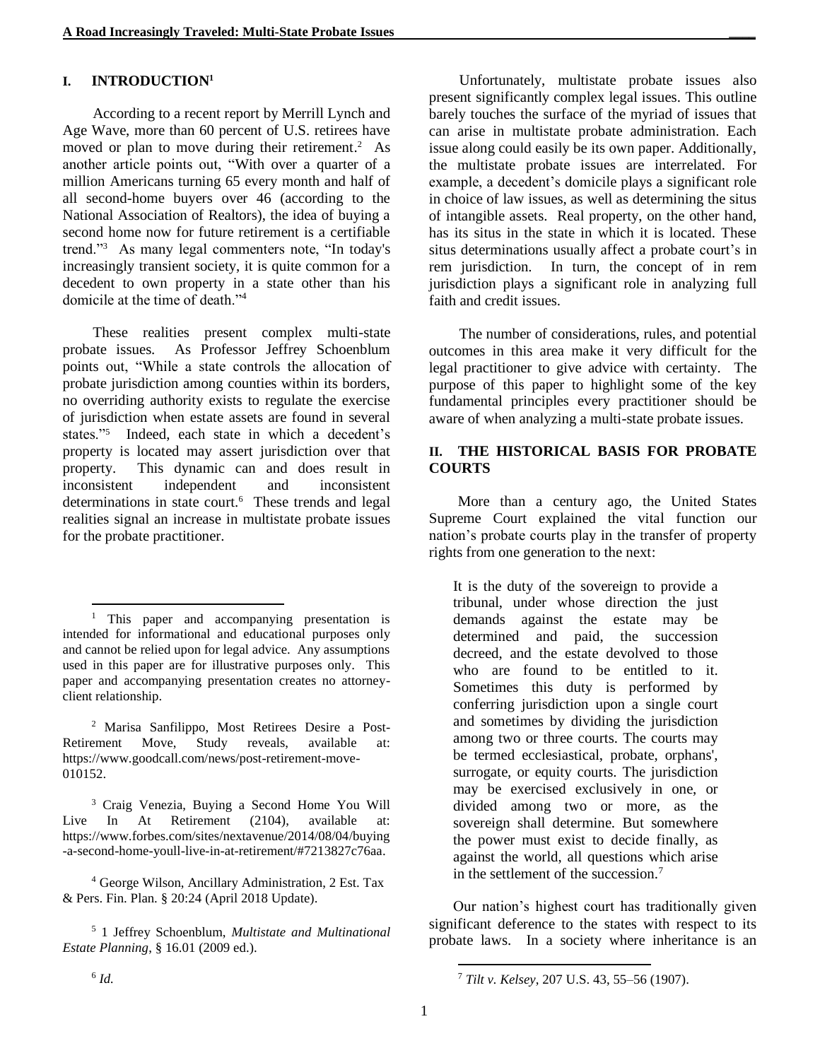## I. INTRODUCTION[1]

According to a recent report by Merrill Lynch and Age Wave, more than 60 percent of U.S. retirees have moved or plan to move during their retirement.[2] As another article points out, "With over a quarter of a million Americans turning 65 every month and half of all second-home buyers over 46 (according to the National Association of Realtors), the idea of buying a second home now for future retirement is a certifiable trend."[3] As many legal commenters note, "In today's increasingly transient society, it is quite common for a decedent to own property in a state other than his domicile at the time of death."[4]

These realities present complex multi-state probate issues. As Professor Jeffrey Schoenblum points out, "While a state controls the allocation of probate jurisdiction among counties within its borders, no overriding authority exists to regulate the exercise of jurisdiction when estate assets are found in several states."[5] Indeed, each state in which a decedent's property is located may assert jurisdiction over that property. This dynamic can and does result in inconsistent independent and inconsistent determinations in state court.[6] These trends and legal realities signal an increase in multistate probate issues for the probate practitioner.

Unfortunately, multistate probate issues also present significantly complex legal issues. This outline barely touches the surface of the myriad of issues that can arise in multistate probate administration. Each issue along could easily be its own paper. Additionally, the multistate probate issues are interrelated. For example, a decedent's domicile plays a significant role in choice of law issues, as well as determining the situs of intangible assets. Real property, on the other hand, has its situs in the state in which it is located. These situs determinations usually affect a probate court's in rem jurisdiction. In turn, the concept of in rem jurisdiction plays a significant role in analyzing full faith and credit issues.

The number of considerations, rules, and potential outcomes in this area make it very difficult for the legal practitioner to give advice with certainty. The purpose of this paper to highlight some of the key fundamental principles every practitioner should be aware of when analyzing a multi-state probate issues.

## II. THE HISTORICAL BASIS FOR PROBATE COURTS

More than a century ago, the United States Supreme Court explained the vital function our nation's probate courts play in the transfer of property rights from one generation to the next:

> It is the duty of the sovereign to provide a tribunal, under whose direction the just demands against the estate may be determined and paid, the succession decreed, and the estate devolved to those who are found to be entitled to it. Sometimes this duty is performed by conferring jurisdiction upon a single court and sometimes by dividing the jurisdiction among two or three courts. The courts may be termed ecclesiastical, probate, orphans', surrogate, or equity courts. The jurisdiction may be exercised exclusively in one, or divided among two or more, as the sovereign shall determine. But somewhere the power must exist to decide finally, as against the world, all questions which arise in the settlement of the succession.[7]

Our nation's highest court has traditionally given significant deference to the states with respect to its probate laws. In a society where inheritance is an

---

[1] This paper and accompanying presentation is intended for informational and educational purposes only and cannot be relied upon for legal advice. Any assumptions used in this paper are for illustrative purposes only. This paper and accompanying presentation creates no attorney-client relationship.

[2] Marisa Sanfilippo, Most Retirees Desire a Post-Retirement Move, Study reveals, available at: https://www.goodcall.com/news/post-retirement-move-010152.

[3] Craig Venezia, Buying a Second Home You Will Live In At Retirement (2104), available at: https://www.forbes.com/sites/nextavenue/2014/08/04/buying-a-second-home-youll-live-in-at-retirement/#7213827c76aa.

[4] George Wilson, Ancillary Administration, 2 Est. Tax & Pers. Fin. Plan. § 20:24 (April 2018 Update).

[5] 1 Jeffrey Schoenblum, *Multistate and Multinational Estate Planning*, § 16.01 (2009 ed.).

[6] *Id.*

[7] *Tilt v. Kelsey*, 207 U.S. 43, 55–56 (1907).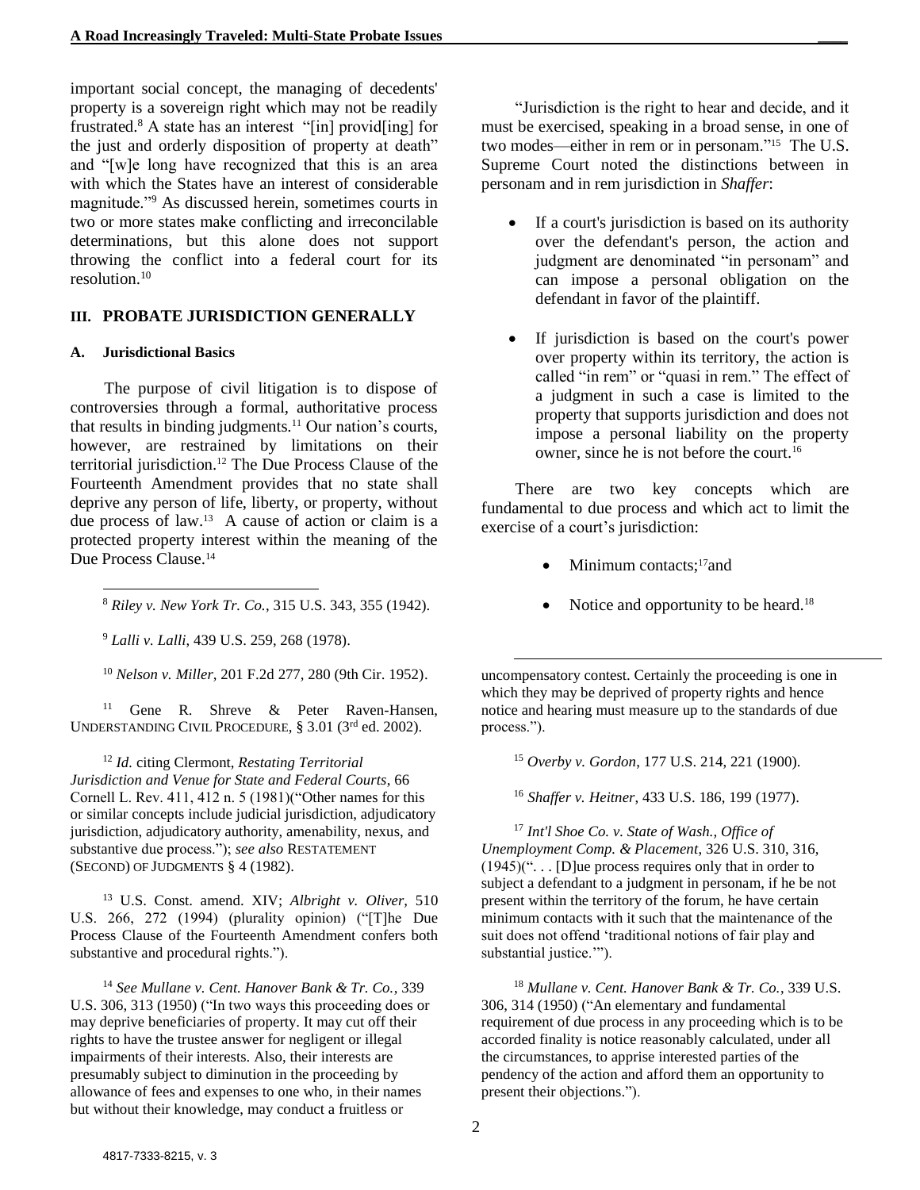important social concept, the managing of decedents' property is a sovereign right which may not be readily frustrated.[8] A state has an interest "[in] provid[ing] for the just and orderly disposition of property at death" and "[w]e long have recognized that this is an area with which the States have an interest of considerable magnitude."[9] As discussed herein, sometimes courts in two or more states make conflicting and irreconcilable determinations, but this alone does not support throwing the conflict into a federal court for its resolution.[10]

## III. PROBATE JURISDICTION GENERALLY

### A. Jurisdictional Basics

The purpose of civil litigation is to dispose of controversies through a formal, authoritative process that results in binding judgments.[11] Our nation's courts, however, are restrained by limitations on their territorial jurisdiction.[12] The Due Process Clause of the Fourteenth Amendment provides that no state shall deprive any person of life, liberty, or property, without due process of law.[13] A cause of action or claim is a protected property interest within the meaning of the Due Process Clause.[14]

"Jurisdiction is the right to hear and decide, and it must be exercised, speaking in a broad sense, in one of two modes—either in rem or in personam."[15] The U.S. Supreme Court noted the distinctions between in personam and in rem jurisdiction in *Shaffer*:

- If a court's jurisdiction is based on its authority over the defendant's person, the action and judgment are denominated "in personam" and can impose a personal obligation on the defendant in favor of the plaintiff.

- If jurisdiction is based on the court's power over property within its territory, the action is called "in rem" or "quasi in rem." The effect of a judgment in such a case is limited to the property that supports jurisdiction and does not impose a personal liability on the property owner, since he is not before the court.[16]

There are two key concepts which are fundamental to due process and which act to limit the exercise of a court's jurisdiction:

- Minimum contacts;[17] and

- Notice and opportunity to be heard.[18]

---

[8] *Riley v. New York Tr. Co.*, 315 U.S. 343, 355 (1942).

[9] *Lalli v. Lalli*, 439 U.S. 259, 268 (1978).

[10] *Nelson v. Miller*, 201 F.2d 277, 280 (9th Cir. 1952).

[11] Gene R. Shreve & Peter Raven-Hansen, UNDERSTANDING CIVIL PROCEDURE, § 3.01 (3rd ed. 2002).

[12] *Id*. citing Clermont, *Restating Territorial Jurisdiction and Venue for State and Federal Courts*, 66 Cornell L. Rev. 411, 412 n. 5 (1981)("Other names for this or similar concepts include judicial jurisdiction, adjudicatory jurisdiction, adjudicatory authority, amenability, nexus, and substantive due process."); *see also* RESTATEMENT (SECOND) OF JUDGMENTS § 4 (1982).

[13] U.S. Const. amend. XIV; *Albright v. Oliver*, 510 U.S. 266, 272 (1994) (plurality opinion) ("[T]he Due Process Clause of the Fourteenth Amendment confers both substantive and procedural rights.").

[14] *See Mullane v. Cent. Hanover Bank & Tr. Co.*, 339 U.S. 306, 313 (1950) ("In two ways this proceeding does or may deprive beneficiaries of property. It may cut off their rights to have the trustee answer for negligent or illegal impairments of their interests. Also, their interests are presumably subject to diminution in the proceeding by allowance of fees and expenses to one who, in their names but without their knowledge, may conduct a fruitless or uncompensatory contest. Certainly the proceeding is one in which they may be deprived of property rights and hence notice and hearing must measure up to the standards of due process.").

[15] *Overby v. Gordon*, 177 U.S. 214, 221 (1900).

[16] *Shaffer v. Heitner*, 433 U.S. 186, 199 (1977).

[17] *Int'l Shoe Co. v. State of Wash., Office of Unemployment Comp. & Placement*, 326 U.S. 310, 316, (1945)(". . . [D]ue process requires only that in order to subject a defendant to a judgment in personam, if he be not present within the territory of the forum, he have certain minimum contacts with it such that the maintenance of the suit does not offend 'traditional notions of fair play and substantial justice.'").

[18] *Mullane v. Cent. Hanover Bank & Tr. Co.*, 339 U.S. 306, 314 (1950) ("An elementary and fundamental requirement of due process in any proceeding which is to be accorded finality is notice reasonably calculated, under all the circumstances, to apprise interested parties of the pendency of the action and afford them an opportunity to present their objections.").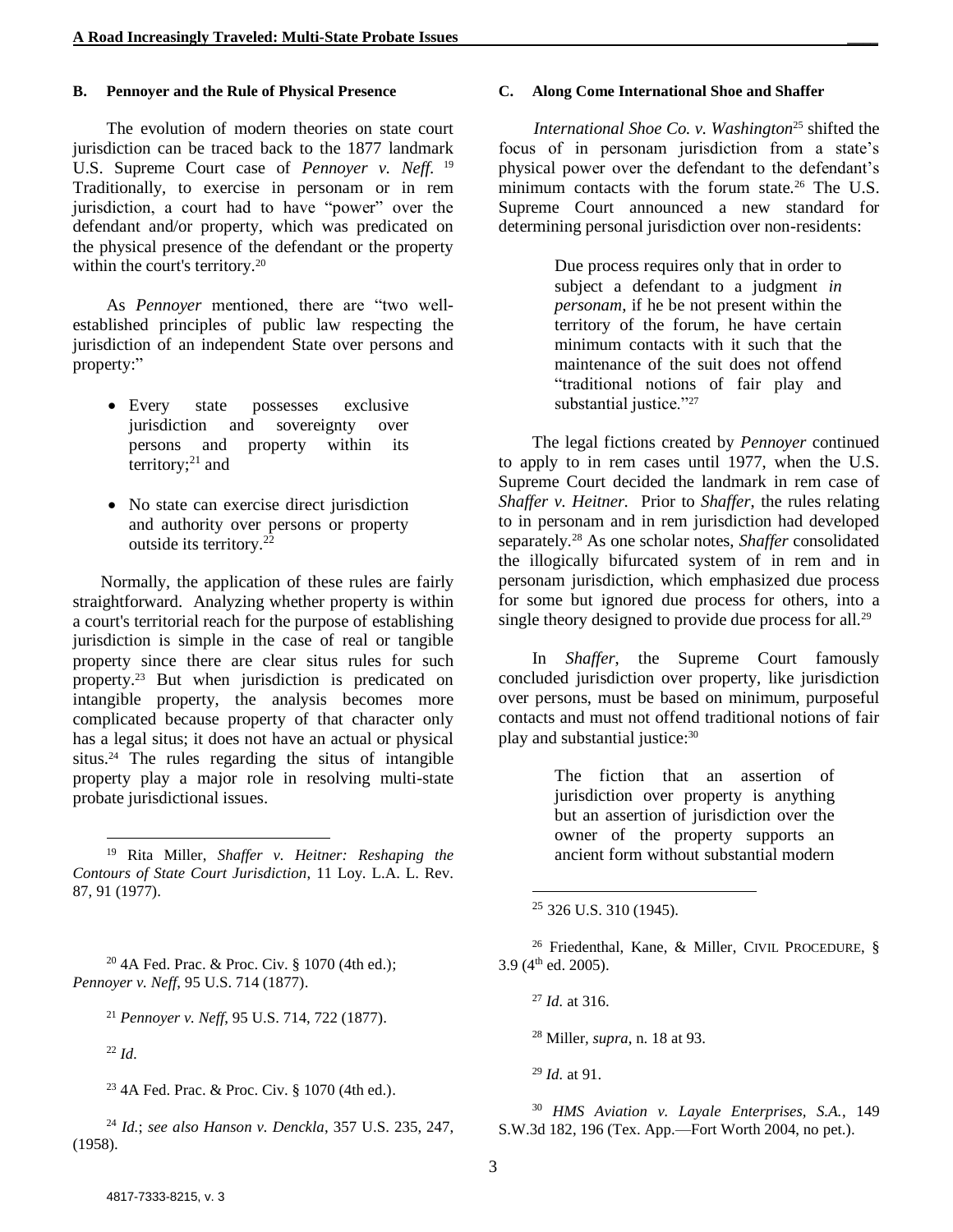### B. Pennoyer and the Rule of Physical Presence

The evolution of modern theories on state court jurisdiction can be traced back to the 1877 landmark U.S. Supreme Court case of *Pennoyer v. Neff.* [19] Traditionally, to exercise in personam or in rem jurisdiction, a court had to have "power" over the defendant and/or property, which was predicated on the physical presence of the defendant or the property within the court's territory.[20]

As *Pennoyer* mentioned, there are "two well-established principles of public law respecting the jurisdiction of an independent State over persons and property:"

- Every state possesses exclusive jurisdiction and sovereignty over persons and property within its territory;[21] and
- No state can exercise direct jurisdiction and authority over persons or property outside its territory.[22]

Normally, the application of these rules are fairly straightforward. Analyzing whether property is within a court's territorial reach for the purpose of establishing jurisdiction is simple in the case of real or tangible property since there are clear situs rules for such property.[23] But when jurisdiction is predicated on intangible property, the analysis becomes more complicated because property of that character only has a legal situs; it does not have an actual or physical situs.[24] The rules regarding the situs of intangible property play a major role in resolving multi-state probate jurisdictional issues.

### C. Along Come International Shoe and Shaffer

*International Shoe Co. v. Washington*[25] shifted the focus of in personam jurisdiction from a state's physical power over the defendant to the defendant's minimum contacts with the forum state.[26] The U.S. Supreme Court announced a new standard for determining personal jurisdiction over non-residents:

> Due process requires only that in order to subject a defendant to a judgment *in personam*, if he be not present within the territory of the forum, he have certain minimum contacts with it such that the maintenance of the suit does not offend "traditional notions of fair play and substantial justice."[27]

The legal fictions created by *Pennoyer* continued to apply to in rem cases until 1977, when the U.S. Supreme Court decided the landmark in rem case of *Shaffer v. Heitner.* Prior to *Shaffer*, the rules relating to in personam and in rem jurisdiction had developed separately.[28] As one scholar notes, *Shaffer* consolidated the illogically bifurcated system of in rem and in personam jurisdiction, which emphasized due process for some but ignored due process for others, into a single theory designed to provide due process for all.[29]

In *Shaffer*, the Supreme Court famously concluded jurisdiction over property, like jurisdiction over persons, must be based on minimum, purposeful contacts and must not offend traditional notions of fair play and substantial justice:[30]

> The fiction that an assertion of jurisdiction over property is anything but an assertion of jurisdiction over the owner of the property supports an ancient form without substantial modern

---

[19] Rita Miller, *Shaffer v. Heitner: Reshaping the Contours of State Court Jurisdiction,* 11 Loy. L.A. L. Rev. 87, 91 (1977).

[20] 4A Fed. Prac. & Proc. Civ. § 1070 (4th ed.); *Pennoyer v. Neff*, 95 U.S. 714 (1877).

[21] *Pennoyer v. Neff*, 95 U.S. 714, 722 (1877).

[22] *Id.*

[23] 4A Fed. Prac. & Proc. Civ. § 1070 (4th ed.).

[24] *Id.*; *see also Hanson v. Denckla*, 357 U.S. 235, 247, (1958).

[25] 326 U.S. 310 (1945).

[26] Friedenthal, Kane, & Miller, CIVIL PROCEDURE, § 3.9 (4th ed. 2005).

[27] *Id.* at 316.

[28] Miller, *supra*, n. 18 at 93.

[29] *Id.* at 91.

[30] *HMS Aviation v. Layale Enterprises, S.A.*, 149 S.W.3d 182, 196 (Tex. App.—Fort Worth 2004, no pet.).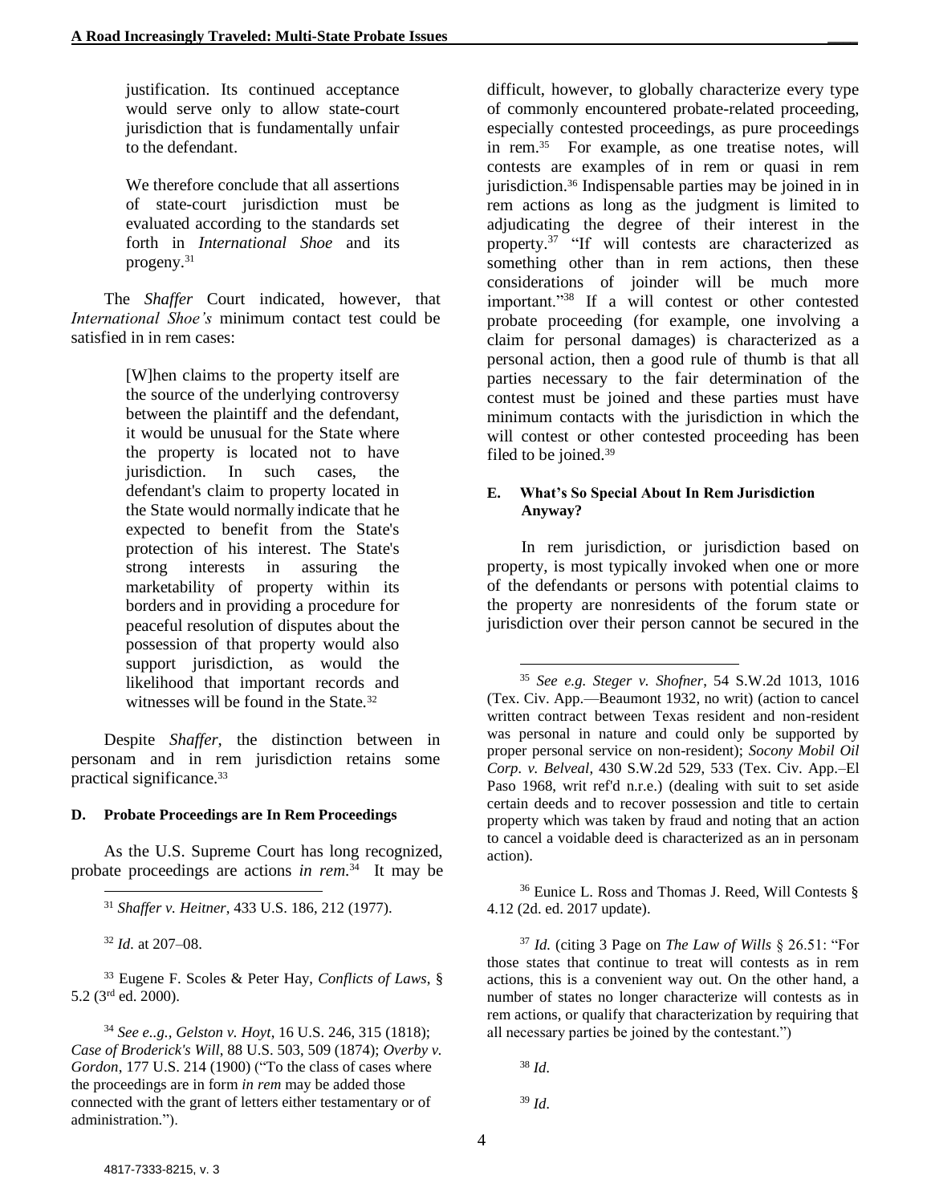> justification. Its continued acceptance would serve only to allow state-court jurisdiction that is fundamentally unfair to the defendant.
>
> We therefore conclude that all assertions of state-court jurisdiction must be evaluated according to the standards set forth in *International Shoe* and its progeny.[31]

The *Shaffer* Court indicated, however, that *International Shoe's* minimum contact test could be satisfied in in rem cases:

> [W]hen claims to the property itself are the source of the underlying controversy between the plaintiff and the defendant, it would be unusual for the State where the property is located not to have jurisdiction. In such cases, the defendant's claim to property located in the State would normally indicate that he expected to benefit from the State's protection of his interest. The State's strong interests in assuring the marketability of property within its borders and in providing a procedure for peaceful resolution of disputes about the possession of that property would also support jurisdiction, as would the likelihood that important records and witnesses will be found in the State.[32]

Despite *Shaffer*, the distinction between in personam and in rem jurisdiction retains some practical significance.[33]

### D. Probate Proceedings are In Rem Proceedings

As the U.S. Supreme Court has long recognized, probate proceedings are actions *in rem*.[34] It may be difficult, however, to globally characterize every type of commonly encountered probate-related proceeding, especially contested proceedings, as pure proceedings in rem.[35] For example, as one treatise notes, will contests are examples of in rem or quasi in rem jurisdiction.[36] Indispensable parties may be joined in in rem actions as long as the judgment is limited to adjudicating the degree of their interest in the property.[37] "If will contests are characterized as something other than in rem actions, then these considerations of joinder will be much more important."[38] If a will contest or other contested probate proceeding (for example, one involving a claim for personal damages) is characterized as a personal action, then a good rule of thumb is that all parties necessary to the fair determination of the contest must be joined and these parties must have minimum contacts with the jurisdiction in which the will contest or other contested proceeding has been filed to be joined.[39]

### E. What's So Special About In Rem Jurisdiction Anyway?

In rem jurisdiction, or jurisdiction based on property, is most typically invoked when one or more of the defendants or persons with potential claims to the property are nonresidents of the forum state or jurisdiction over their person cannot be secured in the

---

[31] *Shaffer v. Heitner*, 433 U.S. 186, 212 (1977).

[32] *Id.* at 207–08.

[33] Eugene F. Scoles & Peter Hay, *Conflicts of Laws*, § 5.2 (3rd ed. 2000).

[34] *See e..g., Gelston v. Hoyt*, 16 U.S. 246, 315 (1818); *Case of Broderick's Will*, 88 U.S. 503, 509 (1874); *Overby v. Gordon*, 177 U.S. 214 (1900) ("To the class of cases where the proceedings are in form *in rem* may be added those connected with the grant of letters either testamentary or of administration.").

[35] *See e.g. Steger v. Shofner*, 54 S.W.2d 1013, 1016 (Tex. Civ. App.—Beaumont 1932, no writ) (action to cancel written contract between Texas resident and non-resident was personal in nature and could only be supported by proper personal service on non-resident); *Socony Mobil Oil Corp. v. Belveal*, 430 S.W.2d 529, 533 (Tex. Civ. App.–El Paso 1968, writ ref'd n.r.e.) (dealing with suit to set aside certain deeds and to recover possession and title to certain property which was taken by fraud and noting that an action to cancel a voidable deed is characterized as an in personam action).

[36] Eunice L. Ross and Thomas J. Reed, Will Contests § 4.12 (2d. ed. 2017 update).

[37] *Id.* (citing 3 Page on *The Law of Wills* § 26.51: "For those states that continue to treat will contests as in rem actions, this is a convenient way out. On the other hand, a number of states no longer characterize will contests as in rem actions, or qualify that characterization by requiring that all necessary parties be joined by the contestant.")

[38] *Id.*

[39] *Id.*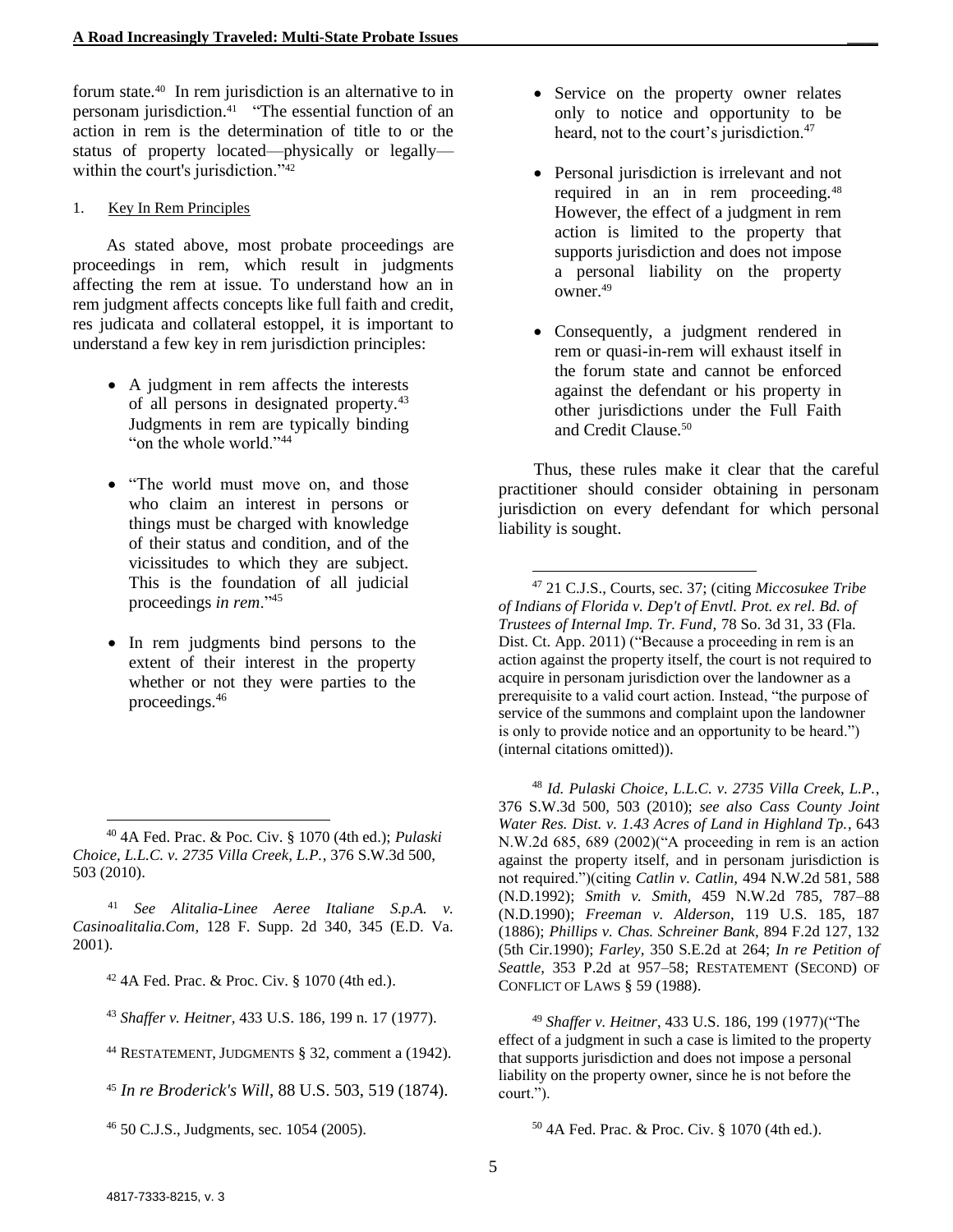forum state.[40] In rem jurisdiction is an alternative to in personam jurisdiction.[41] "The essential function of an action in rem is the determination of title to or the status of property located—physically or legally—within the court's jurisdiction."[42]

1. Key In Rem Principles

As stated above, most probate proceedings are proceedings in rem, which result in judgments affecting the rem at issue. To understand how an in rem judgment affects concepts like full faith and credit, res judicata and collateral estoppel, it is important to understand a few key in rem jurisdiction principles:

- A judgment in rem affects the interests of all persons in designated property.[43] Judgments in rem are typically binding "on the whole world."[44]

- "The world must move on, and those who claim an interest in persons or things must be charged with knowledge of their status and condition, and of the vicissitudes to which they are subject. This is the foundation of all judicial proceedings *in rem*."[45]

- In rem judgments bind persons to the extent of their interest in the property whether or not they were parties to the proceedings.[46]

- Service on the property owner relates only to notice and opportunity to be heard, not to the court's jurisdiction.[47]

- Personal jurisdiction is irrelevant and not required in an in rem proceeding.[48] However, the effect of a judgment in rem action is limited to the property that supports jurisdiction and does not impose a personal liability on the property owner.[49]

- Consequently, a judgment rendered in rem or quasi-in-rem will exhaust itself in the forum state and cannot be enforced against the defendant or his property in other jurisdictions under the Full Faith and Credit Clause.[50]

Thus, these rules make it clear that the careful practitioner should consider obtaining in personam jurisdiction on every defendant for which personal liability is sought.

---

[40] 4A Fed. Prac. & Poc. Civ. § 1070 (4th ed.); *Pulaski Choice, L.L.C. v. 2735 Villa Creek, L.P.*, 376 S.W.3d 500, 503 (2010).

[41] *See Alitalia-Linee Aeree Italiane S.p.A. v. Casinoalitalia.Com*, 128 F. Supp. 2d 340, 345 (E.D. Va. 2001).

[42] 4A Fed. Prac. & Proc. Civ. § 1070 (4th ed.).

[43] *Shaffer v. Heitner*, 433 U.S. 186, 199 n. 17 (1977).

[44] RESTATEMENT, JUDGMENTS § 32, comment a (1942).

[45] *In re Broderick's Will*, 88 U.S. 503, 519 (1874).

[46] 50 C.J.S., Judgments, sec. 1054 (2005).

[47] 21 C.J.S., Courts, sec. 37; (citing *Miccosukee Tribe of Indians of Florida v. Dep't of Envtl. Prot. ex rel. Bd. of Trustees of Internal Imp. Tr. Fund*, 78 So. 3d 31, 33 (Fla. Dist. Ct. App. 2011) ("Because a proceeding in rem is an action against the property itself, the court is not required to acquire in personam jurisdiction over the landowner as a prerequisite to a valid court action. Instead, "the purpose of service of the summons and complaint upon the landowner is only to provide notice and an opportunity to be heard.") (internal citations omitted)).

[48] *Id. Pulaski Choice, L.L.C. v. 2735 Villa Creek, L.P.*, 376 S.W.3d 500, 503 (2010); *see also Cass County Joint Water Res. Dist. v. 1.43 Acres of Land in Highland Tp.*, 643 N.W.2d 685, 689 (2002)("A proceeding in rem is an action against the property itself, and in personam jurisdiction is not required.")(citing *Catlin v. Catlin*, 494 N.W.2d 581, 588 (N.D.1992); *Smith v. Smith*, 459 N.W.2d 785, 787–88 (N.D.1990); *Freeman v. Alderson*, 119 U.S. 185, 187 (1886); *Phillips v. Chas. Schreiner Bank*, 894 F.2d 127, 132 (5th Cir.1990); *Farley*, 350 S.E.2d at 264; *In re Petition of Seattle*, 353 P.2d at 957–58; RESTATEMENT (SECOND) OF CONFLICT OF LAWS § 59 (1988).

[49] *Shaffer v. Heitner*, 433 U.S. 186, 199 (1977)("The effect of a judgment in such a case is limited to the property that supports jurisdiction and does not impose a personal liability on the property owner, since he is not before the court.").

[50] 4A Fed. Prac. & Proc. Civ. § 1070 (4th ed.).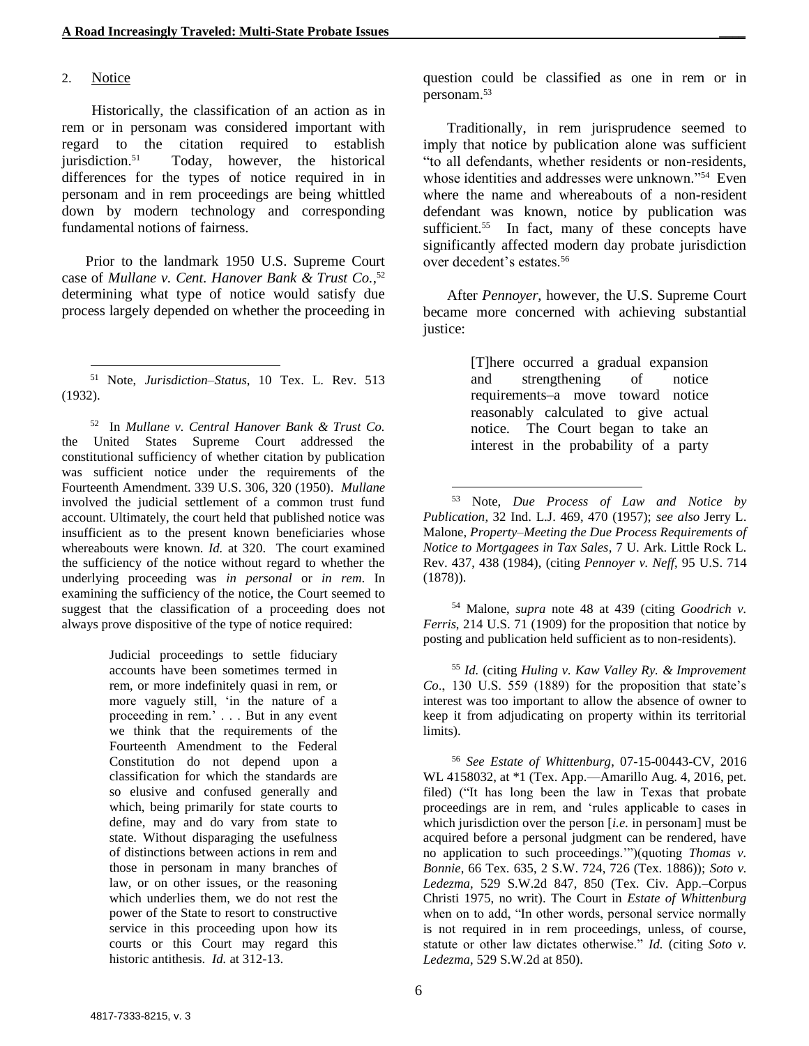### 2. Notice

Historically, the classification of an action as in rem or in personam was considered important with regard to the citation required to establish jurisdiction.[51] Today, however, the historical differences for the types of notice required in in personam and in rem proceedings are being whittled down by modern technology and corresponding fundamental notions of fairness.

Prior to the landmark 1950 U.S. Supreme Court case of *Mullane v. Cent. Hanover Bank & Trust Co.*,[52] determining what type of notice would satisfy due process largely depended on whether the proceeding in question could be classified as one in rem or in personam.[53]

Traditionally, in rem jurisprudence seemed to imply that notice by publication alone was sufficient "to all defendants, whether residents or non-residents, whose identities and addresses were unknown."[54] Even where the name and whereabouts of a non-resident defendant was known, notice by publication was sufficient.[55] In fact, many of these concepts have significantly affected modern day probate jurisdiction over decedent's estates.[56]

After *Pennoyer*, however, the U.S. Supreme Court became more concerned with achieving substantial justice:

> [T]here occurred a gradual expansion and strengthening of notice requirements–a move toward notice reasonably calculated to give actual notice. The Court began to take an interest in the probability of a party

---

[51] Note, *Jurisdiction–Status*, 10 Tex. L. Rev. 513 (1932).

[52] In *Mullane v. Central Hanover Bank & Trust Co.* the United States Supreme Court addressed the constitutional sufficiency of whether citation by publication was sufficient notice under the requirements of the Fourteenth Amendment. 339 U.S. 306, 320 (1950). *Mullane* involved the judicial settlement of a common trust fund account. Ultimately, the court held that published notice was insufficient as to the present known beneficiaries whose whereabouts were known. *Id.* at 320. The court examined the sufficiency of the notice without regard to whether the underlying proceeding was *in personal* or *in rem*. In examining the sufficiency of the notice, the Court seemed to suggest that the classification of a proceeding does not always prove dispositive of the type of notice required:

> Judicial proceedings to settle fiduciary accounts have been sometimes termed in rem, or more indefinitely quasi in rem, or more vaguely still, 'in the nature of a proceeding in rem.' . . . But in any event we think that the requirements of the Fourteenth Amendment to the Federal Constitution do not depend upon a classification for which the standards are so elusive and confused generally and which, being primarily for state courts to define, may and do vary from state to state. Without disparaging the usefulness of distinctions between actions in rem and those in personam in many branches of law, or on other issues, or the reasoning which underlies them, we do not rest the power of the State to resort to constructive service in this proceeding upon how its courts or this Court may regard this historic antithesis. *Id.* at 312-13.

[53] Note, *Due Process of Law and Notice by Publication*, 32 Ind. L.J. 469, 470 (1957); *see also* Jerry L. Malone, *Property–Meeting the Due Process Requirements of Notice to Mortgagees in Tax Sales*, 7 U. Ark. Little Rock L. Rev. 437, 438 (1984), (citing *Pennoyer v. Neff*, 95 U.S. 714 (1878)).

[54] Malone, *supra* note 48 at 439 (citing *Goodrich v. Ferris*, 214 U.S. 71 (1909) for the proposition that notice by posting and publication held sufficient as to non-residents).

[55] *Id.* (citing *Huling v. Kaw Valley Ry. & Improvement Co*., 130 U.S. 559 (1889) for the proposition that state's interest was too important to allow the absence of owner to keep it from adjudicating on property within its territorial limits).

[56] *See Estate of Whittenburg*, 07-15-00443-CV, 2016 WL 4158032, at *1 (Tex. App.—Amarillo Aug. 4, 2016, pet. filed) ("It has long been the law in Texas that probate proceedings are in rem, and 'rules applicable to cases in which jurisdiction over the person [*i.e.* in personam] must be acquired before a personal judgment can be rendered, have no application to such proceedings.'")(quoting *Thomas v. Bonnie*, 66 Tex. 635, 2 S.W. 724, 726 (Tex. 1886)); *Soto v. Ledezma*, 529 S.W.2d 847, 850 (Tex. Civ. App.–Corpus Christi 1975, no writ). The Court in *Estate of Whittenburg* when on to add, "In other words, personal service normally is not required in in rem proceedings, unless, of course, statute or other law dictates otherwise." *Id.* (citing *Soto v. Ledezma*, 529 S.W.2d at 850).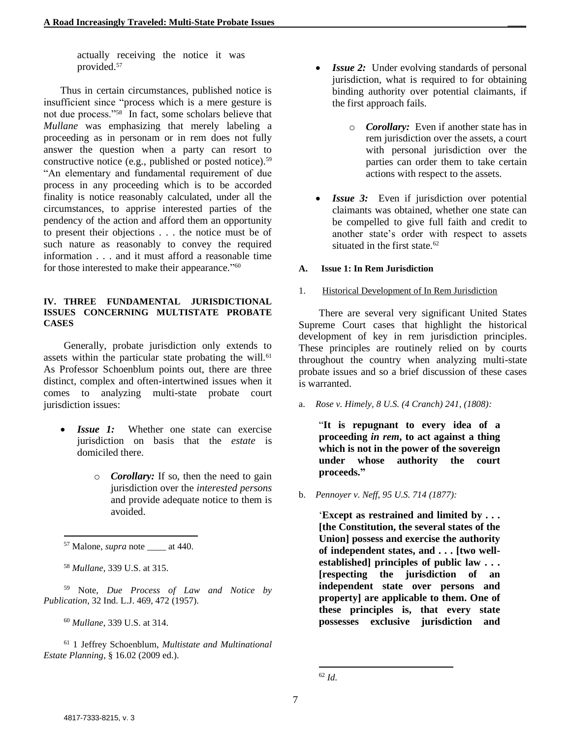actually receiving the notice it was provided.[57]

Thus in certain circumstances, published notice is insufficient since "process which is a mere gesture is not due process."[58] In fact, some scholars believe that *Mullane* was emphasizing that merely labeling a proceeding as in personam or in rem does not fully answer the question when a party can resort to constructive notice (e.g., published or posted notice).[59] "An elementary and fundamental requirement of due process in any proceeding which is to be accorded finality is notice reasonably calculated, under all the circumstances, to apprise interested parties of the pendency of the action and afford them an opportunity to present their objections . . . the notice must be of such nature as reasonably to convey the required information . . . and it must afford a reasonable time for those interested to make their appearance."[60]

## IV. THREE FUNDAMENTAL JURISDICTIONAL ISSUES CONCERNING MULTISTATE PROBATE CASES

Generally, probate jurisdiction only extends to assets within the particular state probating the will.[61] As Professor Schoenblum points out, there are three distinct, complex and often-intertwined issues when it comes to analyzing multi-state probate court jurisdiction issues:

- ***Issue 1:*** Whether one state can exercise jurisdiction on basis that the *estate* is domiciled there.
  - ***Corollary:*** If so, then the need to gain jurisdiction over the *interested persons* and provide adequate notice to them is avoided.
- ***Issue 2:*** Under evolving standards of personal jurisdiction, what is required to for obtaining binding authority over potential claimants, if the first approach fails.
  - ***Corollary:*** Even if another state has in rem jurisdiction over the assets, a court with personal jurisdiction over the parties can order them to take certain actions with respect to the assets.
- ***Issue 3:*** Even if jurisdiction over potential claimants was obtained, whether one state can be compelled to give full faith and credit to another state's order with respect to assets situated in the first state.[62]

### A. Issue 1: In Rem Jurisdiction

#### 1. Historical Development of In Rem Jurisdiction

There are several very significant United States Supreme Court cases that highlight the historical development of key in rem jurisdiction principles. These principles are routinely relied on by courts throughout the country when analyzing multi-state probate issues and so a brief discussion of these cases is warranted.

a. *Rose v. Himely, 8 U.S. (4 Cranch) 241, (1808):*

> "**It is repugnant to every idea of a proceeding *in rem*, to act against a thing which is not in the power of the sovereign under whose authority the court proceeds."**

b. *Pennoyer v. Neff, 95 U.S. 714 (1877):*

> '**Except as restrained and limited by . . . [the Constitution, the several states of the Union] possess and exercise the authority of independent states, and . . . [two well-established] principles of public law . . . [respecting the jurisdiction of an independent state over persons and property] are applicable to them. One of these principles is, that every state possesses exclusive jurisdiction and**

---

[57] Malone, *supra* note ____ at 440.

[58] *Mullane*, 339 U.S. at 315.

[59] Note, *Due Process of Law and Notice by Publication*, 32 Ind. L.J. 469, 472 (1957).

[60] *Mullane*, 339 U.S. at 314.

[61] 1 Jeffrey Schoenblum, *Multistate and Multinational Estate Planning*, § 16.02 (2009 ed.).

[62] *Id*.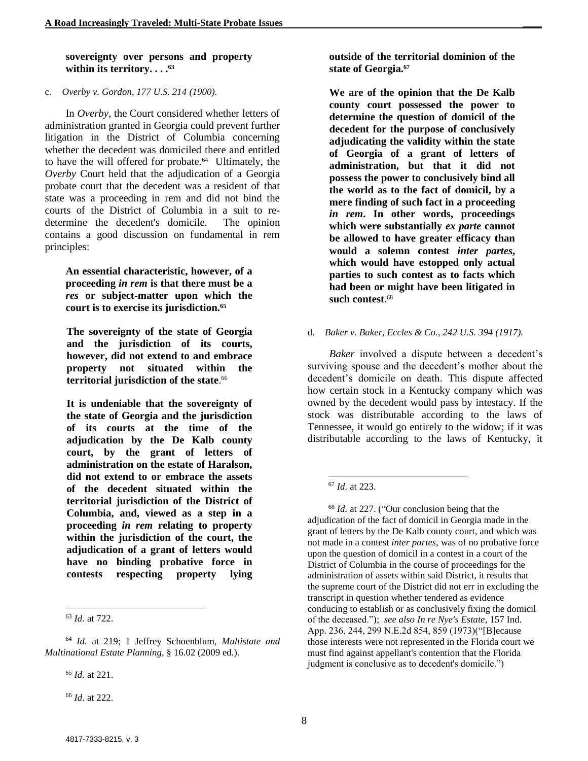**sovereignty over persons and property within its territory. . . .**[63]

c. *Overby v. Gordon, 177 U.S. 214 (1900).*

In *Overby*, the Court considered whether letters of administration granted in Georgia could prevent further litigation in the District of Columbia concerning whether the decedent was domiciled there and entitled to have the will offered for probate.[64] Ultimately, the *Overby* Court held that the adjudication of a Georgia probate court that the decedent was a resident of that state was a proceeding in rem and did not bind the courts of the District of Columbia in a suit to re-determine the decedent's domicile. The opinion contains a good discussion on fundamental in rem principles:

> **An essential characteristic, however, of a proceeding *in rem* is that there must be a *res* or subject-matter upon which the court is to exercise its jurisdiction.**[65]
>
> **The sovereignty of the state of Georgia and the jurisdiction of its courts, however, did not extend to and embrace property not situated within the territorial jurisdiction of the state**.[66]
>
> **It is undeniable that the sovereignty of the state of Georgia and the jurisdiction of its courts at the time of the adjudication by the De Kalb county court, by the grant of letters of administration on the estate of Haralson, did not extend to or embrace the assets of the decedent situated within the territorial jurisdiction of the District of Columbia, and, viewed as a step in a proceeding *in rem* relating to property within the jurisdiction of the court, the adjudication of a grant of letters would have no binding probative force in contests respecting property lying outside of the territorial dominion of the state of Georgia.**[67]
>
> **We are of the opinion that the De Kalb county court possessed the power to determine the question of domicil of the decedent for the purpose of conclusively adjudicating the validity within the state of Georgia of a grant of letters of administration, but that it did not possess the power to conclusively bind all the world as to the fact of domicil, by a mere finding of such fact in a proceeding *in rem*. In other words, proceedings which were substantially *ex parte* cannot be allowed to have greater efficacy than would a solemn contest *inter partes*, which would have estopped only actual parties to such contest as to facts which had been or might have been litigated in such contest**.[68]

d. *Baker v. Baker, Eccles & Co., 242 U.S. 394 (1917).*

*Baker* involved a dispute between a decedent's surviving spouse and the decedent's mother about the decedent's domicile on death. This dispute affected how certain stock in a Kentucky company which was owned by the decedent would pass by intestacy. If the stock was distributable according to the laws of Tennessee, it would go entirely to the widow; if it was distributable according to the laws of Kentucky, it

---

[63] *Id.* at 722.

[64] *Id.* at 219; 1 Jeffrey Schoenblum, *Multistate and Multinational Estate Planning*, § 16.02 (2009 ed.).

[65] *Id.* at 221.

[66] *Id.* at 222.

[67] *Id.* at 223.

[68] *Id.* at 227. ("Our conclusion being that the adjudication of the fact of domicil in Georgia made in the grant of letters by the De Kalb county court, and which was not made in a contest *inter partes*, was of no probative force upon the question of domicil in a contest in a court of the District of Columbia in the course of proceedings for the administration of assets within said District, it results that the supreme court of the District did not err in excluding the transcript in question whether tendered as evidence conducing to establish or as conclusively fixing the domicil of the deceased."); *see also In re Nye's Estate*, 157 Ind. App. 236, 244, 299 N.E.2d 854, 859 (1973)("[B]ecause those interests were not represented in the Florida court we must find against appellant's contention that the Florida judgment is conclusive as to decedent's domicile.")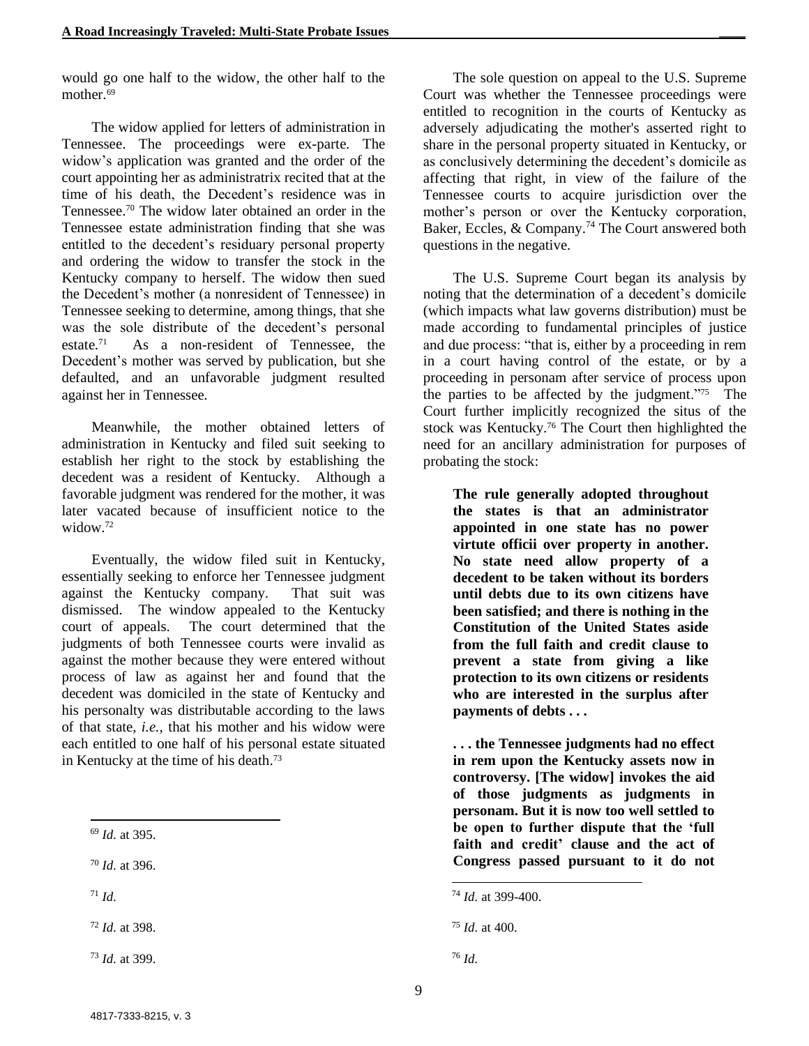would go one half to the widow, the other half to the mother.[69]

The widow applied for letters of administration in Tennessee. The proceedings were ex-parte. The widow's application was granted and the order of the court appointing her as administratrix recited that at the time of his death, the Decedent's residence was in Tennessee.[70] The widow later obtained an order in the Tennessee estate administration finding that she was entitled to the decedent's residuary personal property and ordering the widow to transfer the stock in the Kentucky company to herself. The widow then sued the Decedent's mother (a nonresident of Tennessee) in Tennessee seeking to determine, among things, that she was the sole distribute of the decedent's personal estate.[71] As a non-resident of Tennessee, the Decedent's mother was served by publication, but she defaulted, and an unfavorable judgment resulted against her in Tennessee.

Meanwhile, the mother obtained letters of administration in Kentucky and filed suit seeking to establish her right to the stock by establishing the decedent was a resident of Kentucky. Although a favorable judgment was rendered for the mother, it was later vacated because of insufficient notice to the widow.[72]

Eventually, the widow filed suit in Kentucky, essentially seeking to enforce her Tennessee judgment against the Kentucky company. That suit was dismissed. The window appealed to the Kentucky court of appeals. The court determined that the judgments of both Tennessee courts were invalid as against the mother because they were entered without process of law as against her and found that the decedent was domiciled in the state of Kentucky and his personalty was distributable according to the laws of that state, *i.e.*, that his mother and his widow were each entitled to one half of his personal estate situated in Kentucky at the time of his death.[73]

The sole question on appeal to the U.S. Supreme Court was whether the Tennessee proceedings were entitled to recognition in the courts of Kentucky as adversely adjudicating the mother's asserted right to share in the personal property situated in Kentucky, or as conclusively determining the decedent's domicile as affecting that right, in view of the failure of the Tennessee courts to acquire jurisdiction over the mother's person or over the Kentucky corporation, Baker, Eccles, & Company.[74] The Court answered both questions in the negative.

The U.S. Supreme Court began its analysis by noting that the determination of a decedent's domicile (which impacts what law governs distribution) must be made according to fundamental principles of justice and due process: "that is, either by a proceeding in rem in a court having control of the estate, or by a proceeding in personam after service of process upon the parties to be affected by the judgment."[75] The Court further implicitly recognized the situs of the stock was Kentucky.[76] The Court then highlighted the need for an ancillary administration for purposes of probating the stock:

> **The rule generally adopted throughout the states is that an administrator appointed in one state has no power virtute officii over property in another. No state need allow property of a decedent to be taken without its borders until debts due to its own citizens have been satisfied; and there is nothing in the Constitution of the United States aside from the full faith and credit clause to prevent a state from giving a like protection to its own citizens or residents who are interested in the surplus after payments of debts . . .**
>
> **. . . the Tennessee judgments had no effect in rem upon the Kentucky assets now in controversy. [The widow] invokes the aid of those judgments as judgments in personam. But it is now too well settled to be open to further dispute that the 'full faith and credit' clause and the act of Congress passed pursuant to it do not**

---

[69] *Id*. at 395.

[70] *Id*. at 396.

[71] *Id*.

[72] *Id*. at 398.

[73] *Id*. at 399.

[74] *Id*. at 399-400.

[75] *Id*. at 400.

[76] *Id*.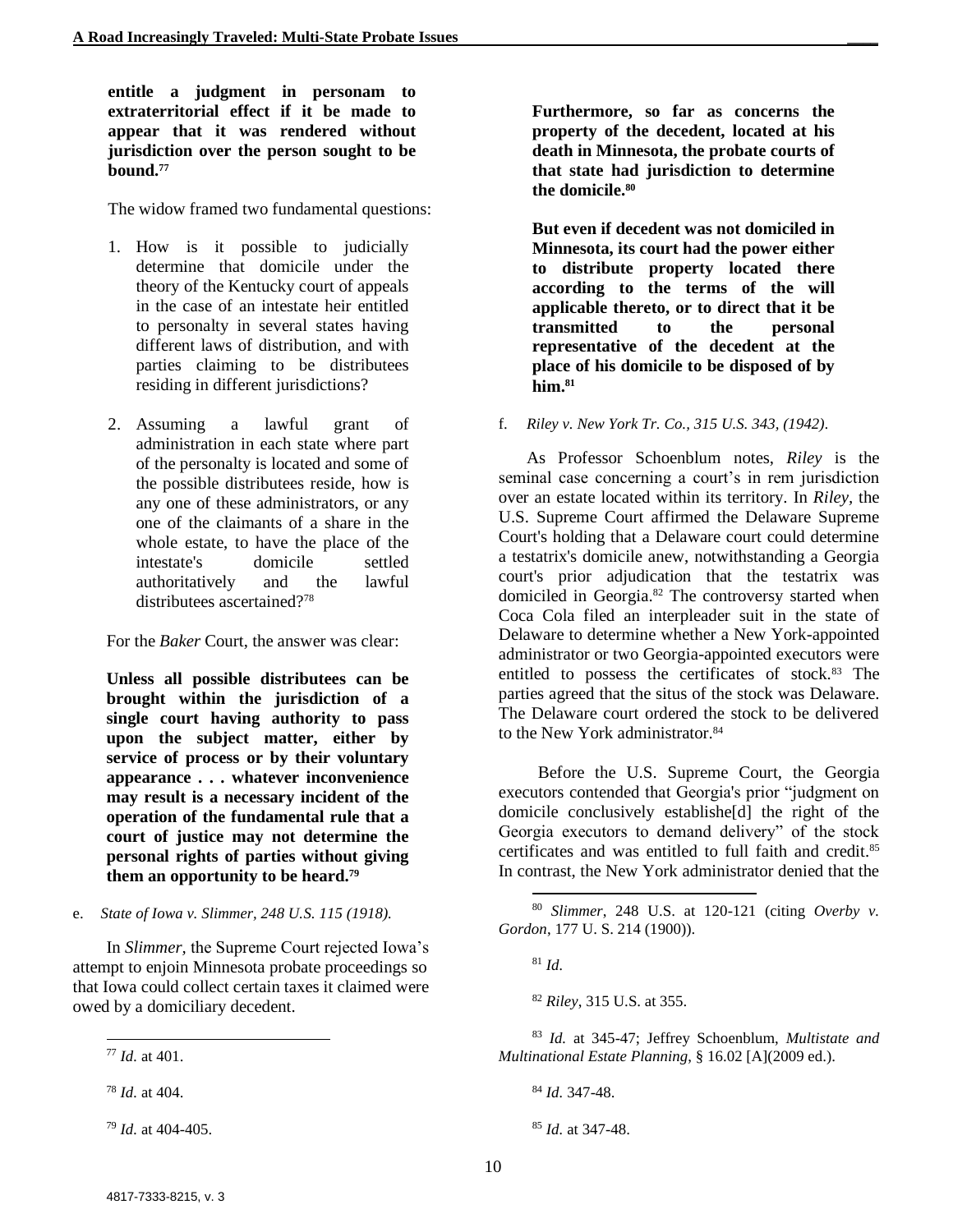**entitle a judgment in personam to extraterritorial effect if it be made to appear that it was rendered without jurisdiction over the person sought to be bound.**[77]

The widow framed two fundamental questions:

1. How is it possible to judicially determine that domicile under the theory of the Kentucky court of appeals in the case of an intestate heir entitled to personalty in several states having different laws of distribution, and with parties claiming to be distributees residing in different jurisdictions?

2. Assuming a lawful grant of administration in each state where part of the personalty is located and some of the possible distributees reside, how is any one of these administrators, or any one of the claimants of a share in the whole estate, to have the place of the intestate's domicile settled authoritatively and the lawful distributees ascertained?[78]

For the *Baker* Court, the answer was clear:

**Unless all possible distributees can be brought within the jurisdiction of a single court having authority to pass upon the subject matter, either by service of process or by their voluntary appearance . . . whatever inconvenience may result is a necessary incident of the operation of the fundamental rule that a court of justice may not determine the personal rights of parties without giving them an opportunity to be heard.**[79]

e. *State of Iowa v. Slimmer, 248 U.S. 115 (1918).*

In *Slimmer*, the Supreme Court rejected Iowa's attempt to enjoin Minnesota probate proceedings so that Iowa could collect certain taxes it claimed were owed by a domiciliary decedent.

**Furthermore, so far as concerns the property of the decedent, located at his death in Minnesota, the probate courts of that state had jurisdiction to determine the domicile.**[80]

**But even if decedent was not domiciled in Minnesota, its court had the power either to distribute property located there according to the terms of the will applicable thereto, or to direct that it be transmitted to the personal representative of the decedent at the place of his domicile to be disposed of by him.**[81]

f. *Riley v. New York Tr. Co., 315 U.S. 343, (1942).*

As Professor Schoenblum notes, *Riley* is the seminal case concerning a court's in rem jurisdiction over an estate located within its territory. In *Riley*, the U.S. Supreme Court affirmed the Delaware Supreme Court's holding that a Delaware court could determine a testatrix's domicile anew, notwithstanding a Georgia court's prior adjudication that the testatrix was domiciled in Georgia.[82] The controversy started when Coca Cola filed an interpleader suit in the state of Delaware to determine whether a New York-appointed administrator or two Georgia-appointed executors were entitled to possess the certificates of stock.[83] The parties agreed that the situs of the stock was Delaware. The Delaware court ordered the stock to be delivered to the New York administrator.[84]

Before the U.S. Supreme Court, the Georgia executors contended that Georgia's prior "judgment on domicile conclusively establishe[d] the right of the Georgia executors to demand delivery" of the stock certificates and was entitled to full faith and credit.[85] In contrast, the New York administrator denied that the

---

[77] *Id.* at 401.

[78] *Id.* at 404.

[79] *Id.* at 404-405.

[80] *Slimmer*, 248 U.S. at 120-121 (citing *Overby v. Gordon*, 177 U. S. 214 (1900)).

[81] *Id.*

[82] *Riley*, 315 U.S. at 355.

[83] *Id.* at 345-47; Jeffrey Schoenblum, *Multistate and Multinational Estate Planning*, § 16.02 [A](2009 ed.).

[84] *Id*. 347-48.

[85] *Id*. at 347-48.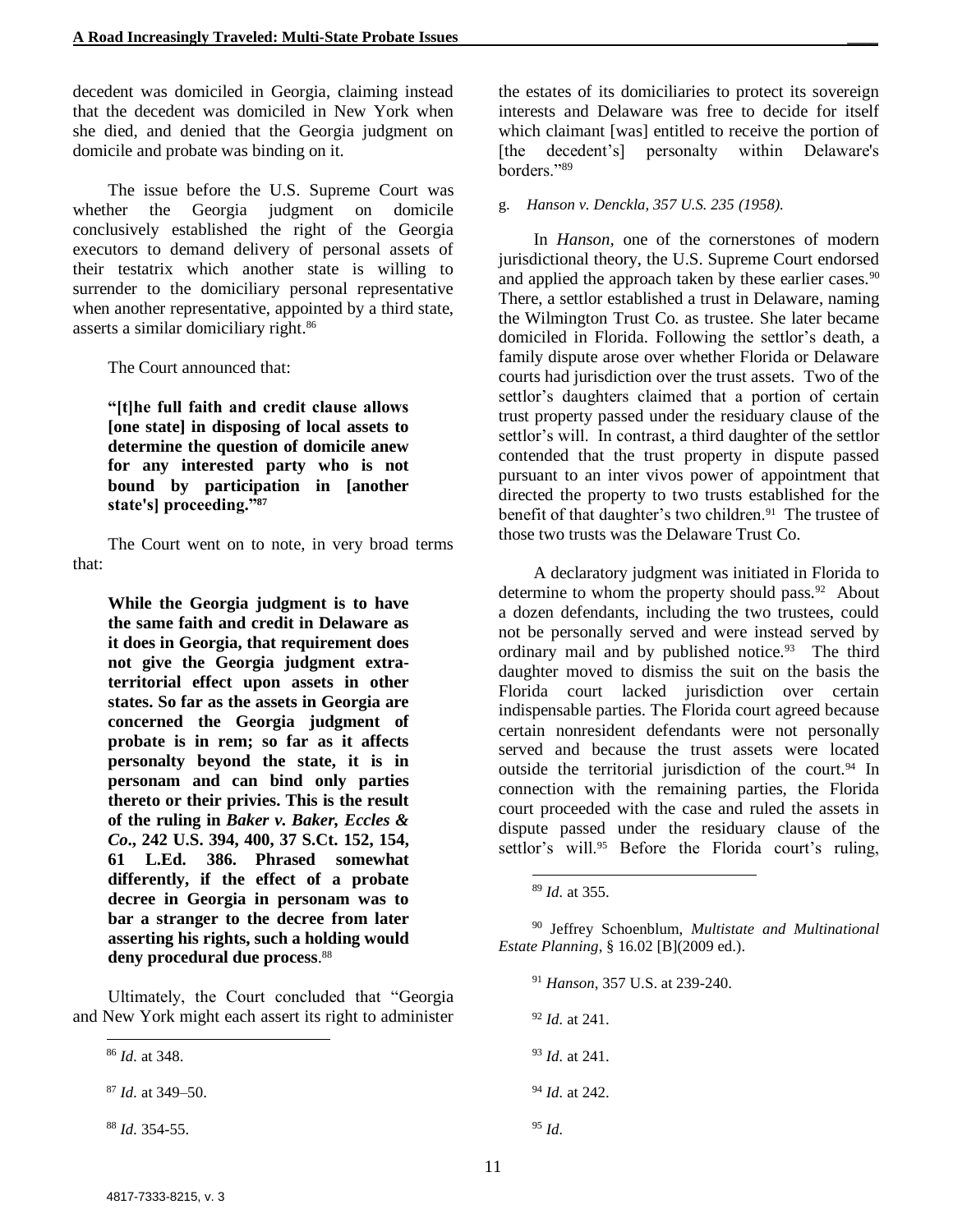decedent was domiciled in Georgia, claiming instead that the decedent was domiciled in New York when she died, and denied that the Georgia judgment on domicile and probate was binding on it.

The issue before the U.S. Supreme Court was whether the Georgia judgment on domicile conclusively established the right of the Georgia executors to demand delivery of personal assets of their testatrix which another state is willing to surrender to the domiciliary personal representative when another representative, appointed by a third state, asserts a similar domiciliary right.[86]

The Court announced that:

> **"[t]he full faith and credit clause allows [one state] in disposing of local assets to determine the question of domicile anew for any interested party who is not bound by participation in [another state's] proceeding."[87]**

The Court went on to note, in very broad terms that:

> **While the Georgia judgment is to have the same faith and credit in Delaware as it does in Georgia, that requirement does not give the Georgia judgment extra-territorial effect upon assets in other states. So far as the assets in Georgia are concerned the Georgia judgment of probate is in rem; so far as it affects personalty beyond the state, it is in personam and can bind only parties thereto or their privies. This is the result of the ruling in *Baker v. Baker, Eccles & Co.*, 242 U.S. 394, 400, 37 S.Ct. 152, 154, 61 L.Ed. 386. Phrased somewhat differently, if the effect of a probate decree in Georgia in personam was to bar a stranger to the decree from later asserting his rights, such a holding would deny procedural due process**.[88]

Ultimately, the Court concluded that "Georgia and New York might each assert its right to administer the estates of its domiciliaries to protect its sovereign interests and Delaware was free to decide for itself which claimant [was] entitled to receive the portion of [the decedent's] personalty within Delaware's borders."[89]

g. *Hanson v. Denckla, 357 U.S. 235 (1958).*

In *Hanson*, one of the cornerstones of modern jurisdictional theory, the U.S. Supreme Court endorsed and applied the approach taken by these earlier cases.[90] There, a settlor established a trust in Delaware, naming the Wilmington Trust Co. as trustee. She later became domiciled in Florida. Following the settlor's death, a family dispute arose over whether Florida or Delaware courts had jurisdiction over the trust assets. Two of the settlor's daughters claimed that a portion of certain trust property passed under the residuary clause of the settlor's will. In contrast, a third daughter of the settlor contended that the trust property in dispute passed pursuant to an inter vivos power of appointment that directed the property to two trusts established for the benefit of that daughter's two children.[91] The trustee of those two trusts was the Delaware Trust Co.

A declaratory judgment was initiated in Florida to determine to whom the property should pass.[92] About a dozen defendants, including the two trustees, could not be personally served and were instead served by ordinary mail and by published notice.[93] The third daughter moved to dismiss the suit on the basis the Florida court lacked jurisdiction over certain indispensable parties. The Florida court agreed because certain nonresident defendants were not personally served and because the trust assets were located outside the territorial jurisdiction of the court.[94] In connection with the remaining parties, the Florida court proceeded with the case and ruled the assets in dispute passed under the residuary clause of the settlor's will.[95] Before the Florida court's ruling,

---

[86] *Id.* at 348.

[87] *Id.* at 349–50.

[88] *Id.* 354-55.

[89] *Id.* at 355.

[90] Jeffrey Schoenblum, *Multistate and Multinational Estate Planning*, § 16.02 [B](2009 ed.).

[91] *Hanson*, 357 U.S. at 239-240.

[92] *Id.* at 241.

[93] *Id.* at 241.

[94] *Id.* at 242.

[95] *Id.*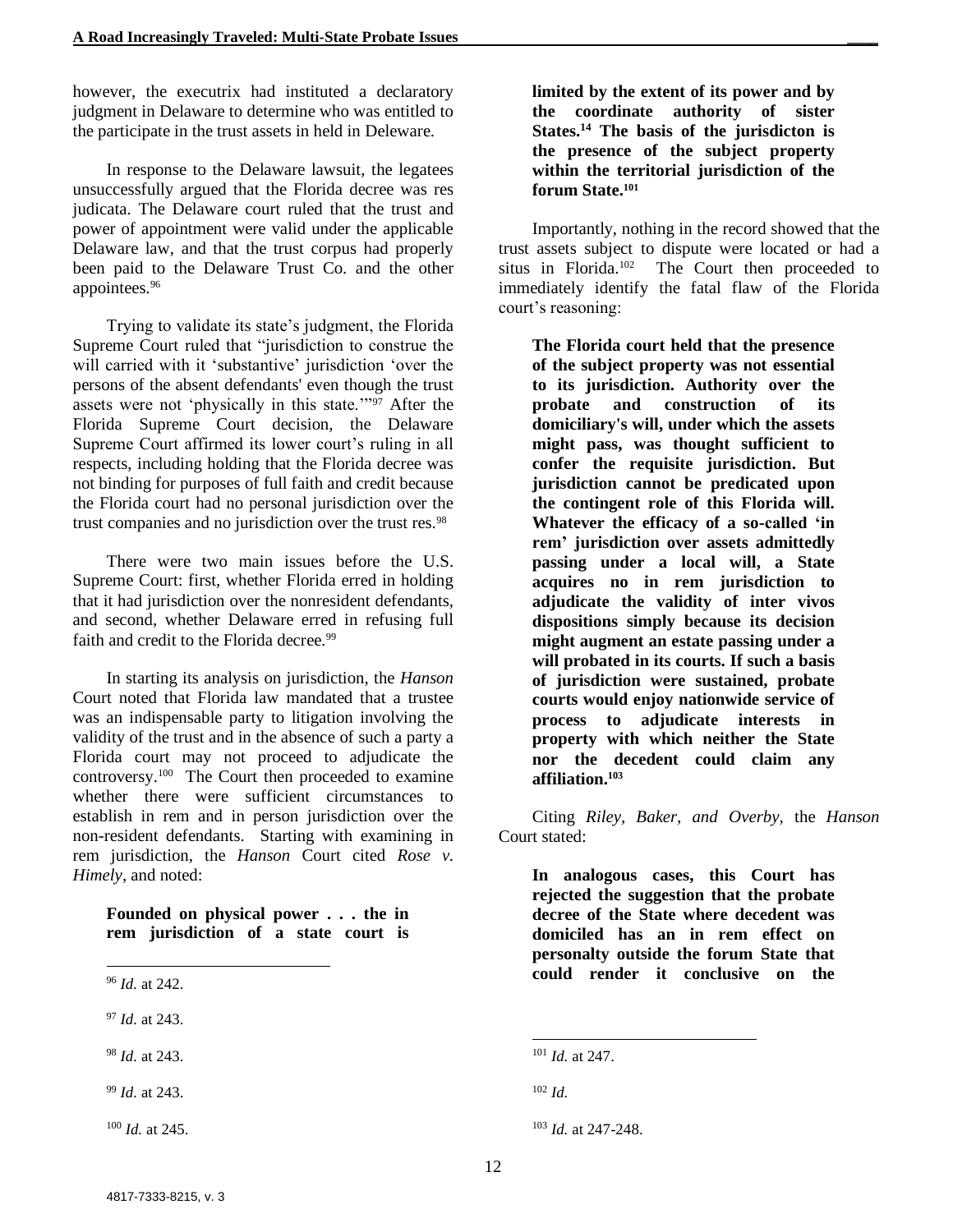however, the executrix had instituted a declaratory judgment in Delaware to determine who was entitled to the participate in the trust assets in held in Deleware.

In response to the Delaware lawsuit, the legatees unsuccessfully argued that the Florida decree was res judicata. The Delaware court ruled that the trust and power of appointment were valid under the applicable Delaware law, and that the trust corpus had properly been paid to the Delaware Trust Co. and the other appointees.[96]

Trying to validate its state's judgment, the Florida Supreme Court ruled that "jurisdiction to construe the will carried with it 'substantive' jurisdiction 'over the persons of the absent defendants' even though the trust assets were not 'physically in this state.'"[97] After the Florida Supreme Court decision, the Delaware Supreme Court affirmed its lower court's ruling in all respects, including holding that the Florida decree was not binding for purposes of full faith and credit because the Florida court had no personal jurisdiction over the trust companies and no jurisdiction over the trust res.[98]

There were two main issues before the U.S. Supreme Court: first, whether Florida erred in holding that it had jurisdiction over the nonresident defendants, and second, whether Delaware erred in refusing full faith and credit to the Florida decree.[99]

In starting its analysis on jurisdiction, the *Hanson* Court noted that Florida law mandated that a trustee was an indispensable party to litigation involving the validity of the trust and in the absence of such a party a Florida court may not proceed to adjudicate the controversy.[100] The Court then proceeded to examine whether there were sufficient circumstances to establish in rem and in person jurisdiction over the non-resident defendants. Starting with examining in rem jurisdiction, the *Hanson* Court cited *Rose v. Himely*, and noted:

> **Founded on physical power . . . the in rem jurisdiction of a state court is limited by the extent of its power and by the coordinate authority of sister States.[14] The basis of the jurisdicton is the presence of the subject property within the territorial jurisdiction of the forum State.[101]**

Importantly, nothing in the record showed that the trust assets subject to dispute were located or had a situs in Florida.[102] The Court then proceeded to immediately identify the fatal flaw of the Florida court's reasoning:

> **The Florida court held that the presence of the subject property was not essential to its jurisdiction. Authority over the probate and construction of its domiciliary's will, under which the assets might pass, was thought sufficient to confer the requisite jurisdiction. But jurisdiction cannot be predicated upon the contingent role of this Florida will. Whatever the efficacy of a so-called 'in rem' jurisdiction over assets admittedly passing under a local will, a State acquires no in rem jurisdiction to adjudicate the validity of inter vivos dispositions simply because its decision might augment an estate passing under a will probated in its courts. If such a basis of jurisdiction were sustained, probate courts would enjoy nationwide service of process to adjudicate interests in property with which neither the State nor the decedent could claim any affiliation.[103]**

Citing *Riley, Baker, and Overby*, the *Hanson* Court stated:

> **In analogous cases, this Court has rejected the suggestion that the probate decree of the State where decedent was domiciled has an in rem effect on personalty outside the forum State that could render it conclusive on the**

---

[96] *Id.* at 242.

[97] *Id.* at 243.

[98] *Id.* at 243.

[99] *Id.* at 243.

[100] *Id.* at 245.

[101] *Id.* at 247.

[102] *Id.*

[103] *Id.* at 247-248.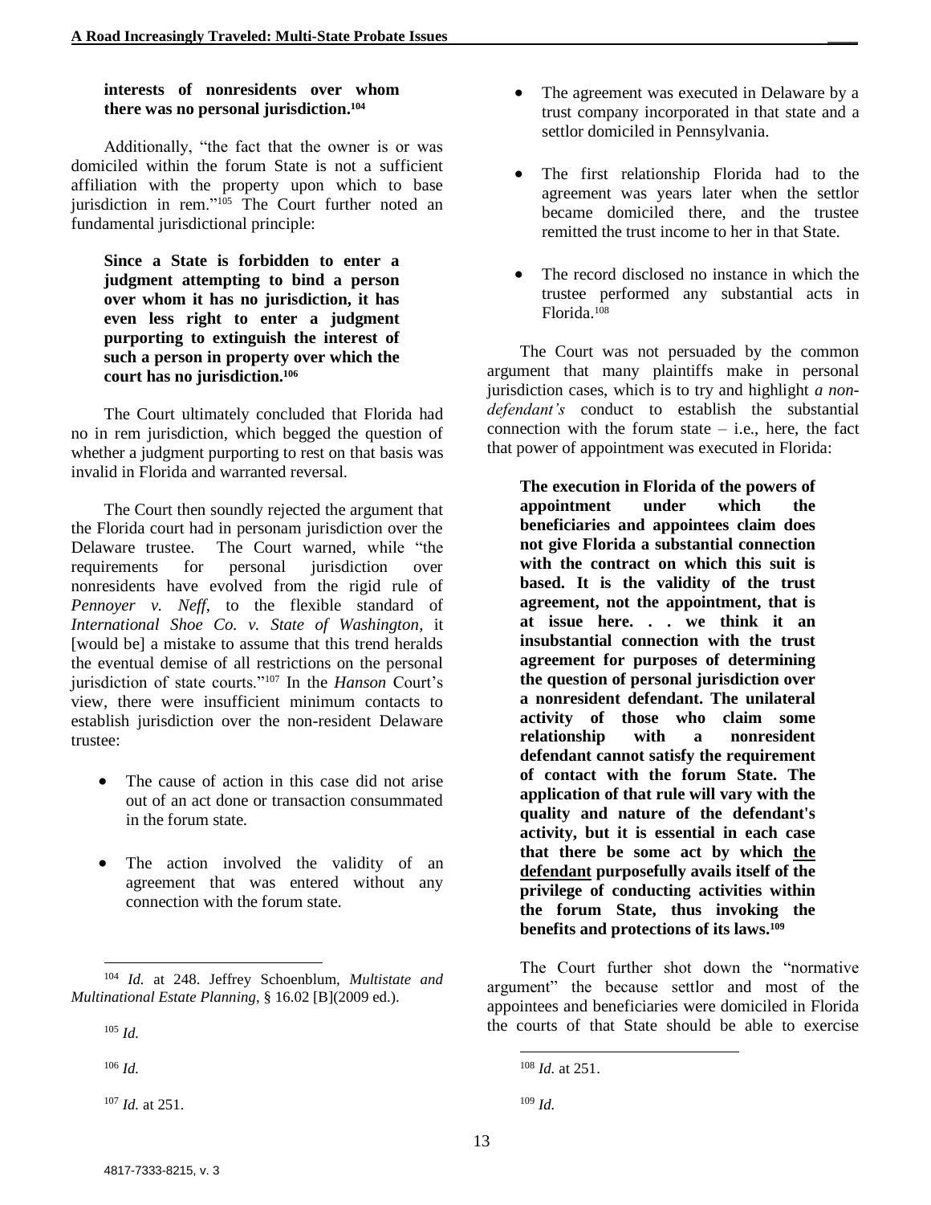**interests of nonresidents over whom there was no personal jurisdiction.**[104]

Additionally, "the fact that the owner is or was domiciled within the forum State is not a sufficient affiliation with the property upon which to base jurisdiction in rem."[105] The Court further noted an fundamental jurisdictional principle:

> **Since a State is forbidden to enter a judgment attempting to bind a person over whom it has no jurisdiction, it has even less right to enter a judgment purporting to extinguish the interest of such a person in property over which the court has no jurisdiction.**[106]

The Court ultimately concluded that Florida had no in rem jurisdiction, which begged the question of whether a judgment purporting to rest on that basis was invalid in Florida and warranted reversal.

The Court then soundly rejected the argument that the Florida court had in personam jurisdiction over the Delaware trustee. The Court warned, while "the requirements for personal jurisdiction over nonresidents have evolved from the rigid rule of *Pennoyer v. Neff*, to the flexible standard of *International Shoe Co. v. State of Washington*, it [would be] a mistake to assume that this trend heralds the eventual demise of all restrictions on the personal jurisdiction of state courts."[107] In the *Hanson* Court's view, there were insufficient minimum contacts to establish jurisdiction over the non-resident Delaware trustee:

- The cause of action in this case did not arise out of an act done or transaction consummated in the forum state.
- The action involved the validity of an agreement that was entered without any connection with the forum state.
- The agreement was executed in Delaware by a trust company incorporated in that state and a settlor domiciled in Pennsylvania.
- The first relationship Florida had to the agreement was years later when the settlor became domiciled there, and the trustee remitted the trust income to her in that State.
- The record disclosed no instance in which the trustee performed any substantial acts in Florida.[108]

The Court was not persuaded by the common argument that many plaintiffs make in personal jurisdiction cases, which is to try and highlight *a non-defendant's* conduct to establish the substantial connection with the forum state – i.e., here, the fact that power of appointment was executed in Florida:

> **The execution in Florida of the powers of appointment under which the beneficiaries and appointees claim does not give Florida a substantial connection with the contract on which this suit is based. It is the validity of the trust agreement, not the appointment, that is at issue here. . . we think it an insubstantial connection with the trust agreement for purposes of determining the question of personal jurisdiction over a nonresident defendant. The unilateral activity of those who claim some relationship with a nonresident defendant cannot satisfy the requirement of contact with the forum State. The application of that rule will vary with the quality and nature of the defendant's activity, but it is essential in each case that there be some act by which <u>the defendant</u> purposefully avails itself of the privilege of conducting activities within the forum State, thus invoking the benefits and protections of its laws.**[109]

The Court further shot down the "normative argument" the because settlor and most of the appointees and beneficiaries were domiciled in Florida the courts of that State should be able to exercise

---

[104] *Id.* at 248. Jeffrey Schoenblum, *Multistate and Multinational Estate Planning*, § 16.02 [B](2009 ed.).

[105] *Id.*

[106] *Id.*

[107] *Id.* at 251.

[108] *Id.* at 251.

[109] *Id.*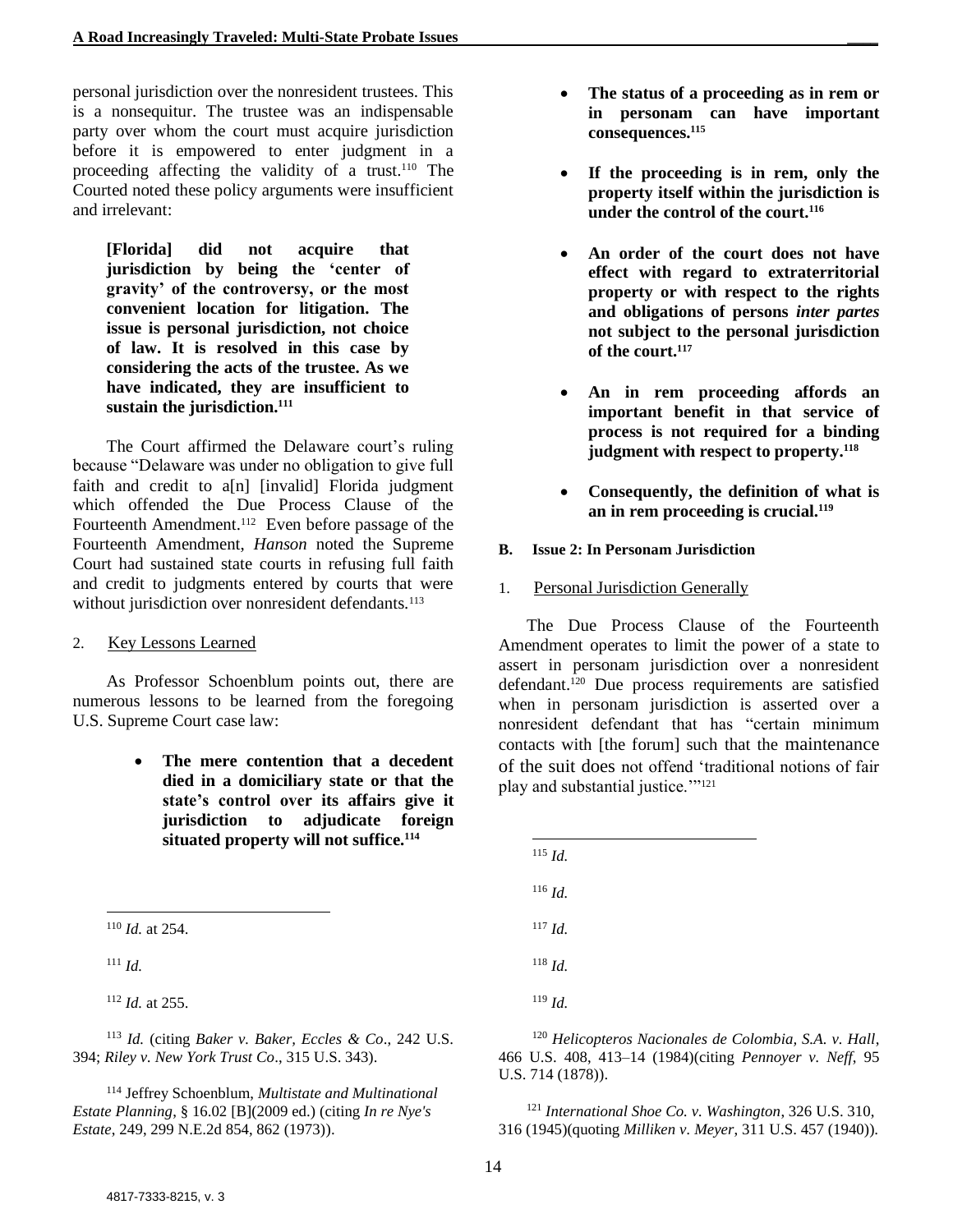personal jurisdiction over the nonresident trustees. This is a nonsequitur. The trustee was an indispensable party over whom the court must acquire jurisdiction before it is empowered to enter judgment in a proceeding affecting the validity of a trust.[110] The Courted noted these policy arguments were insufficient and irrelevant:

> **[Florida] did not acquire that jurisdiction by being the 'center of gravity' of the controversy, or the most convenient location for litigation. The issue is personal jurisdiction, not choice of law. It is resolved in this case by considering the acts of the trustee. As we have indicated, they are insufficient to sustain the jurisdiction.[111]**

The Court affirmed the Delaware court's ruling because "Delaware was under no obligation to give full faith and credit to a[n] [invalid] Florida judgment which offended the Due Process Clause of the Fourteenth Amendment.[112] Even before passage of the Fourteenth Amendment, *Hanson* noted the Supreme Court had sustained state courts in refusing full faith and credit to judgments entered by courts that were without jurisdiction over nonresident defendants.[113]

2. Key Lessons Learned

As Professor Schoenblum points out, there are numerous lessons to be learned from the foregoing U.S. Supreme Court case law:

- **The mere contention that a decedent died in a domiciliary state or that the state's control over its affairs give it jurisdiction to adjudicate foreign situated property will not suffice.[114]**
- **The status of a proceeding as in rem or in personam can have important consequences.[115]**
- **If the proceeding is in rem, only the property itself within the jurisdiction is under the control of the court.[116]**
- **An order of the court does not have effect with regard to extraterritorial property or with respect to the rights and obligations of persons *inter partes* not subject to the personal jurisdiction of the court.[117]**
- **An in rem proceeding affords an important benefit in that service of process is not required for a binding judgment with respect to property.[118]**
- **Consequently, the definition of what is an in rem proceeding is crucial.[119]**

### B. Issue 2: In Personam Jurisdiction

1. Personal Jurisdiction Generally

The Due Process Clause of the Fourteenth Amendment operates to limit the power of a state to assert in personam jurisdiction over a nonresident defendant.[120] Due process requirements are satisfied when in personam jurisdiction is asserted over a nonresident defendant that has "certain minimum contacts with [the forum] such that the maintenance of the suit does not offend 'traditional notions of fair play and substantial justice.'"[121]

---

[110] *Id.* at 254.

[111] *Id.*

[112] *Id.* at 255.

[113] *Id.* (citing *Baker v. Baker, Eccles & Co*., 242 U.S. 394; *Riley v. New York Trust Co*., 315 U.S. 343).

[114] Jeffrey Schoenblum, *Multistate and Multinational Estate Planning*, § 16.02 [B](2009 ed.) (citing *In re Nye's Estate*, 249, 299 N.E.2d 854, 862 (1973)).

[115] *Id.*

[116] *Id.*

[117] *Id.*

[118] *Id.*

[119] *Id.*

[120] *Helicopteros Nacionales de Colombia, S.A. v. Hall*, 466 U.S. 408, 413–14 (1984)(citing *Pennoyer v. Neff*, 95 U.S. 714 (1878)).

[121] *International Shoe Co. v. Washington*, 326 U.S. 310, 316 (1945)(quoting *Milliken v. Meyer*, 311 U.S. 457 (1940)).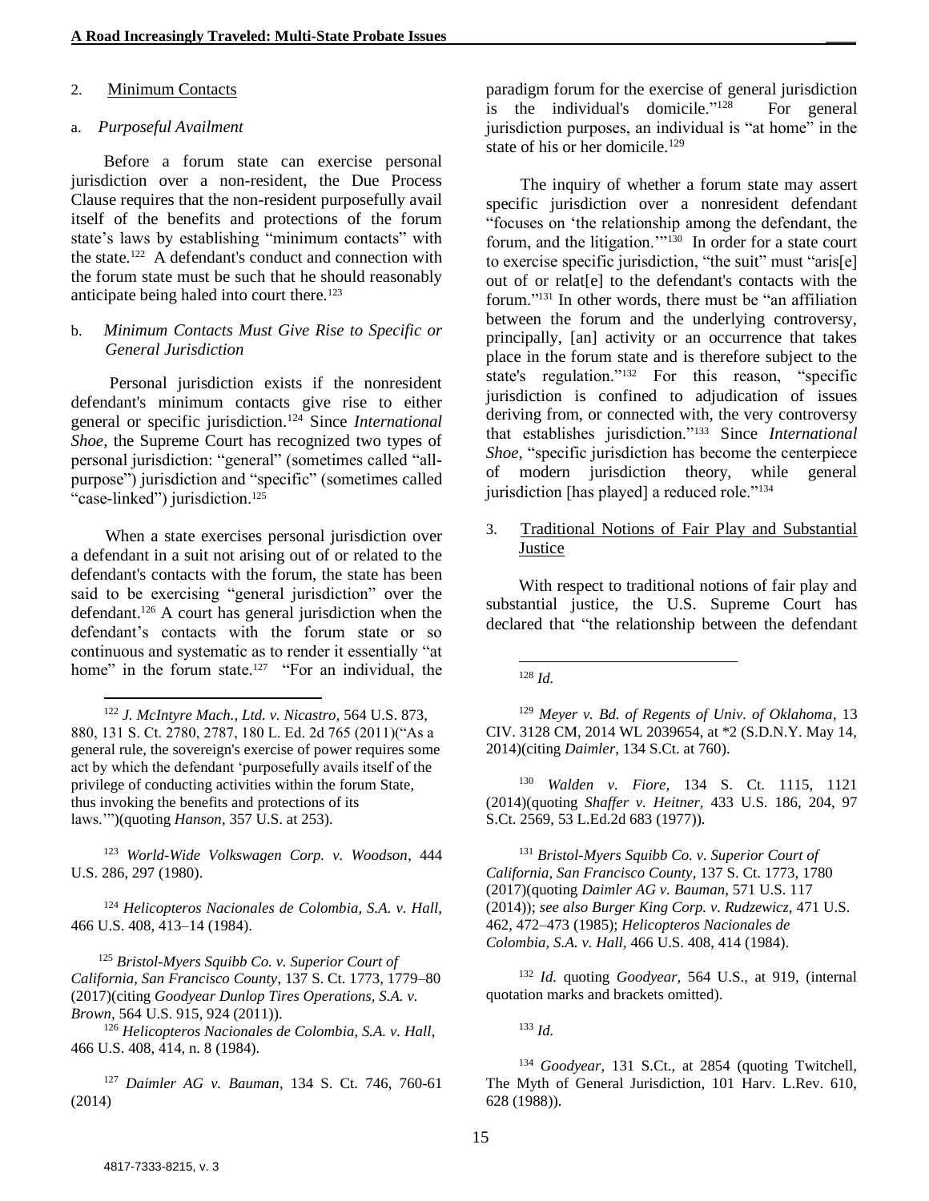2. Minimum Contacts

a. *Purposeful Availment*

Before a forum state can exercise personal jurisdiction over a non-resident, the Due Process Clause requires that the non-resident purposefully avail itself of the benefits and protections of the forum state's laws by establishing "minimum contacts" with the state.[122] A defendant's conduct and connection with the forum state must be such that he should reasonably anticipate being haled into court there.[123]

b. *Minimum Contacts Must Give Rise to Specific or General Jurisdiction*

Personal jurisdiction exists if the nonresident defendant's minimum contacts give rise to either general or specific jurisdiction.[124] Since *International Shoe*, the Supreme Court has recognized two types of personal jurisdiction: "general" (sometimes called "all-purpose") jurisdiction and "specific" (sometimes called "case-linked") jurisdiction.[125]

When a state exercises personal jurisdiction over a defendant in a suit not arising out of or related to the defendant's contacts with the forum, the state has been said to be exercising "general jurisdiction" over the defendant.[126] A court has general jurisdiction when the defendant's contacts with the forum state or so continuous and systematic as to render it essentially "at home" in the forum state.[127] "For an individual, the paradigm forum for the exercise of general jurisdiction is the individual's domicile."[128] For general jurisdiction purposes, an individual is "at home" in the state of his or her domicile.[129]

The inquiry of whether a forum state may assert specific jurisdiction over a nonresident defendant "focuses on 'the relationship among the defendant, the forum, and the litigation.'"[130] In order for a state court to exercise specific jurisdiction, "the suit" must "aris[e] out of or relat[e] to the defendant's contacts with the forum."[131] In other words, there must be "an affiliation between the forum and the underlying controversy, principally, [an] activity or an occurrence that takes place in the forum state and is therefore subject to the state's regulation."[132] For this reason, "specific jurisdiction is confined to adjudication of issues deriving from, or connected with, the very controversy that establishes jurisdiction."[133] Since *International Shoe*, "specific jurisdiction has become the centerpiece of modern jurisdiction theory, while general jurisdiction [has played] a reduced role."[134]

3. Traditional Notions of Fair Play and Substantial Justice

With respect to traditional notions of fair play and substantial justice, the U.S. Supreme Court has declared that "the relationship between the defendant

---

[122] *J. McIntyre Mach., Ltd. v. Nicastro*, 564 U.S. 873, 880, 131 S. Ct. 2780, 2787, 180 L. Ed. 2d 765 (2011)("As a general rule, the sovereign's exercise of power requires some act by which the defendant 'purposefully avails itself of the privilege of conducting activities within the forum State, thus invoking the benefits and protections of its laws.'")(quoting *Hanson*, 357 U.S. at 253).

[123] *World-Wide Volkswagen Corp. v. Woodson*, 444 U.S. 286, 297 (1980).

[124] *Helicopteros Nacionales de Colombia, S.A. v. Hall,* 466 U.S. 408, 413–14 (1984).

[125] *Bristol-Myers Squibb Co. v. Superior Court of California, San Francisco County*, 137 S. Ct. 1773, 1779–80 (2017)(citing *Goodyear Dunlop Tires Operations, S.A. v. Brown*, 564 U.S. 915, 924 (2011)).

[126] *Helicopteros Nacionales de Colombia, S.A. v. Hall,* 466 U.S. 408, 414, n. 8 (1984).

[127] *Daimler AG v. Bauman*, 134 S. Ct. 746, 760-61 (2014)

[128] *Id.*

[129] *Meyer v. Bd. of Regents of Univ. of Oklahoma*, 13 CIV. 3128 CM, 2014 WL 2039654, at *2 (S.D.N.Y. May 14, 2014)(citing *Daimler*, 134 S.Ct. at 760).

[130] *Walden v. Fiore*, 134 S. Ct. 1115, 1121 (2014)(quoting *Shaffer v. Heitner,* 433 U.S. 186, 204, 97 S.Ct. 2569, 53 L.Ed.2d 683 (1977)).

[131] *Bristol-Myers Squibb Co. v. Superior Court of California, San Francisco County*, 137 S. Ct. 1773, 1780 (2017)(quoting *Daimler AG v. Bauman*, 571 U.S. 117 (2014)); *see also Burger King Corp. v. Rudzewicz,* 471 U.S. 462, 472–473 (1985); *Helicopteros Nacionales de Colombia, S.A. v. Hall,* 466 U.S. 408, 414 (1984).

[132] *Id.* quoting *Goodyear,* 564 U.S., at 919, (internal quotation marks and brackets omitted).

[133] *Id.*

[134] *Goodyear,* 131 S.Ct., at 2854 (quoting Twitchell, The Myth of General Jurisdiction, 101 Harv. L.Rev. 610, 628 (1988)).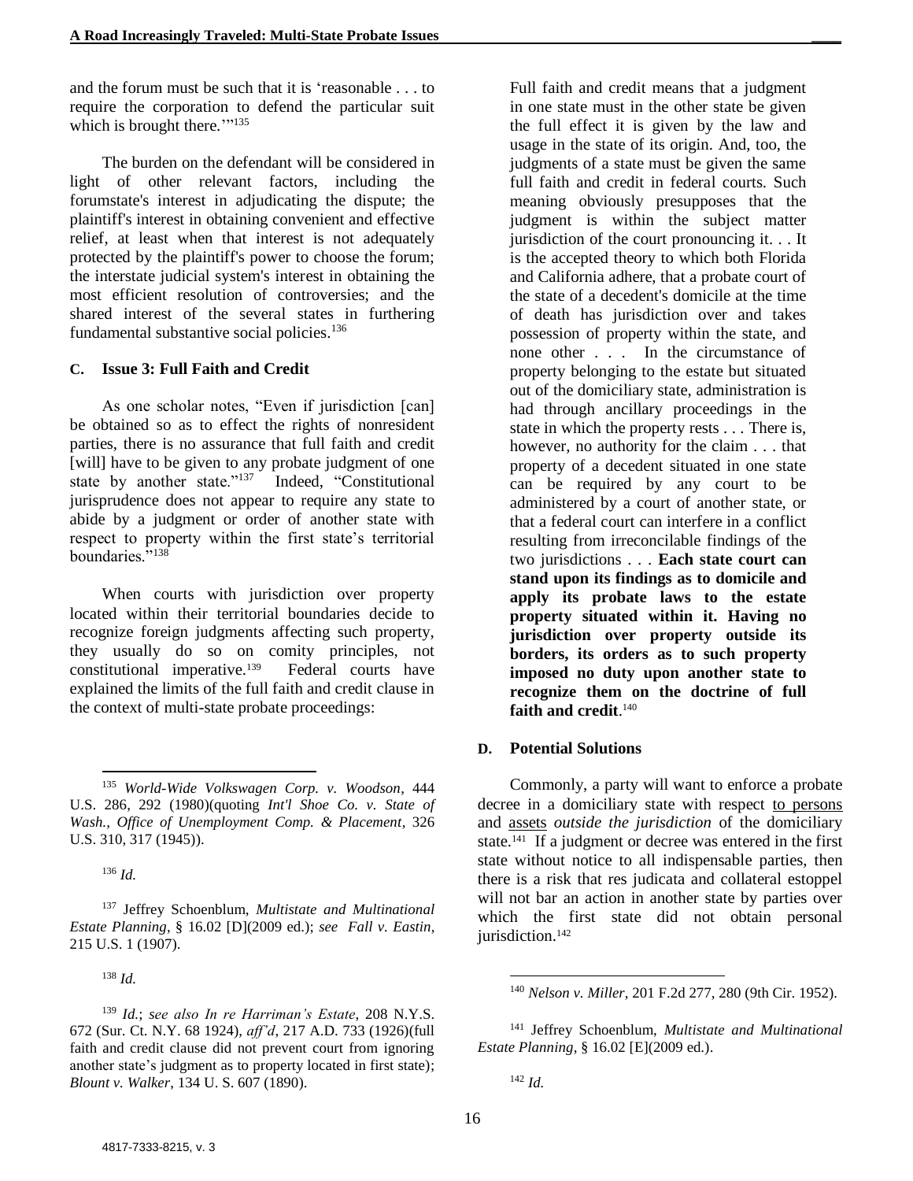and the forum must be such that it is 'reasonable . . . to require the corporation to defend the particular suit which is brought there.'"[135]

The burden on the defendant will be considered in light of other relevant factors, including the forumstate's interest in adjudicating the dispute; the plaintiff's interest in obtaining convenient and effective relief, at least when that interest is not adequately protected by the plaintiff's power to choose the forum; the interstate judicial system's interest in obtaining the most efficient resolution of controversies; and the shared interest of the several states in furthering fundamental substantive social policies.[136]

### C. Issue 3: Full Faith and Credit

As one scholar notes, "Even if jurisdiction [can] be obtained so as to effect the rights of nonresident parties, there is no assurance that full faith and credit [will] have to be given to any probate judgment of one state by another state."[137] Indeed, "Constitutional jurisprudence does not appear to require any state to abide by a judgment or order of another state with respect to property within the first state's territorial boundaries."[138]

When courts with jurisdiction over property located within their territorial boundaries decide to recognize foreign judgments affecting such property, they usually do so on comity principles, not constitutional imperative.[139] Federal courts have explained the limits of the full faith and credit clause in the context of multi-state probate proceedings:

> Full faith and credit means that a judgment in one state must in the other state be given the full effect it is given by the law and usage in the state of its origin. And, too, the judgments of a state must be given the same full faith and credit in federal courts. Such meaning obviously presupposes that the judgment is within the subject matter jurisdiction of the court pronouncing it. . . It is the accepted theory to which both Florida and California adhere, that a probate court of the state of a decedent's domicile at the time of death has jurisdiction over and takes possession of property within the state, and none other . . . In the circumstance of property belonging to the estate but situated out of the domiciliary state, administration is had through ancillary proceedings in the state in which the property rests . . . There is, however, no authority for the claim . . . that property of a decedent situated in one state can be required by any court to be administered by a court of another state, or that a federal court can interfere in a conflict resulting from irreconcilable findings of the two jurisdictions . . . **Each state court can stand upon its findings as to domicile and apply its probate laws to the estate property situated within it. Having no jurisdiction over property outside its borders, its orders as to such property imposed no duty upon another state to recognize them on the doctrine of full faith and credit**.[140]

### D. Potential Solutions

Commonly, a party will want to enforce a probate decree in a domiciliary state with respect to persons and assets *outside the jurisdiction* of the domiciliary state.[141] If a judgment or decree was entered in the first state without notice to all indispensable parties, then there is a risk that res judicata and collateral estoppel will not bar an action in another state by parties over which the first state did not obtain personal jurisdiction.[142]

---

[135] *World-Wide Volkswagen Corp. v. Woodson*, 444 U.S. 286, 292 (1980)(quoting *Int'l Shoe Co. v. State of Wash., Office of Unemployment Comp. & Placement*, 326 U.S. 310, 317 (1945)).

[136] *Id.*

[137] Jeffrey Schoenblum, *Multistate and Multinational Estate Planning*, § 16.02 [D](2009 ed.); *see Fall v. Eastin*, 215 U.S. 1 (1907).

[138] *Id.*

[139] *Id.*; *see also In re Harriman's Estate*, 208 N.Y.S. 672 (Sur. Ct. N.Y. 68 1924), *aff'd*, 217 A.D. 733 (1926)(full faith and credit clause did not prevent court from ignoring another state's judgment as to property located in first state); *Blount v. Walker*, 134 U. S. 607 (1890).

[140] *Nelson v. Miller*, 201 F.2d 277, 280 (9th Cir. 1952).

[141] Jeffrey Schoenblum, *Multistate and Multinational Estate Planning*, § 16.02 [E](2009 ed.).

[142] *Id.*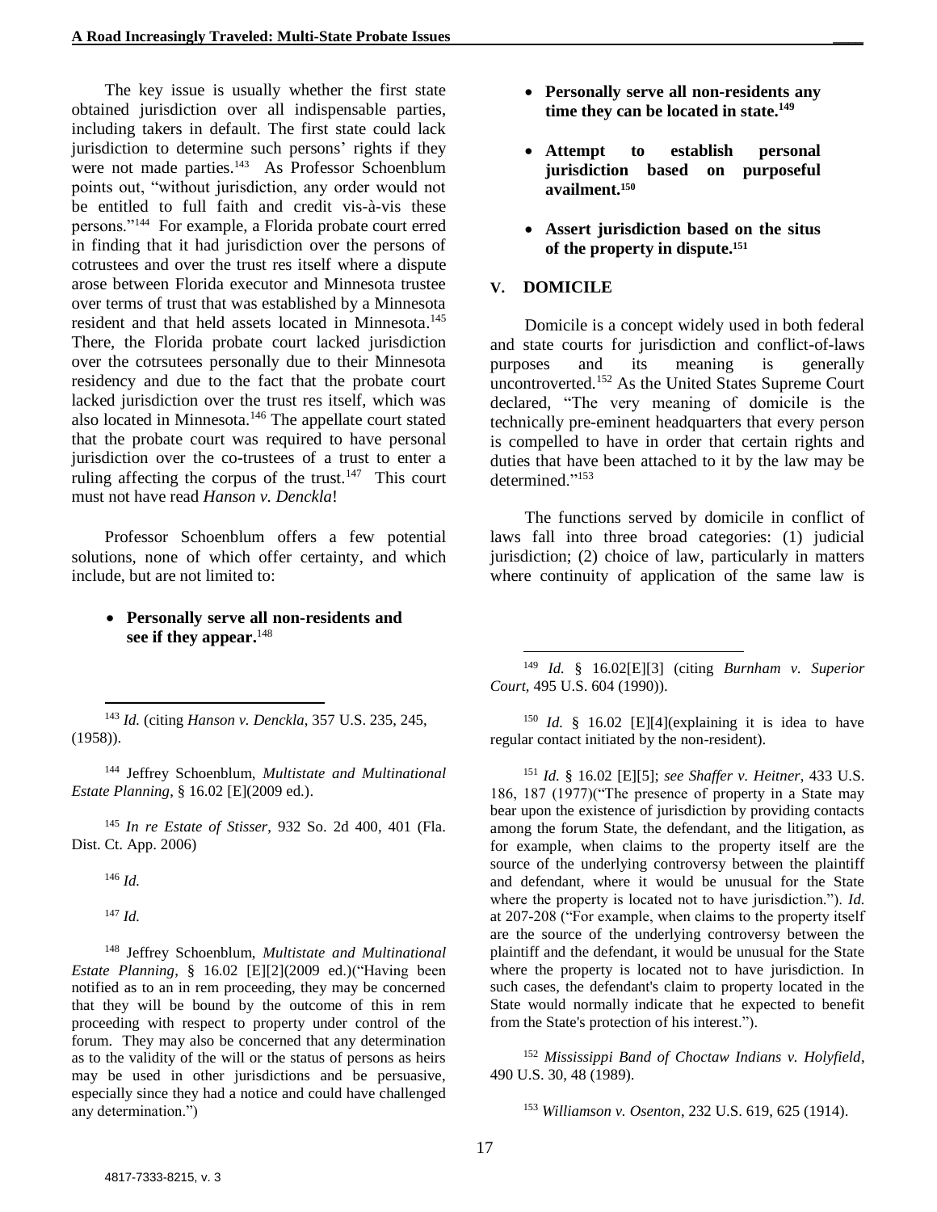The key issue is usually whether the first state obtained jurisdiction over all indispensable parties, including takers in default. The first state could lack jurisdiction to determine such persons' rights if they were not made parties.[143] As Professor Schoenblum points out, "without jurisdiction, any order would not be entitled to full faith and credit vis-à-vis these persons."[144] For example, a Florida probate court erred in finding that it had jurisdiction over the persons of cotrustees and over the trust res itself where a dispute arose between Florida executor and Minnesota trustee over terms of trust that was established by a Minnesota resident and that held assets located in Minnesota.[145] There, the Florida probate court lacked jurisdiction over the cotrsutees personally due to their Minnesota residency and due to the fact that the probate court lacked jurisdiction over the trust res itself, which was also located in Minnesota.[146] The appellate court stated that the probate court was required to have personal jurisdiction over the co-trustees of a trust to enter a ruling affecting the corpus of the trust.[147] This court must not have read *Hanson v. Denckla*!

Professor Schoenblum offers a few potential solutions, none of which offer certainty, and which include, but are not limited to:

- **Personally serve all non-residents and see if they appear.**[148]
- **Personally serve all non-residents any time they can be located in state.**[149]
- **Attempt to establish personal jurisdiction based on purposeful availment.**[150]
- **Assert jurisdiction based on the situs of the property in dispute.**[151]

## V. DOMICILE

Domicile is a concept widely used in both federal and state courts for jurisdiction and conflict-of-laws purposes and its meaning is generally uncontroverted.[152] As the United States Supreme Court declared, "The very meaning of domicile is the technically pre-eminent headquarters that every person is compelled to have in order that certain rights and duties that have been attached to it by the law may be determined."[153]

The functions served by domicile in conflict of laws fall into three broad categories: (1) judicial jurisdiction; (2) choice of law, particularly in matters where continuity of application of the same law is

---

[143] *Id.* (citing *Hanson v. Denckla*, 357 U.S. 235, 245, (1958)).

[144] Jeffrey Schoenblum, *Multistate and Multinational Estate Planning*, § 16.02 [E](2009 ed.).

[145] *In re Estate of Stisser*, 932 So. 2d 400, 401 (Fla. Dist. Ct. App. 2006)

[146] *Id.*

[147] *Id.*

[148] Jeffrey Schoenblum, *Multistate and Multinational Estate Planning*, § 16.02 [E][2](2009 ed.)("Having been notified as to an in rem proceeding, they may be concerned that they will be bound by the outcome of this in rem proceeding with respect to property under control of the forum. They may also be concerned that any determination as to the validity of the will or the status of persons as heirs may be used in other jurisdictions and be persuasive, especially since they had a notice and could have challenged any determination.")

[149] *Id.* § 16.02[E][3] (citing *Burnham v. Superior Court*, 495 U.S. 604 (1990)).

[150] *Id.* § 16.02 [E][4](explaining it is idea to have regular contact initiated by the non-resident).

[151] *Id.* § 16.02 [E][5]; *see Shaffer v. Heitner*, 433 U.S. 186, 187 (1977)("The presence of property in a State may bear upon the existence of jurisdiction by providing contacts among the forum State, the defendant, and the litigation, as for example, when claims to the property itself are the source of the underlying controversy between the plaintiff and defendant, where it would be unusual for the State where the property is located not to have jurisdiction."). *Id.* at 207-208 ("For example, when claims to the property itself are the source of the underlying controversy between the plaintiff and the defendant, it would be unusual for the State where the property is located not to have jurisdiction. In such cases, the defendant's claim to property located in the State would normally indicate that he expected to benefit from the State's protection of his interest.").

[152] *Mississippi Band of Choctaw Indians v. Holyfield*, 490 U.S. 30, 48 (1989).

[153] *Williamson v. Osenton*, 232 U.S. 619, 625 (1914).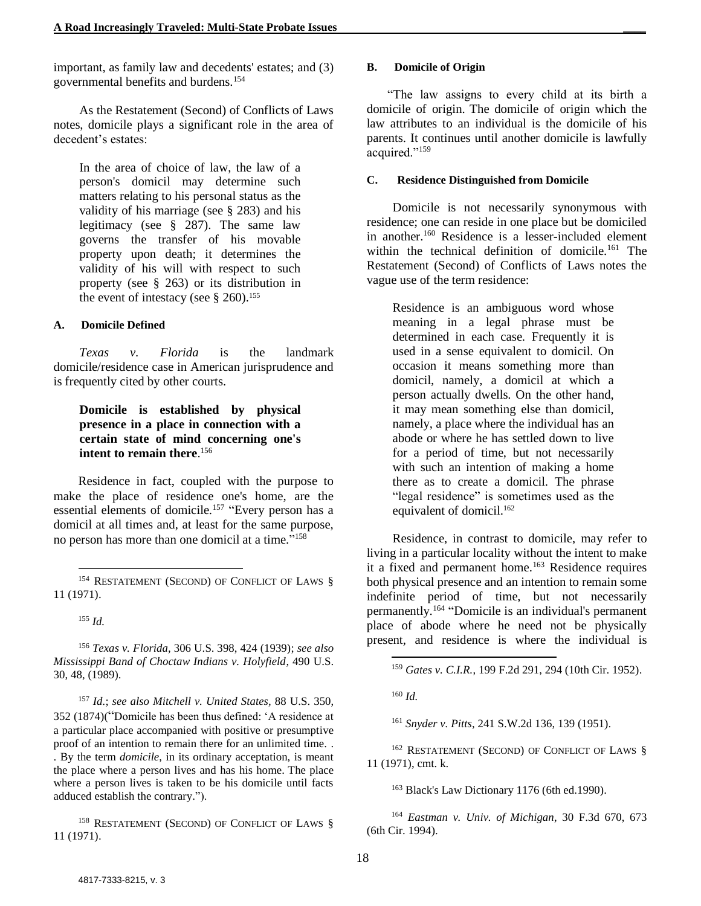important, as family law and decedents' estates; and (3) governmental benefits and burdens.[154]

As the Restatement (Second) of Conflicts of Laws notes, domicile plays a significant role in the area of decedent's estates:

> In the area of choice of law, the law of a person's domicil may determine such matters relating to his personal status as the validity of his marriage (see § 283) and his legitimacy (see § 287). The same law governs the transfer of his movable property upon death; it determines the validity of his will with respect to such property (see § 263) or its distribution in the event of intestacy (see § 260).[155]

### A. Domicile Defined

*Texas v. Florida* is the landmark domicile/residence case in American jurisprudence and is frequently cited by other courts.

> **Domicile is established by physical presence in a place in connection with a certain state of mind concerning one's intent to remain there**.[156]

Residence in fact, coupled with the purpose to make the place of residence one's home, are the essential elements of domicile.[157] "Every person has a domicil at all times and, at least for the same purpose, no person has more than one domicil at a time."[158]

### B. Domicile of Origin

"The law assigns to every child at its birth a domicile of origin. The domicile of origin which the law attributes to an individual is the domicile of his parents. It continues until another domicile is lawfully acquired."[159]

### C. Residence Distinguished from Domicile

Domicile is not necessarily synonymous with residence; one can reside in one place but be domiciled in another.[160] Residence is a lesser-included element within the technical definition of domicile.[161] The Restatement (Second) of Conflicts of Laws notes the vague use of the term residence:

> Residence is an ambiguous word whose meaning in a legal phrase must be determined in each case. Frequently it is used in a sense equivalent to domicil. On occasion it means something more than domicil, namely, a domicil at which a person actually dwells. On the other hand, it may mean something else than domicil, namely, a place where the individual has an abode or where he has settled down to live for a period of time, but not necessarily with such an intention of making a home there as to create a domicil. The phrase "legal residence" is sometimes used as the equivalent of domicil.[162]

Residence, in contrast to domicile, may refer to living in a particular locality without the intent to make it a fixed and permanent home.[163] Residence requires both physical presence and an intention to remain some indefinite period of time, but not necessarily permanently.[164] "Domicile is an individual's permanent place of abode where he need not be physically present, and residence is where the individual is

---

[154] RESTATEMENT (SECOND) OF CONFLICT OF LAWS § 11 (1971).

[155] *Id.*

[156] *Texas v. Florida*, 306 U.S. 398, 424 (1939); *see also Mississippi Band of Choctaw Indians v. Holyfield*, 490 U.S. 30, 48, (1989).

[157] *Id.*; *see also Mitchell v. United States,* 88 U.S. 350, 352 (1874)("Domicile has been thus defined: 'A residence at a particular place accompanied with positive or presumptive proof of an intention to remain there for an unlimited time. . . By the term *domicile*, in its ordinary acceptation, is meant the place where a person lives and has his home. The place where a person lives is taken to be his domicile until facts adduced establish the contrary.").

[158] RESTATEMENT (SECOND) OF CONFLICT OF LAWS § 11 (1971).

[159] *Gates v. C.I.R.*, 199 F.2d 291, 294 (10th Cir. 1952).

[160] *Id.*

[161] *Snyder v. Pitts*, 241 S.W.2d 136, 139 (1951).

[162] RESTATEMENT (SECOND) OF CONFLICT OF LAWS § 11 (1971), cmt. k.

[163] Black's Law Dictionary 1176 (6th ed.1990).

[164] *Eastman v. Univ. of Michigan*, 30 F.3d 670, 673 (6th Cir. 1994).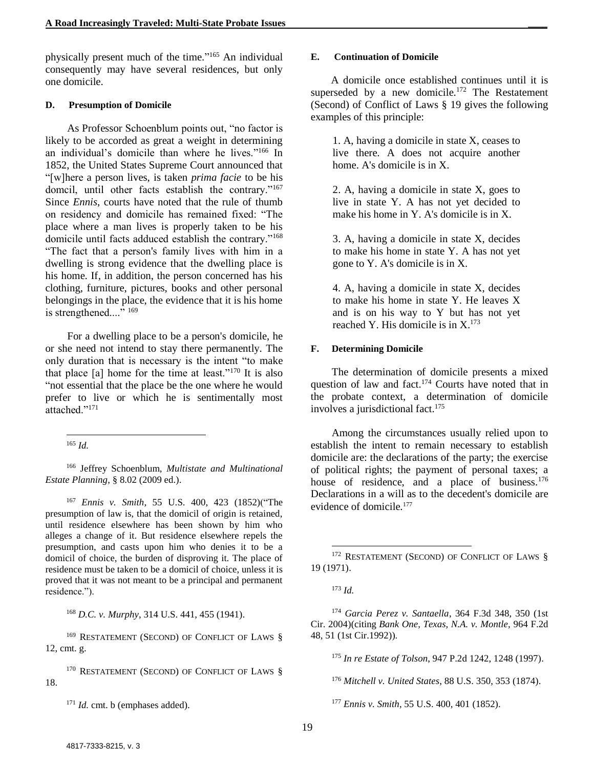physically present much of the time."[165] An individual consequently may have several residences, but only one domicile.

#### D. Presumption of Domicile

As Professor Schoenblum points out, "no factor is likely to be accorded as great a weight in determining an individual's domicile than where he lives."[166] In 1852, the United States Supreme Court announced that "[w]here a person lives, is taken *prima facie* to be his domcil, until other facts establish the contrary."[167] Since *Ennis*, courts have noted that the rule of thumb on residency and domicile has remained fixed: "The place where a man lives is properly taken to be his domicile until facts adduced establish the contrary."[168] "The fact that a person's family lives with him in a dwelling is strong evidence that the dwelling place is his home. If, in addition, the person concerned has his clothing, furniture, pictures, books and other personal belongings in the place, the evidence that it is his home is strengthened...." [169]

For a dwelling place to be a person's domicile, he or she need not intend to stay there permanently. The only duration that is necessary is the intent "to make that place [a] home for the time at least."[170] It is also "not essential that the place be the one where he would prefer to live or which he is sentimentally most attached."[171]

#### E. Continuation of Domicile

A domicile once established continues until it is superseded by a new domicile.[172] The Restatement (Second) of Conflict of Laws § 19 gives the following examples of this principle:

> 1. A, having a domicile in state X, ceases to live there. A does not acquire another home. A's domicile is in X.
>
> 2. A, having a domicile in state X, goes to live in state Y. A has not yet decided to make his home in Y. A's domicile is in X.
>
> 3. A, having a domicile in state X, decides to make his home in state Y. A has not yet gone to Y. A's domicile is in X.
>
> 4. A, having a domicile in state X, decides to make his home in state Y. He leaves X and is on his way to Y but has not yet reached Y. His domicile is in X.[173]

#### F. Determining Domicile

The determination of domicile presents a mixed question of law and fact.[174] Courts have noted that in the probate context, a determination of domicile involves a jurisdictional fact.[175]

Among the circumstances usually relied upon to establish the intent to remain necessary to establish domicile are: the declarations of the party; the exercise of political rights; the payment of personal taxes; a house of residence, and a place of business.[176] Declarations in a will as to the decedent's domicile are evidence of domicile.[177]

---

[165] *Id.*

[166] Jeffrey Schoenblum, *Multistate and Multinational Estate Planning*, § 8.02 (2009 ed.).

[167] *Ennis v. Smith*, 55 U.S. 400, 423 (1852)("The presumption of law is, that the domicil of origin is retained, until residence elsewhere has been shown by him who alleges a change of it. But residence elsewhere repels the presumption, and casts upon him who denies it to be a domicil of choice, the burden of disproving it. The place of residence must be taken to be a domicil of choice, unless it is proved that it was not meant to be a principal and permanent residence.").

[168] *D.C. v. Murphy*, 314 U.S. 441, 455 (1941).

[169] Restatement (Second) of Conflict of Laws § 12, cmt. g.

[170] Restatement (Second) of Conflict of Laws § 18.

[171] *Id.* cmt. b (emphases added).

[172] Restatement (Second) of Conflict of Laws § 19 (1971).

[173] *Id.*

[174] *Garcia Perez v. Santaella*, 364 F.3d 348, 350 (1st Cir. 2004)(citing *Bank One, Texas, N.A. v. Montle*, 964 F.2d 48, 51 (1st Cir.1992)).

[175] *In re Estate of Tolson*, 947 P.2d 1242, 1248 (1997).

[176] *Mitchell v. United States*, 88 U.S. 350, 353 (1874).

[177] *Ennis v. Smith*, 55 U.S. 400, 401 (1852).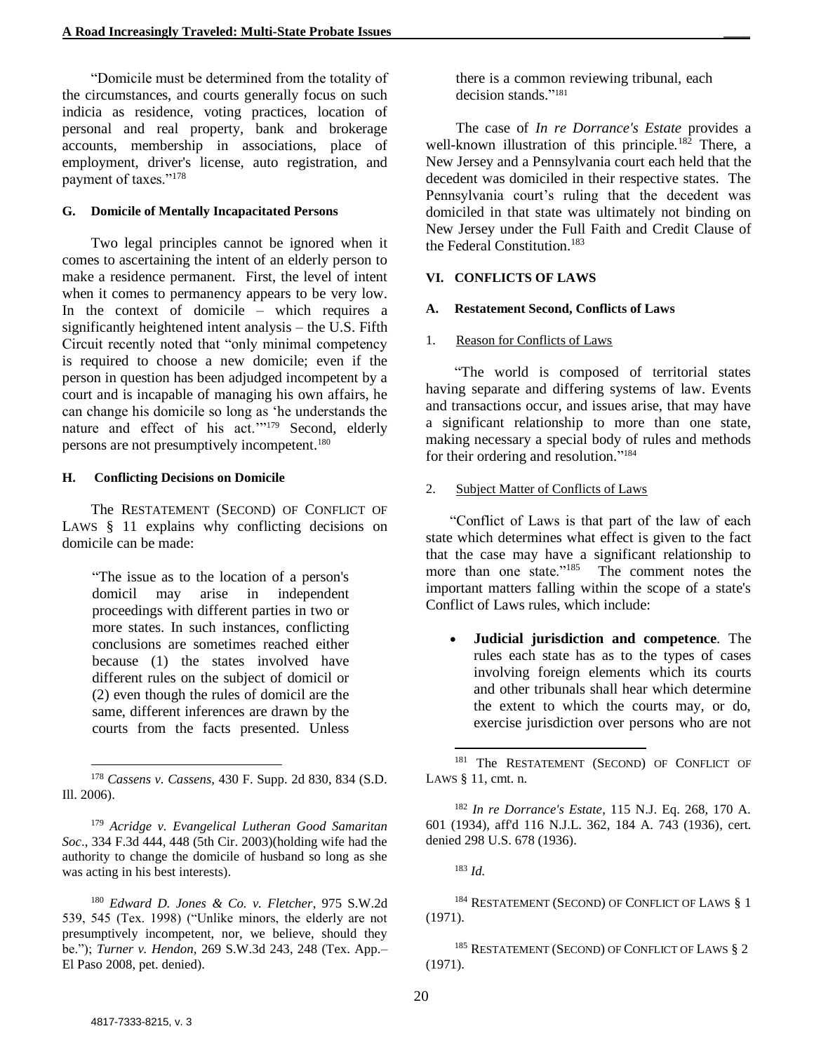"Domicile must be determined from the totality of the circumstances, and courts generally focus on such indicia as residence, voting practices, location of personal and real property, bank and brokerage accounts, membership in associations, place of employment, driver's license, auto registration, and payment of taxes."[178]

#### G. Domicile of Mentally Incapacitated Persons

Two legal principles cannot be ignored when it comes to ascertaining the intent of an elderly person to make a residence permanent. First, the level of intent when it comes to permanency appears to be very low. In the context of domicile – which requires a significantly heightened intent analysis – the U.S. Fifth Circuit recently noted that "only minimal competency is required to choose a new domicile; even if the person in question has been adjudged incompetent by a court and is incapable of managing his own affairs, he can change his domicile so long as 'he understands the nature and effect of his act.'"[179] Second, elderly persons are not presumptively incompetent.[180]

#### H. Conflicting Decisions on Domicile

The RESTATEMENT (SECOND) OF CONFLICT OF LAWS § 11 explains why conflicting decisions on domicile can be made:

> "The issue as to the location of a person's domicil may arise in independent proceedings with different parties in two or more states. In such instances, conflicting conclusions are sometimes reached either because (1) the states involved have different rules on the subject of domicil or (2) even though the rules of domicil are the same, different inferences are drawn by the courts from the facts presented. Unless there is a common reviewing tribunal, each decision stands."[181]

The case of *In re Dorrance's Estate* provides a well-known illustration of this principle.[182] There, a New Jersey and a Pennsylvania court each held that the decedent was domiciled in their respective states. The Pennsylvania court's ruling that the decedent was domiciled in that state was ultimately not binding on New Jersey under the Full Faith and Credit Clause of the Federal Constitution.[183]

### VI. CONFLICTS OF LAWS

#### A. Restatement Second, Conflicts of Laws

##### 1. Reason for Conflicts of Laws

"The world is composed of territorial states having separate and differing systems of law. Events and transactions occur, and issues arise, that may have a significant relationship to more than one state, making necessary a special body of rules and methods for their ordering and resolution."[184]

##### 2. Subject Matter of Conflicts of Laws

"Conflict of Laws is that part of the law of each state which determines what effect is given to the fact that the case may have a significant relationship to more than one state."[185] The comment notes the important matters falling within the scope of a state's Conflict of Laws rules, which include:

- **Judicial jurisdiction and competence**. The rules each state has as to the types of cases involving foreign elements which its courts and other tribunals shall hear which determine the extent to which the courts may, or do, exercise jurisdiction over persons who are not

---

[178] *Cassens v. Cassens*, 430 F. Supp. 2d 830, 834 (S.D. Ill. 2006).

[179] *Acridge v. Evangelical Lutheran Good Samaritan Soc*., 334 F.3d 444, 448 (5th Cir. 2003)(holding wife had the authority to change the domicile of husband so long as she was acting in his best interests).

[180] *Edward D. Jones & Co. v. Fletcher*, 975 S.W.2d 539, 545 (Tex. 1998) ("Unlike minors, the elderly are not presumptively incompetent, nor, we believe, should they be."); *Turner v. Hendon*, 269 S.W.3d 243, 248 (Tex. App.–El Paso 2008, pet. denied).

[181] The RESTATEMENT (SECOND) OF CONFLICT OF LAWS § 11, cmt. n.

[182] *In re Dorrance's Estate*, 115 N.J. Eq. 268, 170 A. 601 (1934), aff'd 116 N.J.L. 362, 184 A. 743 (1936), cert. denied 298 U.S. 678 (1936).

[183] *Id.*

[184] RESTATEMENT (SECOND) OF CONFLICT OF LAWS § 1 (1971).

[185] RESTATEMENT (SECOND) OF CONFLICT OF LAWS § 2 (1971).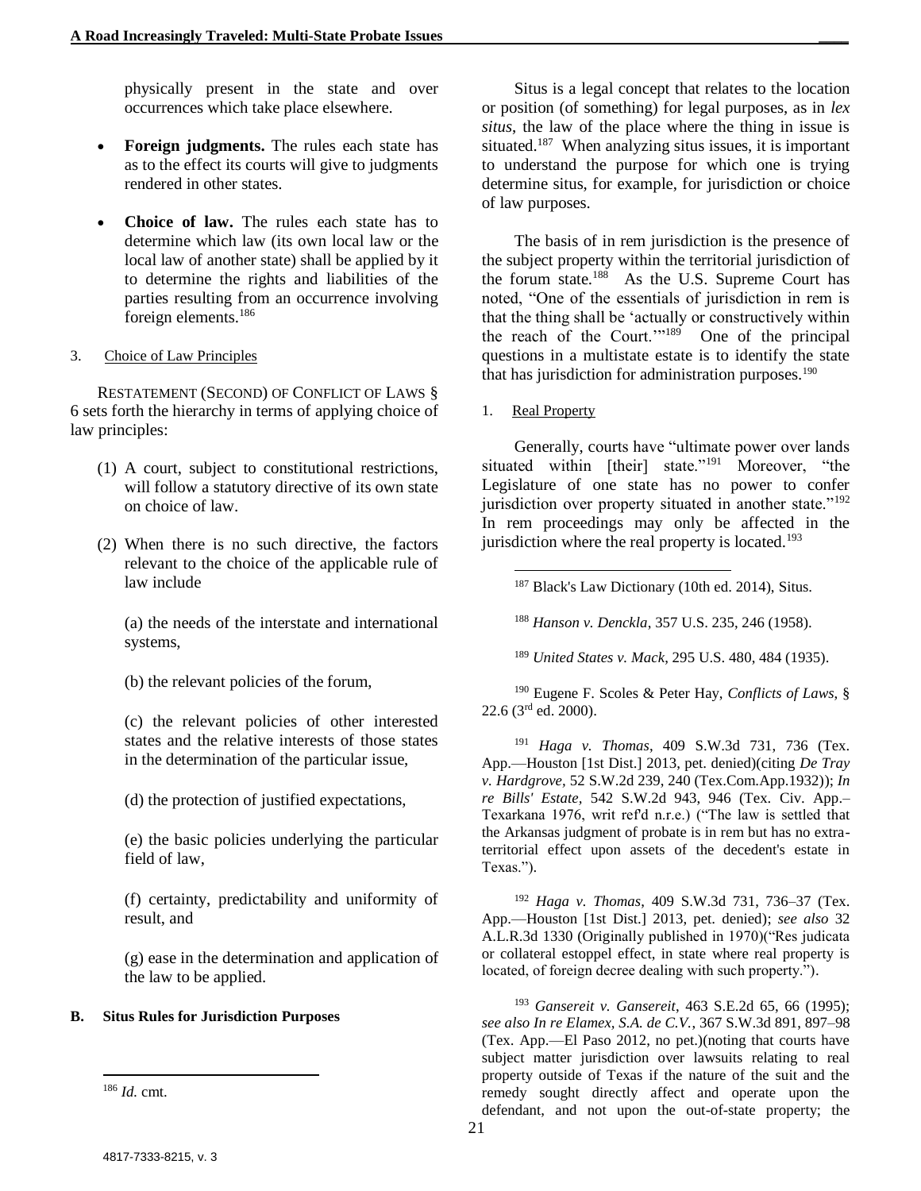physically present in the state and over occurrences which take place elsewhere.

- **Foreign judgments.** The rules each state has as to the effect its courts will give to judgments rendered in other states.

- **Choice of law.** The rules each state has to determine which law (its own local law or the local law of another state) shall be applied by it to determine the rights and liabilities of the parties resulting from an occurrence involving foreign elements.[186]

3. Choice of Law Principles

RESTATEMENT (SECOND) OF CONFLICT OF LAWS § 6 sets forth the hierarchy in terms of applying choice of law principles:

(1) A court, subject to constitutional restrictions, will follow a statutory directive of its own state on choice of law.

(2) When there is no such directive, the factors relevant to the choice of the applicable rule of law include

(a) the needs of the interstate and international systems,

(b) the relevant policies of the forum,

(c) the relevant policies of other interested states and the relative interests of those states in the determination of the particular issue,

(d) the protection of justified expectations,

(e) the basic policies underlying the particular field of law,

(f) certainty, predictability and uniformity of result, and

(g) ease in the determination and application of the law to be applied.

**B. Situs Rules for Jurisdiction Purposes**

Situs is a legal concept that relates to the location or position (of something) for legal purposes, as in *lex situs*, the law of the place where the thing in issue is situated.[187] When analyzing situs issues, it is important to understand the purpose for which one is trying determine situs, for example, for jurisdiction or choice of law purposes.

The basis of in rem jurisdiction is the presence of the subject property within the territorial jurisdiction of the forum state.[188] As the U.S. Supreme Court has noted, "One of the essentials of jurisdiction in rem is that the thing shall be 'actually or constructively within the reach of the Court.'"[189] One of the principal questions in a multistate estate is to identify the state that has jurisdiction for administration purposes.[190]

1. Real Property

Generally, courts have "ultimate power over lands situated within [their] state."[191] Moreover, "the Legislature of one state has no power to confer jurisdiction over property situated in another state."[192] In rem proceedings may only be affected in the jurisdiction where the real property is located.[193]

---

[186] *Id.* cmt.

[187] Black's Law Dictionary (10th ed. 2014), Situs.

[188] *Hanson v. Denckla*, 357 U.S. 235, 246 (1958).

[189] *United States v. Mack*, 295 U.S. 480, 484 (1935).

[190] Eugene F. Scoles & Peter Hay, *Conflicts of Laws*, § 22.6 (3rd ed. 2000).

[191] *Haga v. Thomas*, 409 S.W.3d 731, 736 (Tex. App.—Houston [1st Dist.] 2013, pet. denied)(citing *De Tray v. Hardgrove*, 52 S.W.2d 239, 240 (Tex.Com.App.1932)); *In re Bills' Estate*, 542 S.W.2d 943, 946 (Tex. Civ. App.–Texarkana 1976, writ ref'd n.r.e.) ("The law is settled that the Arkansas judgment of probate is in rem but has no extra-territorial effect upon assets of the decedent's estate in Texas.").

[192] *Haga v. Thomas*, 409 S.W.3d 731, 736–37 (Tex. App.—Houston [1st Dist.] 2013, pet. denied); *see also* 32 A.L.R.3d 1330 (Originally published in 1970)("Res judicata or collateral estoppel effect, in state where real property is located, of foreign decree dealing with such property.").

[193] *Gansereit v. Gansereit*, 463 S.E.2d 65, 66 (1995); *see also In re Elamex, S.A. de C.V.*, 367 S.W.3d 891, 897–98 (Tex. App.—El Paso 2012, no pet.)(noting that courts have subject matter jurisdiction over lawsuits relating to real property outside of Texas if the nature of the suit and the remedy sought directly affect and operate upon the defendant, and not upon the out-of-state property; the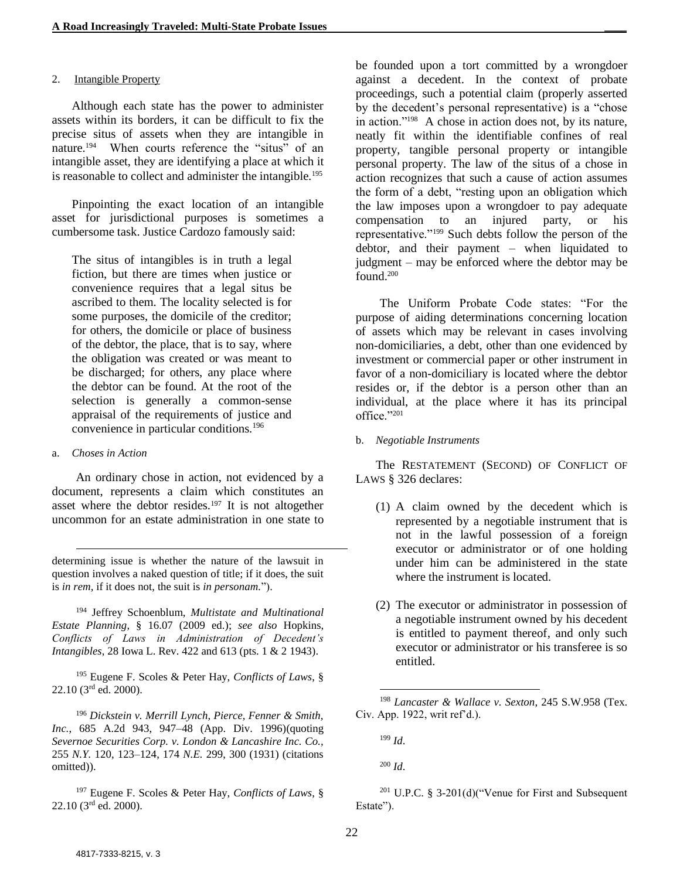### 2. Intangible Property

Although each state has the power to administer assets within its borders, it can be difficult to fix the precise situs of assets when they are intangible in nature.[194] When courts reference the "situs" of an intangible asset, they are identifying a place at which it is reasonable to collect and administer the intangible.[195]

Pinpointing the exact location of an intangible asset for jurisdictional purposes is sometimes a cumbersome task. Justice Cardozo famously said:

> The situs of intangibles is in truth a legal fiction, but there are times when justice or convenience requires that a legal situs be ascribed to them. The locality selected is for some purposes, the domicile of the creditor; for others, the domicile or place of business of the debtor, the place, that is to say, where the obligation was created or was meant to be discharged; for others, any place where the debtor can be found. At the root of the selection is generally a common-sense appraisal of the requirements of justice and convenience in particular conditions.[196]

#### a. *Choses in Action*

An ordinary chose in action, not evidenced by a document, represents a claim which constitutes an asset where the debtor resides.[197] It is not altogether uncommon for an estate administration in one state to be founded upon a tort committed by a wrongdoer against a decedent. In the context of probate proceedings, such a potential claim (properly asserted by the decedent's personal representative) is a "chose in action."[198] A chose in action does not, by its nature, neatly fit within the identifiable confines of real property, tangible personal property or intangible personal property. The law of the situs of a chose in action recognizes that such a cause of action assumes the form of a debt, "resting upon an obligation which the law imposes upon a wrongdoer to pay adequate compensation to an injured party, or his representative."[199] Such debts follow the person of the debtor, and their payment – when liquidated to judgment – may be enforced where the debtor may be found.[200]

The Uniform Probate Code states: "For the purpose of aiding determinations concerning location of assets which may be relevant in cases involving non-domiciliaries, a debt, other than one evidenced by investment or commercial paper or other instrument in favor of a non-domiciliary is located where the debtor resides or, if the debtor is a person other than an individual, at the place where it has its principal office."[201]

#### b. *Negotiable Instruments*

The RESTATEMENT (SECOND) OF CONFLICT OF LAWS § 326 declares:

> (1) A claim owned by the decedent which is represented by a negotiable instrument that is not in the lawful possession of a foreign executor or administrator or of one holding under him can be administered in the state where the instrument is located.
>
> (2) The executor or administrator in possession of a negotiable instrument owned by his decedent is entitled to payment thereof, and only such executor or administrator or his transferee is so entitled.

---

determining issue is whether the nature of the lawsuit in question involves a naked question of title; if it does, the suit is *in rem*, if it does not, the suit is *in personam.*").

[194] Jeffrey Schoenblum, *Multistate and Multinational Estate Planning*, § 16.07 (2009 ed.); *see also* Hopkins, *Conflicts of Laws in Administration of Decedent's Intangibles*, 28 Iowa L. Rev. 422 and 613 (pts. 1 & 2 1943).

[195] Eugene F. Scoles & Peter Hay, *Conflicts of Laws*, § 22.10 (3rd ed. 2000).

[196] *Dickstein v. Merrill Lynch, Pierce, Fenner & Smith, Inc.*, 685 A.2d 943, 947–48 (App. Div. 1996)(quoting *Severnoe Securities Corp. v. London & Lancashire Inc. Co.*, 255 *N.Y.* 120, 123–124, 174 *N.E.* 299, 300 (1931) (citations omitted)).

[197] Eugene F. Scoles & Peter Hay, *Conflicts of Laws*, § 22.10 (3rd ed. 2000).

[198] *Lancaster & Wallace v. Sexton*, 245 S.W.958 (Tex. Civ. App. 1922, writ ref'd.).

[199] *Id*.

[200] *Id*.

[201] U.P.C. § 3-201(d)("Venue for First and Subsequent Estate").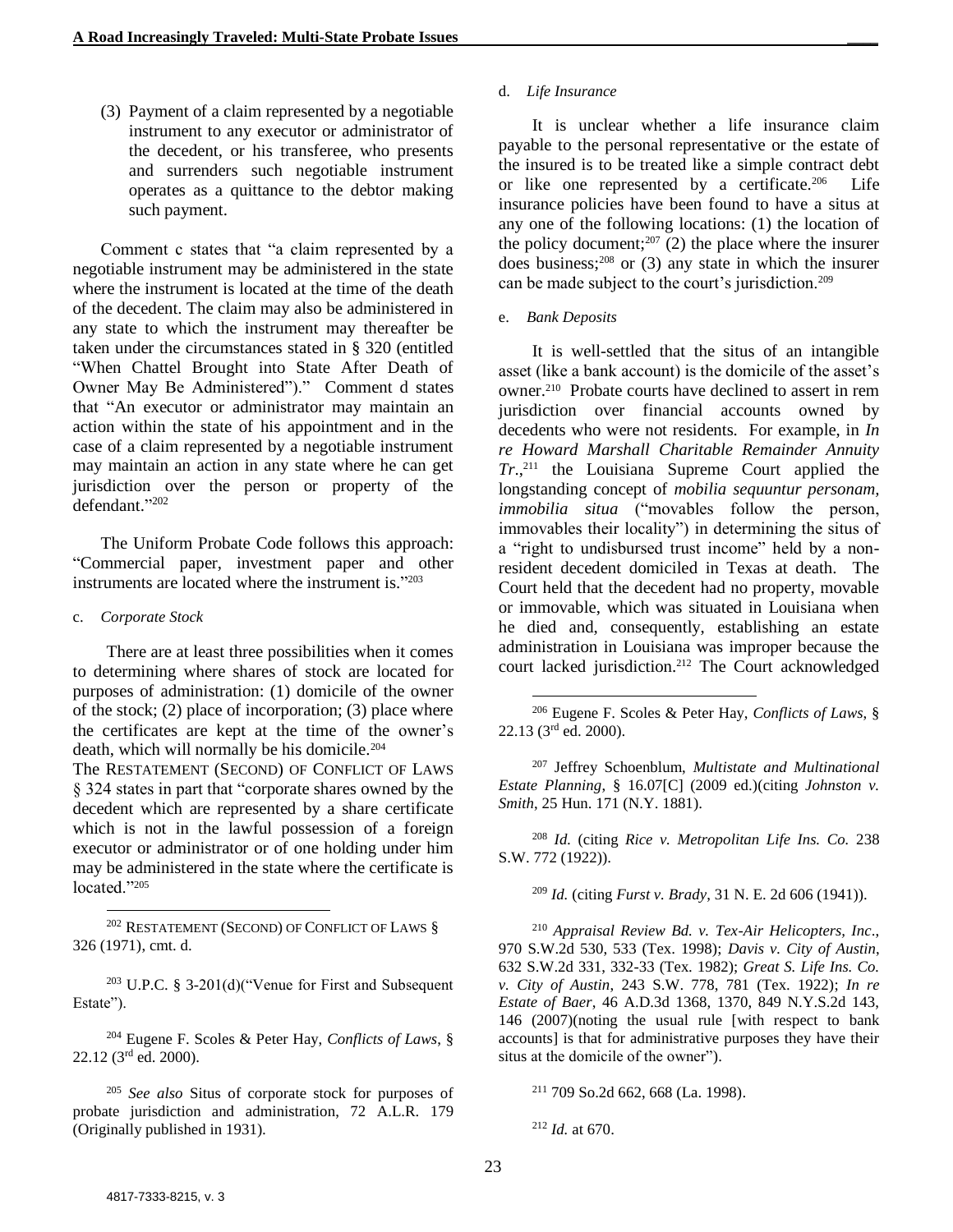(3) Payment of a claim represented by a negotiable instrument to any executor or administrator of the decedent, or his transferee, who presents and surrenders such negotiable instrument operates as a quittance to the debtor making such payment.

Comment c states that "a claim represented by a negotiable instrument may be administered in the state where the instrument is located at the time of the death of the decedent. The claim may also be administered in any state to which the instrument may thereafter be taken under the circumstances stated in § 320 (entitled "When Chattel Brought into State After Death of Owner May Be Administered")." Comment d states that "An executor or administrator may maintain an action within the state of his appointment and in the case of a claim represented by a negotiable instrument may maintain an action in any state where he can get jurisdiction over the person or property of the defendant."[202]

The Uniform Probate Code follows this approach: "Commercial paper, investment paper and other instruments are located where the instrument is."[203]

c. *Corporate Stock*

There are at least three possibilities when it comes to determining where shares of stock are located for purposes of administration: (1) domicile of the owner of the stock; (2) place of incorporation; (3) place where the certificates are kept at the time of the owner's death, which will normally be his domicile.[204]
The RESTATEMENT (SECOND) OF CONFLICT OF LAWS § 324 states in part that "corporate shares owned by the decedent which are represented by a share certificate which is not in the lawful possession of a foreign executor or administrator or of one holding under him may be administered in the state where the certificate is located."[205]

d. *Life Insurance*

It is unclear whether a life insurance claim payable to the personal representative or the estate of the insured is to be treated like a simple contract debt or like one represented by a certificate.[206] Life insurance policies have been found to have a situs at any one of the following locations: (1) the location of the policy document;[207] (2) the place where the insurer does business;[208] or (3) any state in which the insurer can be made subject to the court's jurisdiction.[209]

e. *Bank Deposits*

It is well-settled that the situs of an intangible asset (like a bank account) is the domicile of the asset's owner.[210] Probate courts have declined to assert in rem jurisdiction over financial accounts owned by decedents who were not residents. For example, in *In re Howard Marshall Charitable Remainder Annuity Tr.*,[211] the Louisiana Supreme Court applied the longstanding concept of *mobilia sequuntur personam, immobilia situa* ("movables follow the person, immovables their locality") in determining the situs of a "right to undisbursed trust income" held by a non-resident decedent domiciled in Texas at death. The Court held that the decedent had no property, movable or immovable, which was situated in Louisiana when he died and, consequently, establishing an estate administration in Louisiana was improper because the court lacked jurisdiction.[212] The Court acknowledged

---

[202] RESTATEMENT (SECOND) OF CONFLICT OF LAWS § 326 (1971), cmt. d.

[203] U.P.C. § 3-201(d)("Venue for First and Subsequent Estate").

[204] Eugene F. Scoles & Peter Hay, *Conflicts of Laws*, § 22.12 (3rd ed. 2000).

[205] *See also* Situs of corporate stock for purposes of probate jurisdiction and administration, 72 A.L.R. 179 (Originally published in 1931).

[206] Eugene F. Scoles & Peter Hay, *Conflicts of Laws*, § 22.13 (3rd ed. 2000).

[207] Jeffrey Schoenblum, *Multistate and Multinational Estate Planning*, § 16.07[C] (2009 ed.)(citing *Johnston v. Smith*, 25 Hun. 171 (N.Y. 1881).

[208] *Id.* (citing *Rice v. Metropolitan Life Ins. Co.* 238 S.W. 772 (1922)).

[209] *Id.* (citing *Furst v. Brady*, 31 N. E. 2d 606 (1941)).

[210] *Appraisal Review Bd. v. Tex-Air Helicopters, Inc.*, 970 S.W.2d 530, 533 (Tex. 1998); *Davis v. City of Austin*, 632 S.W.2d 331, 332-33 (Tex. 1982); *Great S. Life Ins. Co. v. City of Austin*, 243 S.W. 778, 781 (Tex. 1922); *In re Estate of Baer*, 46 A.D.3d 1368, 1370, 849 N.Y.S.2d 143, 146 (2007)(noting the usual rule [with respect to bank accounts] is that for administrative purposes they have their situs at the domicile of the owner").

[211] 709 So.2d 662, 668 (La. 1998).

[212] *Id.* at 670.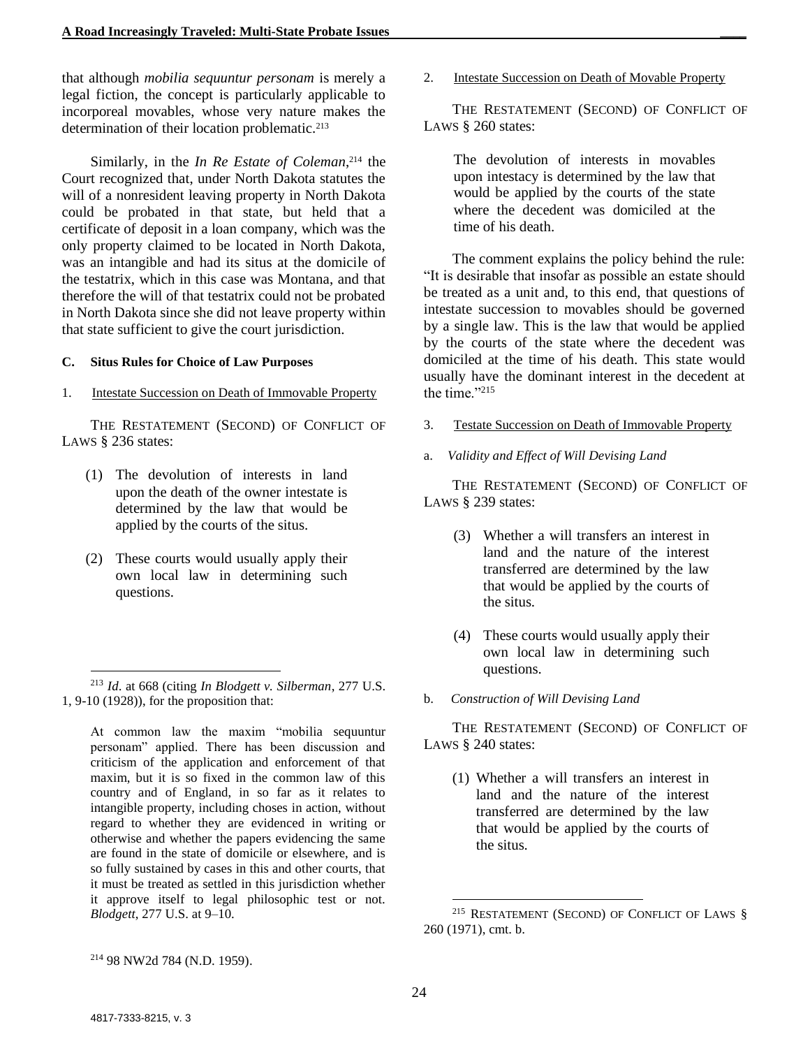that although *mobilia sequuntur personam* is merely a legal fiction, the concept is particularly applicable to incorporeal movables, whose very nature makes the determination of their location problematic.[213]

Similarly, in the *In Re Estate of Coleman*,[214] the Court recognized that, under North Dakota statutes the will of a nonresident leaving property in North Dakota could be probated in that state, but held that a certificate of deposit in a loan company, which was the only property claimed to be located in North Dakota, was an intangible and had its situs at the domicile of the testatrix, which in this case was Montana, and that therefore the will of that testatrix could not be probated in North Dakota since she did not leave property within that state sufficient to give the court jurisdiction.

### C. Situs Rules for Choice of Law Purposes

#### 1. Intestate Succession on Death of Immovable Property

THE RESTATEMENT (SECOND) OF CONFLICT OF LAWS § 236 states:

> (1) The devolution of interests in land upon the death of the owner intestate is determined by the law that would be applied by the courts of the situs.
>
> (2) These courts would usually apply their own local law in determining such questions.

#### 2. Intestate Succession on Death of Movable Property

THE RESTATEMENT (SECOND) OF CONFLICT OF LAWS § 260 states:

> The devolution of interests in movables upon intestacy is determined by the law that would be applied by the courts of the state where the decedent was domiciled at the time of his death.

The comment explains the policy behind the rule: "It is desirable that insofar as possible an estate should be treated as a unit and, to this end, that questions of intestate succession to movables should be governed by a single law. This is the law that would be applied by the courts of the state where the decedent was domiciled at the time of his death. This state would usually have the dominant interest in the decedent at the time."[215]

#### 3. Testate Succession on Death of Immovable Property

##### a. *Validity and Effect of Will Devising Land*

THE RESTATEMENT (SECOND) OF CONFLICT OF LAWS § 239 states:

> (3) Whether a will transfers an interest in land and the nature of the interest transferred are determined by the law that would be applied by the courts of the situs.
>
> (4) These courts would usually apply their own local law in determining such questions.

##### b. *Construction of Will Devising Land*

THE RESTATEMENT (SECOND) OF CONFLICT OF LAWS § 240 states:

> (1) Whether a will transfers an interest in land and the nature of the interest transferred are determined by the law that would be applied by the courts of the situs.

---

[213] *Id.* at 668 (citing *In Blodgett v. Silberman*, 277 U.S. 1, 9-10 (1928)), for the proposition that:

> At common law the maxim "mobilia sequuntur personam" applied. There has been discussion and criticism of the application and enforcement of that maxim, but it is so fixed in the common law of this country and of England, in so far as it relates to intangible property, including choses in action, without regard to whether they are evidenced in writing or otherwise and whether the papers evidencing the same are found in the state of domicile or elsewhere, and is so fully sustained by cases in this and other courts, that it must be treated as settled in this jurisdiction whether it approve itself to legal philosophic test or not. *Blodgett*, 277 U.S. at 9–10.

[214] 98 NW2d 784 (N.D. 1959).

[215] RESTATEMENT (SECOND) OF CONFLICT OF LAWS § 260 (1971), cmt. b.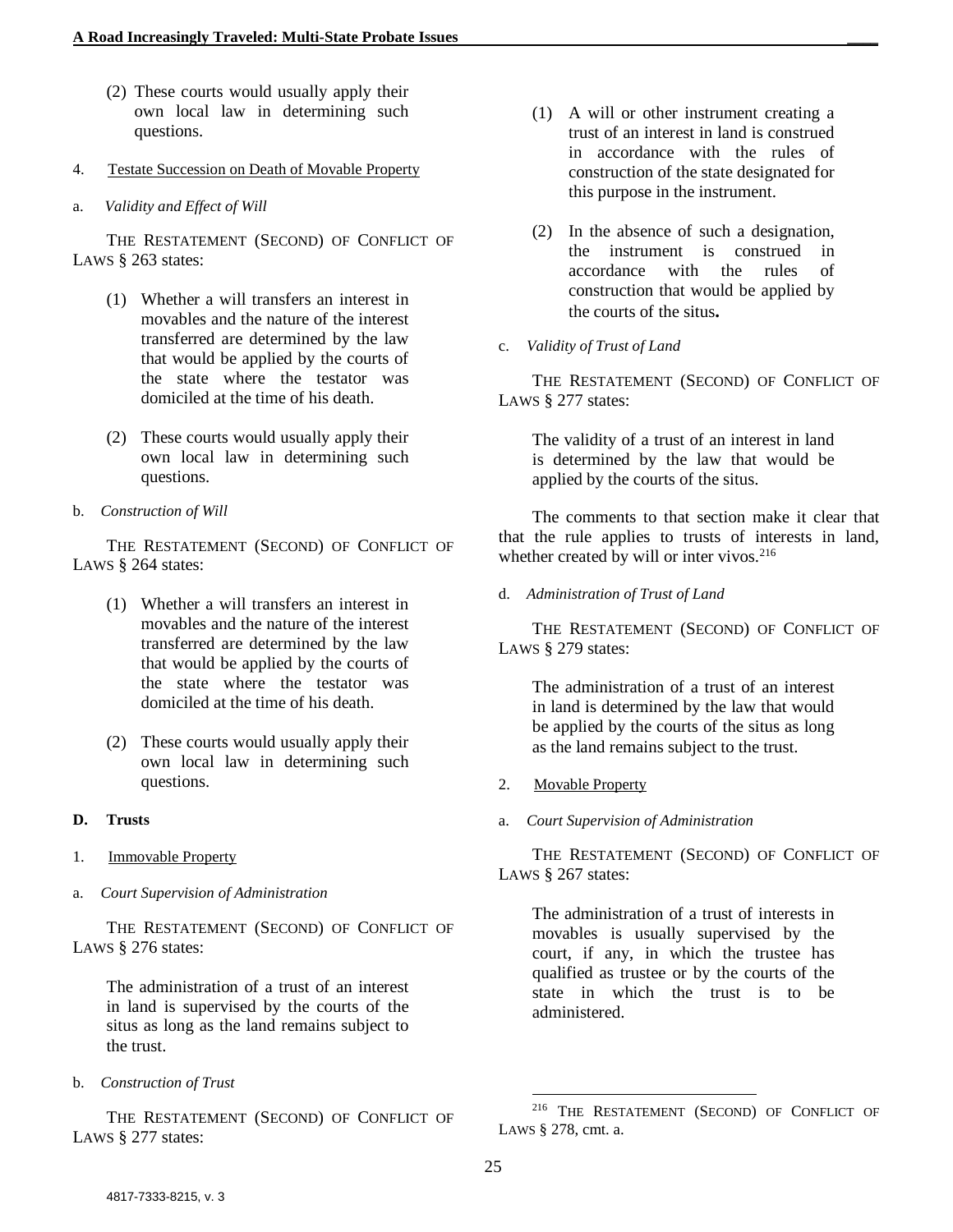(2) These courts would usually apply their own local law in determining such questions.

4. Testate Succession on Death of Movable Property

a. *Validity and Effect of Will*

THE RESTATEMENT (SECOND) OF CONFLICT OF LAWS § 263 states:

> (1) Whether a will transfers an interest in movables and the nature of the interest transferred are determined by the law that would be applied by the courts of the state where the testator was domiciled at the time of his death.
>
> (2) These courts would usually apply their own local law in determining such questions.

b. *Construction of Will*

THE RESTATEMENT (SECOND) OF CONFLICT OF LAWS § 264 states:

> (1) Whether a will transfers an interest in movables and the nature of the interest transferred are determined by the law that would be applied by the courts of the state where the testator was domiciled at the time of his death.
>
> (2) These courts would usually apply their own local law in determining such questions.

**D. Trusts**

1. Immovable Property

a. *Court Supervision of Administration*

THE RESTATEMENT (SECOND) OF CONFLICT OF LAWS § 276 states:

> The administration of a trust of an interest in land is supervised by the courts of the situs as long as the land remains subject to the trust.

b. *Construction of Trust*

THE RESTATEMENT (SECOND) OF CONFLICT OF LAWS § 277 states:

> (1) A will or other instrument creating a trust of an interest in land is construed in accordance with the rules of construction of the state designated for this purpose in the instrument.
>
> (2) In the absence of such a designation, the instrument is construed in accordance with the rules of construction that would be applied by the courts of the situs.

c. *Validity of Trust of Land*

THE RESTATEMENT (SECOND) OF CONFLICT OF LAWS § 277 states:

> The validity of a trust of an interest in land is determined by the law that would be applied by the courts of the situs.

The comments to that section make it clear that that the rule applies to trusts of interests in land, whether created by will or inter vivos.[216]

d. *Administration of Trust of Land*

THE RESTATEMENT (SECOND) OF CONFLICT OF LAWS § 279 states:

> The administration of a trust of an interest in land is determined by the law that would be applied by the courts of the situs as long as the land remains subject to the trust.

2. Movable Property

a. *Court Supervision of Administration*

THE RESTATEMENT (SECOND) OF CONFLICT OF LAWS § 267 states:

> The administration of a trust of interests in movables is usually supervised by the court, if any, in which the trustee has qualified as trustee or by the courts of the state in which the trust is to be administered.

---

[216] THE RESTATEMENT (SECOND) OF CONFLICT OF LAWS § 278, cmt. a.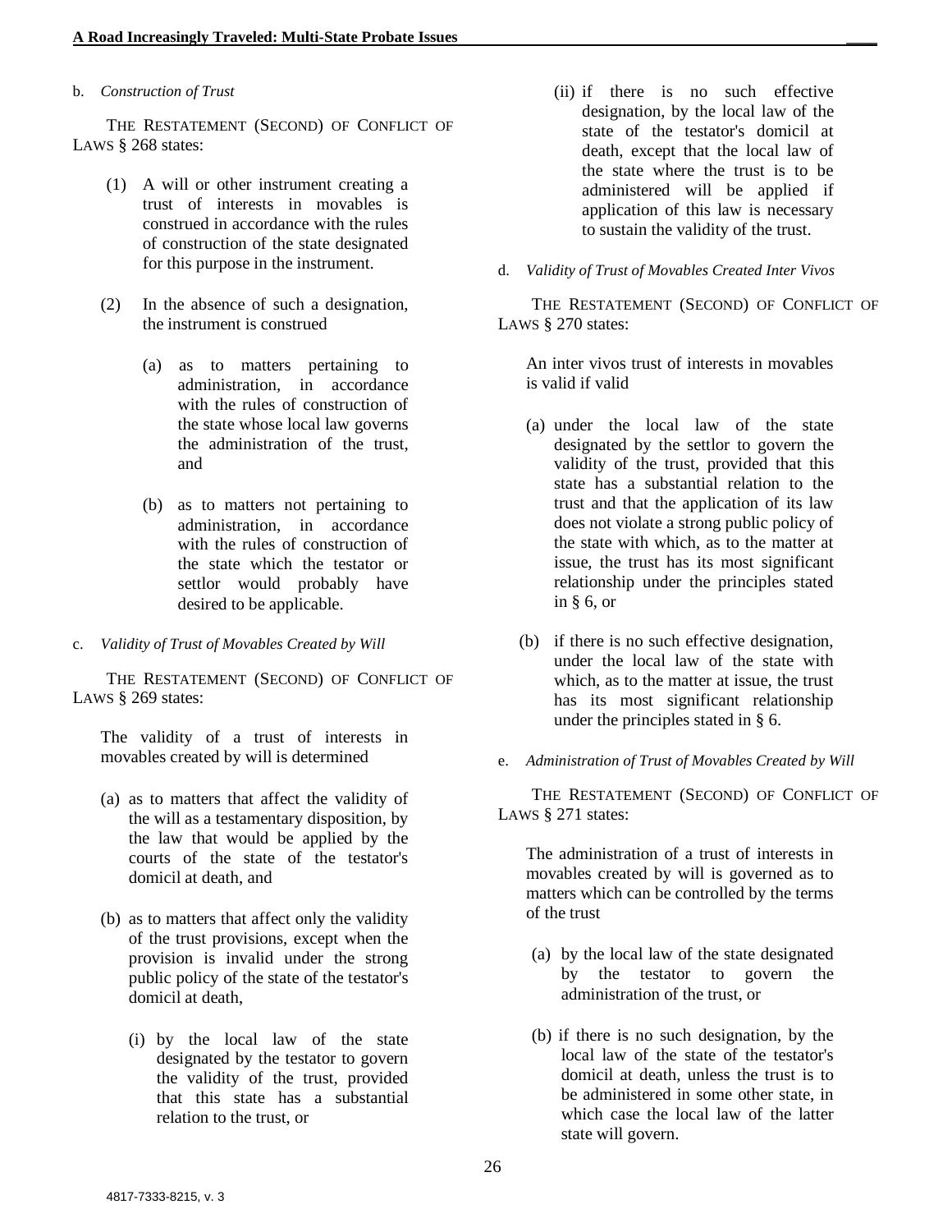b. *Construction of Trust*

THE RESTATEMENT (SECOND) OF CONFLICT OF LAWS § 268 states:

> (1) A will or other instrument creating a trust of interests in movables is construed in accordance with the rules of construction of the state designated for this purpose in the instrument.
>
> (2) In the absence of such a designation, the instrument is construed
>
> (a) as to matters pertaining to administration, in accordance with the rules of construction of the state whose local law governs the administration of the trust, and
>
> (b) as to matters not pertaining to administration, in accordance with the rules of construction of the state which the testator or settlor would probably have desired to be applicable.

c. *Validity of Trust of Movables Created by Will*

THE RESTATEMENT (SECOND) OF CONFLICT OF LAWS § 269 states:

> The validity of a trust of interests in movables created by will is determined
>
> (a) as to matters that affect the validity of the will as a testamentary disposition, by the law that would be applied by the courts of the state of the testator's domicil at death, and
>
> (b) as to matters that affect only the validity of the trust provisions, except when the provision is invalid under the strong public policy of the state of the testator's domicil at death,
>
> (i) by the local law of the state designated by the testator to govern the validity of the trust, provided that this state has a substantial relation to the trust, or
>
> (ii) if there is no such effective designation, by the local law of the state of the testator's domicil at death, except that the local law of the state where the trust is to be administered will be applied if application of this law is necessary to sustain the validity of the trust.

d. *Validity of Trust of Movables Created Inter Vivos*

THE RESTATEMENT (SECOND) OF CONFLICT OF LAWS § 270 states:

> An inter vivos trust of interests in movables is valid if valid
>
> (a) under the local law of the state designated by the settlor to govern the validity of the trust, provided that this state has a substantial relation to the trust and that the application of its law does not violate a strong public policy of the state with which, as to the matter at issue, the trust has its most significant relationship under the principles stated in § 6, or
>
> (b) if there is no such effective designation, under the local law of the state with which, as to the matter at issue, the trust has its most significant relationship under the principles stated in § 6.

e. *Administration of Trust of Movables Created by Will*

THE RESTATEMENT (SECOND) OF CONFLICT OF LAWS § 271 states:

> The administration of a trust of interests in movables created by will is governed as to matters which can be controlled by the terms of the trust
>
> (a) by the local law of the state designated by the testator to govern the administration of the trust, or
>
> (b) if there is no such designation, by the local law of the state of the testator's domicil at death, unless the trust is to be administered in some other state, in which case the local law of the latter state will govern.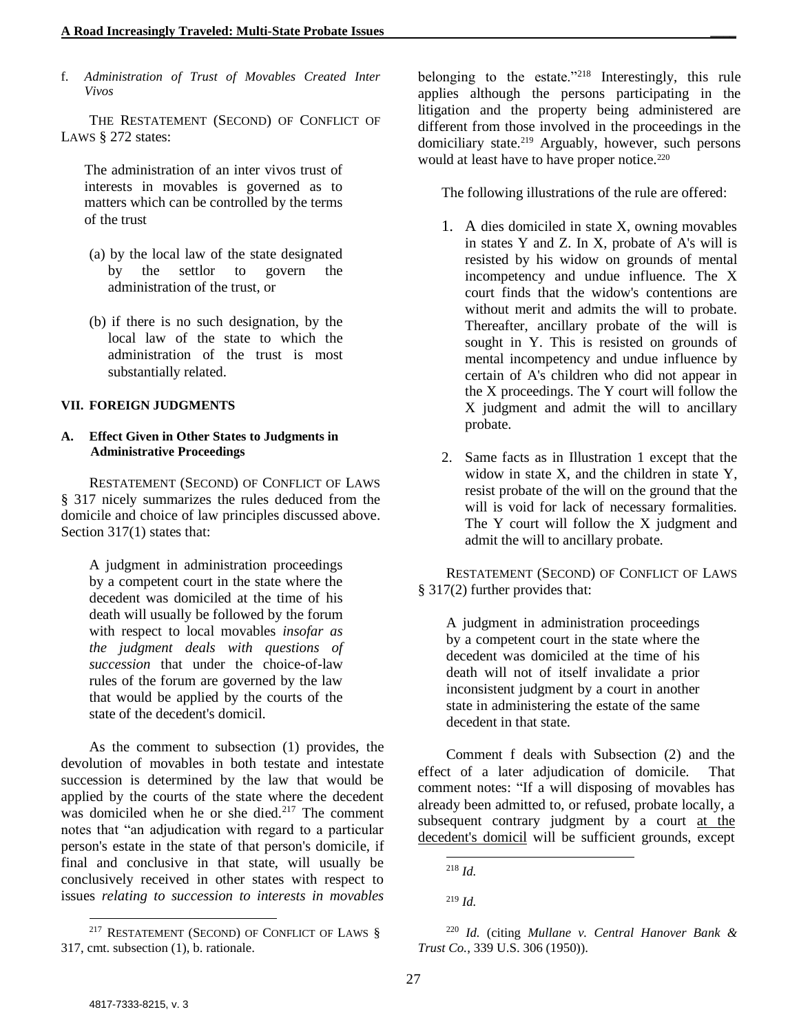f. *Administration of Trust of Movables Created Inter Vivos*

THE RESTATEMENT (SECOND) OF CONFLICT OF LAWS § 272 states:

> The administration of an inter vivos trust of interests in movables is governed as to matters which can be controlled by the terms of the trust
>
> (a) by the local law of the state designated by the settlor to govern the administration of the trust, or
>
> (b) if there is no such designation, by the local law of the state to which the administration of the trust is most substantially related.

## VII. FOREIGN JUDGMENTS

### A. Effect Given in Other States to Judgments in Administrative Proceedings

RESTATEMENT (SECOND) OF CONFLICT OF LAWS § 317 nicely summarizes the rules deduced from the domicile and choice of law principles discussed above. Section 317(1) states that:

> A judgment in administration proceedings by a competent court in the state where the decedent was domiciled at the time of his death will usually be followed by the forum with respect to local movables *insofar as the judgment deals with questions of succession* that under the choice-of-law rules of the forum are governed by the law that would be applied by the courts of the state of the decedent's domicil.

As the comment to subsection (1) provides, the devolution of movables in both testate and intestate succession is determined by the law that would be applied by the courts of the state where the decedent was domiciled when he or she died.[217] The comment notes that "an adjudication with regard to a particular person's estate in the state of that person's domicile, if final and conclusive in that state, will usually be conclusively received in other states with respect to issues *relating to succession to interests in movables* belonging to the estate."[218] Interestingly, this rule applies although the persons participating in the litigation and the property being administered are different from those involved in the proceedings in the domiciliary state.[219] Arguably, however, such persons would at least have to have proper notice.[220]

The following illustrations of the rule are offered:

1. A dies domiciled in state X, owning movables in states Y and Z. In X, probate of A's will is resisted by his widow on grounds of mental incompetency and undue influence. The X court finds that the widow's contentions are without merit and admits the will to probate. Thereafter, ancillary probate of the will is sought in Y. This is resisted on grounds of mental incompetency and undue influence by certain of A's children who did not appear in the X proceedings. The Y court will follow the X judgment and admit the will to ancillary probate.

2. Same facts as in Illustration 1 except that the widow in state X, and the children in state Y, resist probate of the will on the ground that the will is void for lack of necessary formalities. The Y court will follow the X judgment and admit the will to ancillary probate.

RESTATEMENT (SECOND) OF CONFLICT OF LAWS § 317(2) further provides that:

> A judgment in administration proceedings by a competent court in the state where the decedent was domiciled at the time of his death will not of itself invalidate a prior inconsistent judgment by a court in another state in administering the estate of the same decedent in that state.

Comment f deals with Subsection (2) and the effect of a later adjudication of domicile. That comment notes: "If a will disposing of movables has already been admitted to, or refused, probate locally, a subsequent contrary judgment by a court <u>at the decedent's domicil</u> will be sufficient grounds, except

---

[217] RESTATEMENT (SECOND) OF CONFLICT OF LAWS § 317, cmt. subsection (1), b. rationale.

[218] *Id.*

[219] *Id.*

[220] *Id.* (citing *Mullane v. Central Hanover Bank & Trust Co.*, 339 U.S. 306 (1950)).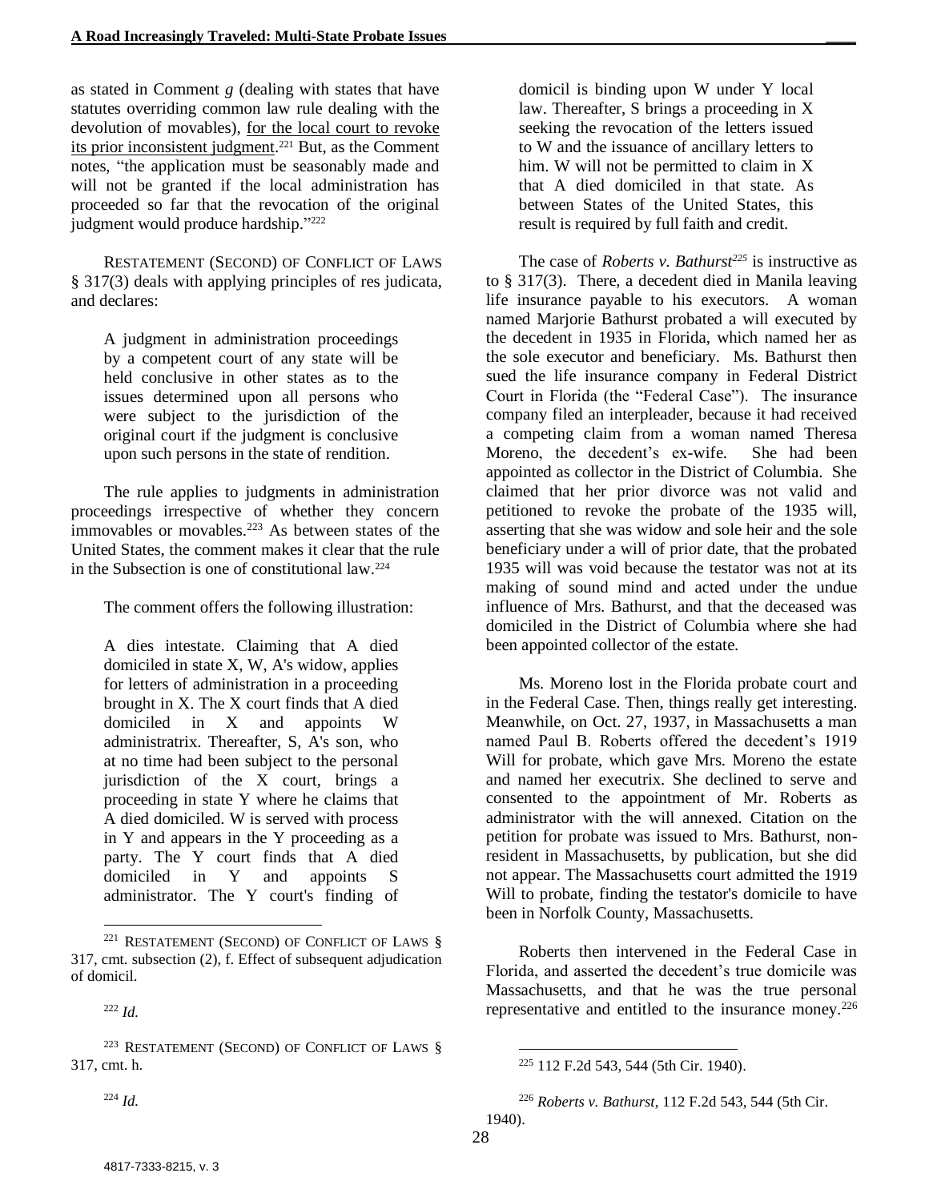as stated in Comment *g* (dealing with states that have statutes overriding common law rule dealing with the devolution of movables), <u>for the local court to revoke its prior inconsistent judgment</u>.[221] But, as the Comment notes, "the application must be seasonably made and will not be granted if the local administration has proceeded so far that the revocation of the original judgment would produce hardship."[222]

RESTATEMENT (SECOND) OF CONFLICT OF LAWS § 317(3) deals with applying principles of res judicata, and declares:

> A judgment in administration proceedings by a competent court of any state will be held conclusive in other states as to the issues determined upon all persons who were subject to the jurisdiction of the original court if the judgment is conclusive upon such persons in the state of rendition.

The rule applies to judgments in administration proceedings irrespective of whether they concern immovables or movables.[223] As between states of the United States, the comment makes it clear that the rule in the Subsection is one of constitutional law.[224]

The comment offers the following illustration:

> A dies intestate. Claiming that A died domiciled in state X, W, A's widow, applies for letters of administration in a proceeding brought in X. The X court finds that A died domiciled in X and appoints W administratrix. Thereafter, S, A's son, who at no time had been subject to the personal jurisdiction of the X court, brings a proceeding in state Y where he claims that A died domiciled. W is served with process in Y and appears in the Y proceeding as a party. The Y court finds that A died domiciled in Y and appoints S administrator. The Y court's finding of domicil is binding upon W under Y local law. Thereafter, S brings a proceeding in X seeking the revocation of the letters issued to W and the issuance of ancillary letters to him. W will not be permitted to claim in X that A died domiciled in that state. As between States of the United States, this result is required by full faith and credit.

The case of ***Roberts v. Bathurst***[225] is instructive as to § 317(3). There, a decedent died in Manila leaving life insurance payable to his executors. A woman named Marjorie Bathurst probated a will executed by the decedent in 1935 in Florida, which named her as the sole executor and beneficiary. Ms. Bathurst then sued the life insurance company in Federal District Court in Florida (the "Federal Case"). The insurance company filed an interpleader, because it had received a competing claim from a woman named Theresa Moreno, the decedent's ex-wife. She had been appointed as collector in the District of Columbia. She claimed that her prior divorce was not valid and petitioned to revoke the probate of the 1935 will, asserting that she was widow and sole heir and the sole beneficiary under a will of prior date, that the probated 1935 will was void because the testator was not at its making of sound mind and acted under the undue influence of Mrs. Bathurst, and that the deceased was domiciled in the District of Columbia where she had been appointed collector of the estate.

Ms. Moreno lost in the Florida probate court and in the Federal Case. Then, things really get interesting. Meanwhile, on Oct. 27, 1937, in Massachusetts a man named Paul B. Roberts offered the decedent's 1919 Will for probate, which gave Mrs. Moreno the estate and named her executrix. She declined to serve and consented to the appointment of Mr. Roberts as administrator with the will annexed. Citation on the petition for probate was issued to Mrs. Bathurst, non-resident in Massachusetts, by publication, but she did not appear. The Massachusetts court admitted the 1919 Will to probate, finding the testator's domicile to have been in Norfolk County, Massachusetts.

Roberts then intervened in the Federal Case in Florida, and asserted the decedent's true domicile was Massachusetts, and that he was the true personal representative and entitled to the insurance money.[226]

---

[221] RESTATEMENT (SECOND) OF CONFLICT OF LAWS § 317, cmt. subsection (2), f. Effect of subsequent adjudication of domicil.

[222] *Id.*

[223] RESTATEMENT (SECOND) OF CONFLICT OF LAWS § 317, cmt. h.

[224] *Id.*

[225] 112 F.2d 543, 544 (5th Cir. 1940).

[226] *Roberts v. Bathurst*, 112 F.2d 543, 544 (5th Cir. 1940).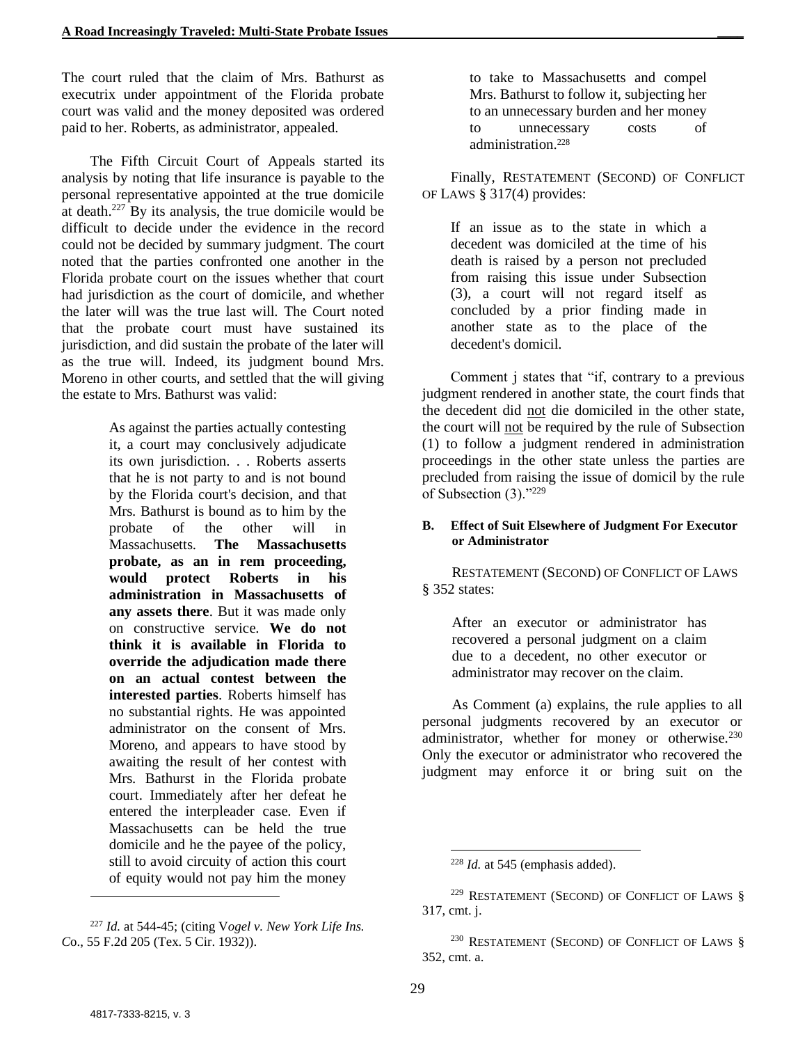The court ruled that the claim of Mrs. Bathurst as executrix under appointment of the Florida probate court was valid and the money deposited was ordered paid to her. Roberts, as administrator, appealed.

The Fifth Circuit Court of Appeals started its analysis by noting that life insurance is payable to the personal representative appointed at the true domicile at death.[227] By its analysis, the true domicile would be difficult to decide under the evidence in the record could not be decided by summary judgment. The court noted that the parties confronted one another in the Florida probate court on the issues whether that court had jurisdiction as the court of domicile, and whether the later will was the true last will. The Court noted that the probate court must have sustained its jurisdiction, and did sustain the probate of the later will as the true will. Indeed, its judgment bound Mrs. Moreno in other courts, and settled that the will giving the estate to Mrs. Bathurst was valid:

> As against the parties actually contesting it, a court may conclusively adjudicate its own jurisdiction. . . Roberts asserts that he is not party to and is not bound by the Florida court's decision, and that Mrs. Bathurst is bound as to him by the probate of the other will in Massachusetts. **The Massachusetts probate, as an in rem proceeding, would protect Roberts in his administration in Massachusetts of any assets there**. But it was made only on constructive service. **We do not think it is available in Florida to override the adjudication made there on an actual contest between the interested parties**. Roberts himself has no substantial rights. He was appointed administrator on the consent of Mrs. Moreno, and appears to have stood by awaiting the result of her contest with Mrs. Bathurst in the Florida probate court. Immediately after her defeat he entered the interpleader case. Even if Massachusetts can be held the true domicile and he the payee of the policy, still to avoid circuity of action this court of equity would not pay him the money to take to Massachusetts and compel Mrs. Bathurst to follow it, subjecting her to an unnecessary burden and her money to unnecessary costs of administration.[228]

Finally, RESTATEMENT (SECOND) OF CONFLICT OF LAWS § 317(4) provides:

> If an issue as to the state in which a decedent was domiciled at the time of his death is raised by a person not precluded from raising this issue under Subsection (3), a court will not regard itself as concluded by a prior finding made in another state as to the place of the decedent's domicil.

Comment j states that "if, contrary to a previous judgment rendered in another state, the court finds that the decedent did not die domiciled in the other state, the court will not be required by the rule of Subsection (1) to follow a judgment rendered in administration proceedings in the other state unless the parties are precluded from raising the issue of domicil by the rule of Subsection (3)."[229]

#### B. Effect of Suit Elsewhere of Judgment For Executor or Administrator

RESTATEMENT (SECOND) OF CONFLICT OF LAWS § 352 states:

> After an executor or administrator has recovered a personal judgment on a claim due to a decedent, no other executor or administrator may recover on the claim.

As Comment (a) explains, the rule applies to all personal judgments recovered by an executor or administrator, whether for money or otherwise.[230] Only the executor or administrator who recovered the judgment may enforce it or bring suit on the

---

[227] *Id.* at 544-45; (citing V*ogel v. New York Life Ins. C*o., 55 F.2d 205 (Tex. 5 Cir. 1932)).

[228] *Id.* at 545 (emphasis added).

[229] RESTATEMENT (SECOND) OF CONFLICT OF LAWS § 317, cmt. j.

[230] RESTATEMENT (SECOND) OF CONFLICT OF LAWS § 352, cmt. a.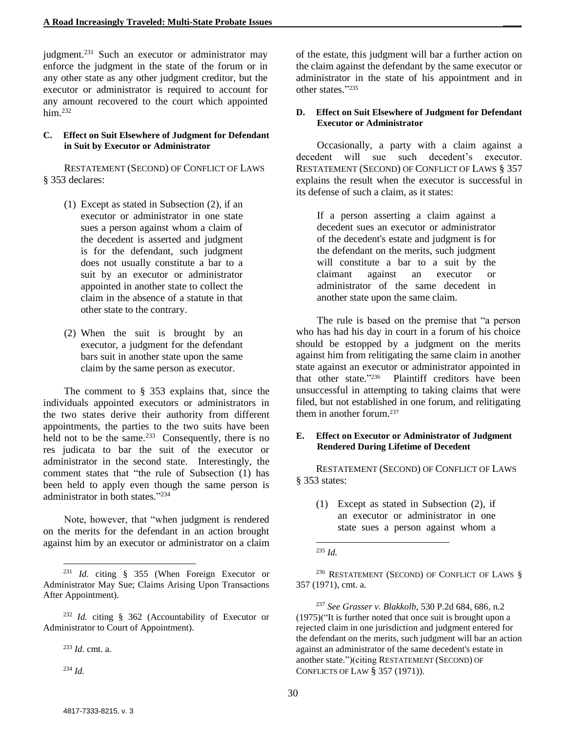judgment.[231] Such an executor or administrator may enforce the judgment in the state of the forum or in any other state as any other judgment creditor, but the executor or administrator is required to account for any amount recovered to the court which appointed him.[232]

#### C. Effect on Suit Elsewhere of Judgment for Defendant in Suit by Executor or Administrator

RESTATEMENT (SECOND) OF CONFLICT OF LAWS § 353 declares:

> (1) Except as stated in Subsection (2), if an executor or administrator in one state sues a person against whom a claim of the decedent is asserted and judgment is for the defendant, such judgment does not usually constitute a bar to a suit by an executor or administrator appointed in another state to collect the claim in the absence of a statute in that other state to the contrary.
>
> (2) When the suit is brought by an executor, a judgment for the defendant bars suit in another state upon the same claim by the same person as executor.

The comment to § 353 explains that, since the individuals appointed executors or administrators in the two states derive their authority from different appointments, the parties to the two suits have been held not to be the same.[233] Consequently, there is no res judicata to bar the suit of the executor or administrator in the second state. Interestingly, the comment states that "the rule of Subsection (1) has been held to apply even though the same person is administrator in both states."[234]

Note, however, that "when judgment is rendered on the merits for the defendant in an action brought against him by an executor or administrator on a claim of the estate, this judgment will bar a further action on the claim against the defendant by the same executor or administrator in the state of his appointment and in other states."[235]

#### D. Effect on Suit Elsewhere of Judgment for Defendant Executor or Administrator

Occasionally, a party with a claim against a decedent will sue such decedent's executor. RESTATEMENT (SECOND) OF CONFLICT OF LAWS § 357 explains the result when the executor is successful in its defense of such a claim, as it states:

> If a person asserting a claim against a decedent sues an executor or administrator of the decedent's estate and judgment is for the defendant on the merits, such judgment will constitute a bar to a suit by the claimant against an executor or administrator of the same decedent in another state upon the same claim.

The rule is based on the premise that "a person who has had his day in court in a forum of his choice should be estopped by a judgment on the merits against him from relitigating the same claim in another state against an executor or administrator appointed in that other state."[236] Plaintiff creditors have been unsuccessful in attempting to taking claims that were filed, but not established in one forum, and relitigating them in another forum.[237]

#### E. Effect on Executor or Administrator of Judgment Rendered During Lifetime of Decedent

RESTATEMENT (SECOND) OF CONFLICT OF LAWS § 353 states:

> (1) Except as stated in Subsection (2), if an executor or administrator in one state sues a person against whom a

---

[231] *Id.* citing § 355 (When Foreign Executor or Administrator May Sue; Claims Arising Upon Transactions After Appointment).

[232] *Id.* citing § 362 (Accountability of Executor or Administrator to Court of Appointment).

[233] *Id.* cmt. a.

[234] *Id.*

[235] *Id.*

[236] RESTATEMENT (SECOND) OF CONFLICT OF LAWS § 357 (1971), cmt. a.

[237] *See Grasser v. Blakkolb*, 530 P.2d 684, 686, n.2 (1975)("It is further noted that once suit is brought upon a rejected claim in one jurisdiction and judgment entered for the defendant on the merits, such judgment will bar an action against an administrator of the same decedent's estate in another state.")(citing RESTATEMENT (SECOND) OF CONFLICTS OF LAW § 357 (1971)).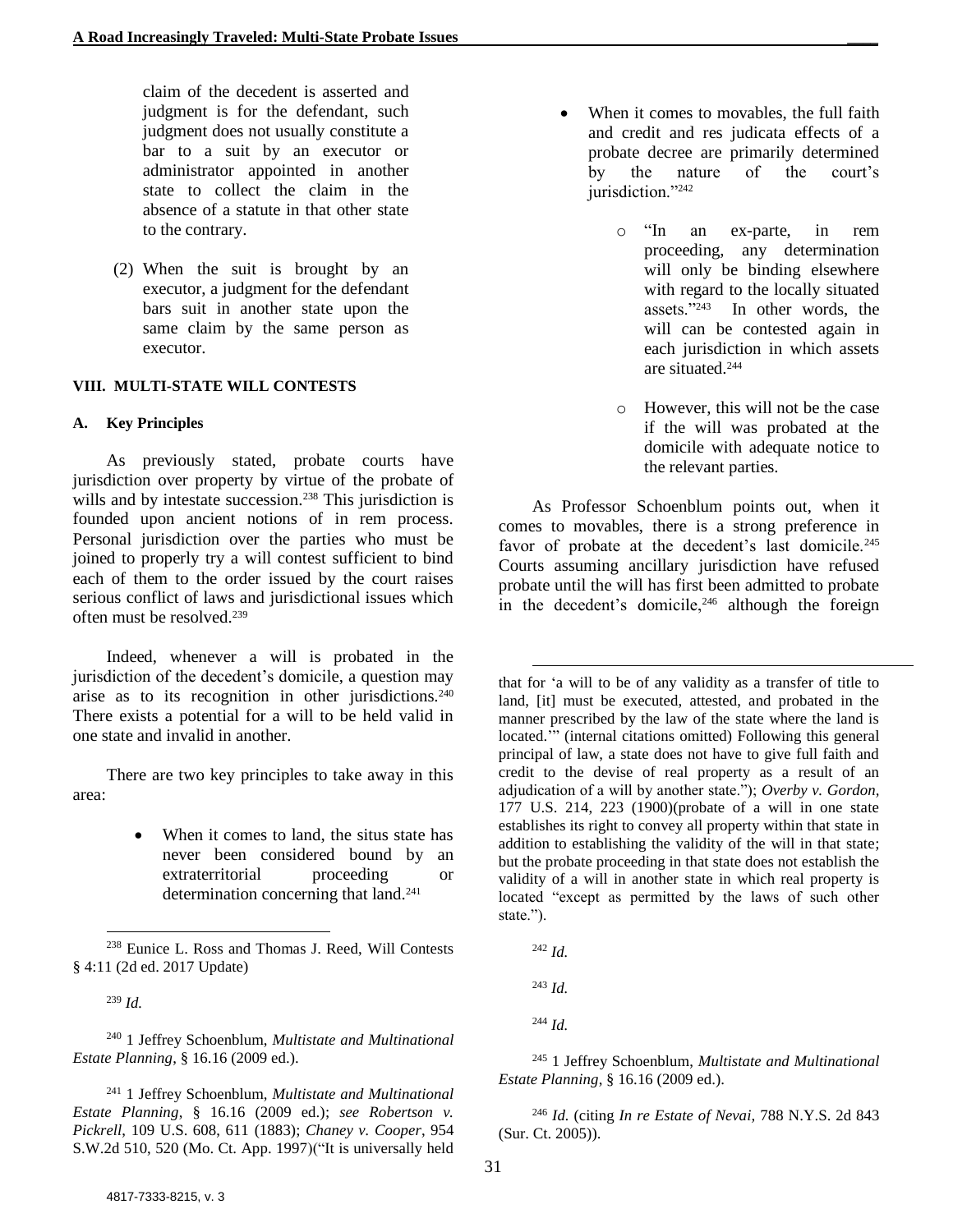claim of the decedent is asserted and judgment is for the defendant, such judgment does not usually constitute a bar to a suit by an executor or administrator appointed in another state to collect the claim in the absence of a statute in that other state to the contrary.

(2) When the suit is brought by an executor, a judgment for the defendant bars suit in another state upon the same claim by the same person as executor.

## VIII. MULTI-STATE WILL CONTESTS

### A. Key Principles

As previously stated, probate courts have jurisdiction over property by virtue of the probate of wills and by intestate succession.[238] This jurisdiction is founded upon ancient notions of in rem process. Personal jurisdiction over the parties who must be joined to properly try a will contest sufficient to bind each of them to the order issued by the court raises serious conflict of laws and jurisdictional issues which often must be resolved.[239]

Indeed, whenever a will is probated in the jurisdiction of the decedent's domicile, a question may arise as to its recognition in other jurisdictions.[240] There exists a potential for a will to be held valid in one state and invalid in another.

There are two key principles to take away in this area:

- When it comes to land, the situs state has never been considered bound by an extraterritorial proceeding or determination concerning that land.[241]
- When it comes to movables, the full faith and credit and res judicata effects of a probate decree are primarily determined by the nature of the court's jurisdiction."[242]
  - "In an ex-parte, in rem proceeding, any determination will only be binding elsewhere with regard to the locally situated assets."[243] In other words, the will can be contested again in each jurisdiction in which assets are situated.[244]
  - However, this will not be the case if the will was probated at the domicile with adequate notice to the relevant parties.

As Professor Schoenblum points out, when it comes to movables, there is a strong preference in favor of probate at the decedent's last domicile.[245] Courts assuming ancillary jurisdiction have refused probate until the will has first been admitted to probate in the decedent's domicile,[246] although the foreign

---

[238] Eunice L. Ross and Thomas J. Reed, Will Contests § 4:11 (2d ed. 2017 Update)

[239] *Id.*

[240] 1 Jeffrey Schoenblum, *Multistate and Multinational Estate Planning*, § 16.16 (2009 ed.).

[241] 1 Jeffrey Schoenblum, *Multistate and Multinational Estate Planning*, § 16.16 (2009 ed.); *see Robertson v. Pickrell*, 109 U.S. 608, 611 (1883); *Chaney v. Cooper*, 954 S.W.2d 510, 520 (Mo. Ct. App. 1997)("It is universally held that for 'a will to be of any validity as a transfer of title to land, [it] must be executed, attested, and probated in the manner prescribed by the law of the state where the land is located.'" (internal citations omitted) Following this general principal of law, a state does not have to give full faith and credit to the devise of real property as a result of an adjudication of a will by another state."); *Overby v. Gordon*, 177 U.S. 214, 223 (1900)(probate of a will in one state establishes its right to convey all property within that state in addition to establishing the validity of the will in that state; but the probate proceeding in that state does not establish the validity of a will in another state in which real property is located "except as permitted by the laws of such other state.").

[242] *Id.*

[243] *Id.*

[244] *Id.*

[245] 1 Jeffrey Schoenblum, *Multistate and Multinational Estate Planning*, § 16.16 (2009 ed.).

[246] *Id.* (citing *In re Estate of Nevai*, 788 N.Y.S. 2d 843 (Sur. Ct. 2005)).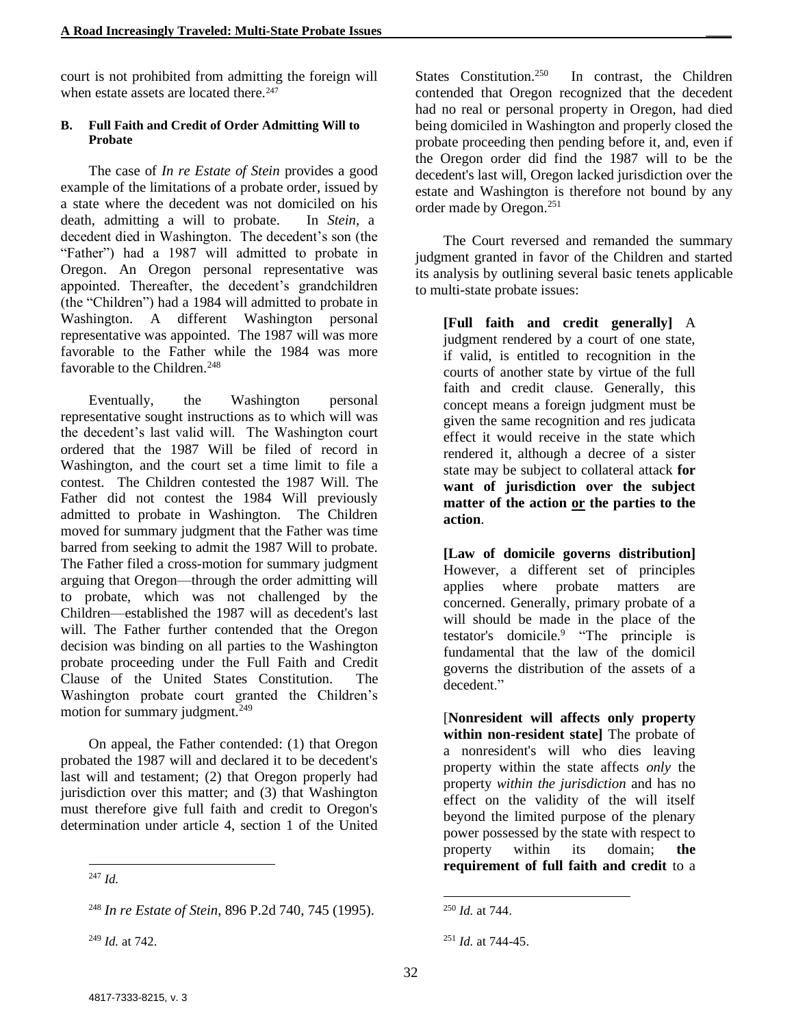court is not prohibited from admitting the foreign will when estate assets are located there.[247]

#### B. Full Faith and Credit of Order Admitting Will to Probate

The case of *In re Estate of Stein* provides a good example of the limitations of a probate order, issued by a state where the decedent was not domiciled on his death, admitting a will to probate. In *Stein*, a decedent died in Washington. The decedent's son (the "Father") had a 1987 will admitted to probate in Oregon. An Oregon personal representative was appointed. Thereafter, the decedent's grandchildren (the "Children") had a 1984 will admitted to probate in Washington. A different Washington personal representative was appointed. The 1987 will was more favorable to the Father while the 1984 was more favorable to the Children.[248]

Eventually, the Washington personal representative sought instructions as to which will was the decedent's last valid will. The Washington court ordered that the 1987 Will be filed of record in Washington, and the court set a time limit to file a contest. The Children contested the 1987 Will. The Father did not contest the 1984 Will previously admitted to probate in Washington. The Children moved for summary judgment that the Father was time barred from seeking to admit the 1987 Will to probate. The Father filed a cross-motion for summary judgment arguing that Oregon—through the order admitting will to probate, which was not challenged by the Children—established the 1987 will as decedent's last will. The Father further contended that the Oregon decision was binding on all parties to the Washington probate proceeding under the Full Faith and Credit Clause of the United States Constitution. The Washington probate court granted the Children's motion for summary judgment.[249]

On appeal, the Father contended: (1) that Oregon probated the 1987 will and declared it to be decedent's last will and testament; (2) that Oregon properly had jurisdiction over this matter; and (3) that Washington must therefore give full faith and credit to Oregon's determination under article 4, section 1 of the United States Constitution.[250] In contrast, the Children contended that Oregon recognized that the decedent had no real or personal property in Oregon, had died being domiciled in Washington and properly closed the probate proceeding then pending before it, and, even if the Oregon order did find the 1987 will to be the decedent's last will, Oregon lacked jurisdiction over the estate and Washington is therefore not bound by any order made by Oregon.[251]

The Court reversed and remanded the summary judgment granted in favor of the Children and started its analysis by outlining several basic tenets applicable to multi-state probate issues:

> **[Full faith and credit generally]** A judgment rendered by a court of one state, if valid, is entitled to recognition in the courts of another state by virtue of the full faith and credit clause. Generally, this concept means a foreign judgment must be given the same recognition and res judicata effect it would receive in the state which rendered it, although a decree of a sister state may be subject to collateral attack **for want of jurisdiction over the subject matter of the action <u>or</u> the parties to the action**.
>
> **[Law of domicile governs distribution]** However, a different set of principles applies where probate matters are concerned. Generally, primary probate of a will should be made in the place of the testator's domicile.[9] "The principle is fundamental that the law of the domicil governs the distribution of the assets of a decedent."
>
> [**Nonresident will affects only property within non-resident state]** The probate of a nonresident's will who dies leaving property within the state affects *only* the property *within the jurisdiction* and has no effect on the validity of the will itself beyond the limited purpose of the plenary power possessed by the state with respect to property within its domain; **the requirement of full faith and credit** to a

---

[247] *Id.*

[248] *In re Estate of Stein*, 896 P.2d 740, 745 (1995).

[249] *Id.* at 742.

[250] *Id.* at 744.

[251] *Id.* at 744-45.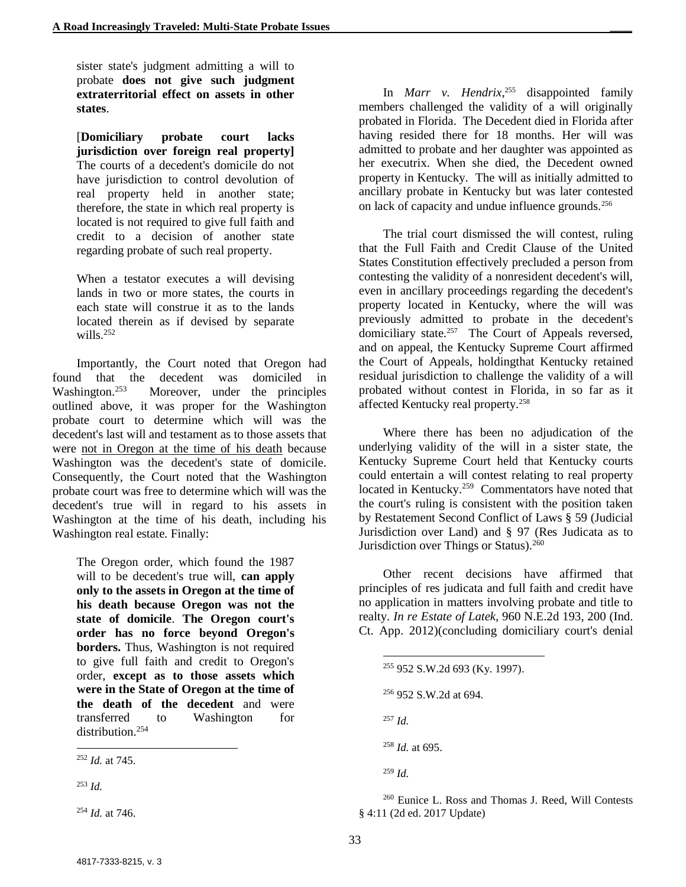sister state's judgment admitting a will to probate **does not give such judgment extraterritorial effect on assets in other states**.

> [**Domiciliary probate court lacks jurisdiction over foreign real property]** The courts of a decedent's domicile do not have jurisdiction to control devolution of real property held in another state; therefore, the state in which real property is located is not required to give full faith and credit to a decision of another state regarding probate of such real property.
>
> When a testator executes a will devising lands in two or more states, the courts in each state will construe it as to the lands located therein as if devised by separate wills.[252]

Importantly, the Court noted that Oregon had found that the decedent was domiciled in Washington.[253] Moreover, under the principles outlined above, it was proper for the Washington probate court to determine which will was the decedent's last will and testament as to those assets that were <u>not in Oregon at the time of his death</u> because Washington was the decedent's state of domicile. Consequently, the Court noted that the Washington probate court was free to determine which will was the decedent's true will in regard to his assets in Washington at the time of his death, including his Washington real estate. Finally:

> The Oregon order, which found the 1987 will to be decedent's true will, **can apply only to the assets in Oregon at the time of his death because Oregon was not the state of domicile**. **The Oregon court's order has no force beyond Oregon's borders.** Thus, Washington is not required to give full faith and credit to Oregon's order, **except as to those assets which were in the State of Oregon at the time of the death of the decedent** and were transferred to Washington for distribution.[254]

In *Marr v. Hendrix*,[255] disappointed family members challenged the validity of a will originally probated in Florida. The Decedent died in Florida after having resided there for 18 months. Her will was admitted to probate and her daughter was appointed as her executrix. When she died, the Decedent owned property in Kentucky. The will as initially admitted to ancillary probate in Kentucky but was later contested on lack of capacity and undue influence grounds.[256]

The trial court dismissed the will contest, ruling that the Full Faith and Credit Clause of the United States Constitution effectively precluded a person from contesting the validity of a nonresident decedent's will, even in ancillary proceedings regarding the decedent's property located in Kentucky, where the will was previously admitted to probate in the decedent's domiciliary state.[257] The Court of Appeals reversed, and on appeal, the Kentucky Supreme Court affirmed the Court of Appeals, holdingthat Kentucky retained residual jurisdiction to challenge the validity of a will probated without contest in Florida, in so far as it affected Kentucky real property.[258]

Where there has been no adjudication of the underlying validity of the will in a sister state, the Kentucky Supreme Court held that Kentucky courts could entertain a will contest relating to real property located in Kentucky.[259] Commentators have noted that the court's ruling is consistent with the position taken by Restatement Second Conflict of Laws § 59 (Judicial Jurisdiction over Land) and § 97 (Res Judicata as to Jurisdiction over Things or Status).[260]

Other recent decisions have affirmed that principles of res judicata and full faith and credit have no application in matters involving probate and title to realty. *In re Estate of Latek*, 960 N.E.2d 193, 200 (Ind. Ct. App. 2012)(concluding domiciliary court's denial

---

[252] *Id.* at 745.

[253] *Id.*

[254] *Id.* at 746.

[255] 952 S.W.2d 693 (Ky. 1997).

[256] 952 S.W.2d at 694.

[257] *Id.*

[258] *Id.* at 695.

[259] *Id.*

[260] Eunice L. Ross and Thomas J. Reed, Will Contests § 4:11 (2d ed. 2017 Update)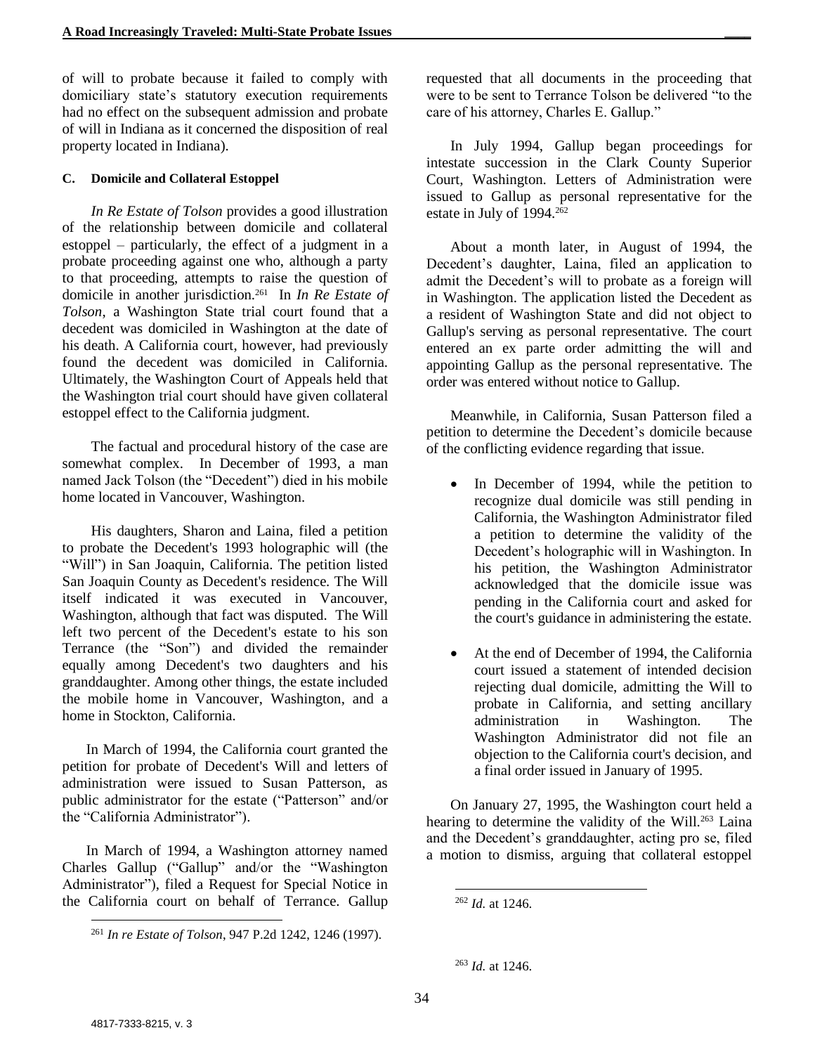of will to probate because it failed to comply with domiciliary state's statutory execution requirements had no effect on the subsequent admission and probate of will in Indiana as it concerned the disposition of real property located in Indiana).

### C. Domicile and Collateral Estoppel

*In Re Estate of Tolson* provides a good illustration of the relationship between domicile and collateral estoppel – particularly, the effect of a judgment in a probate proceeding against one who, although a party to that proceeding, attempts to raise the question of domicile in another jurisdiction.[261] In *In Re Estate of Tolson*, a Washington State trial court found that a decedent was domiciled in Washington at the date of his death. A California court, however, had previously found the decedent was domiciled in California. Ultimately, the Washington Court of Appeals held that the Washington trial court should have given collateral estoppel effect to the California judgment.

The factual and procedural history of the case are somewhat complex. In December of 1993, a man named Jack Tolson (the "Decedent") died in his mobile home located in Vancouver, Washington.

His daughters, Sharon and Laina, filed a petition to probate the Decedent's 1993 holographic will (the "Will") in San Joaquin, California. The petition listed San Joaquin County as Decedent's residence. The Will itself indicated it was executed in Vancouver, Washington, although that fact was disputed. The Will left two percent of the Decedent's estate to his son Terrance (the "Son") and divided the remainder equally among Decedent's two daughters and his granddaughter. Among other things, the estate included the mobile home in Vancouver, Washington, and a home in Stockton, California.

In March of 1994, the California court granted the petition for probate of Decedent's Will and letters of administration were issued to Susan Patterson, as public administrator for the estate ("Patterson" and/or the "California Administrator").

In March of 1994, a Washington attorney named Charles Gallup ("Gallup" and/or the "Washington Administrator"), filed a Request for Special Notice in the California court on behalf of Terrance. Gallup requested that all documents in the proceeding that were to be sent to Terrance Tolson be delivered "to the care of his attorney, Charles E. Gallup."

In July 1994, Gallup began proceedings for intestate succession in the Clark County Superior Court, Washington. Letters of Administration were issued to Gallup as personal representative for the estate in July of 1994.[262]

About a month later, in August of 1994, the Decedent's daughter, Laina, filed an application to admit the Decedent's will to probate as a foreign will in Washington. The application listed the Decedent as a resident of Washington State and did not object to Gallup's serving as personal representative. The court entered an ex parte order admitting the will and appointing Gallup as the personal representative. The order was entered without notice to Gallup.

Meanwhile, in California, Susan Patterson filed a petition to determine the Decedent's domicile because of the conflicting evidence regarding that issue.

- In December of 1994, while the petition to recognize dual domicile was still pending in California, the Washington Administrator filed a petition to determine the validity of the Decedent's holographic will in Washington. In his petition, the Washington Administrator acknowledged that the domicile issue was pending in the California court and asked for the court's guidance in administering the estate.
- At the end of December of 1994, the California court issued a statement of intended decision rejecting dual domicile, admitting the Will to probate in California, and setting ancillary administration in Washington. The Washington Administrator did not file an objection to the California court's decision, and a final order issued in January of 1995.

On January 27, 1995, the Washington court held a hearing to determine the validity of the Will.[263] Laina and the Decedent's granddaughter, acting pro se, filed a motion to dismiss, arguing that collateral estoppel

---

[261] *In re Estate of Tolson*, 947 P.2d 1242, 1246 (1997).

[262] *Id.* at 1246.

[263] *Id.* at 1246.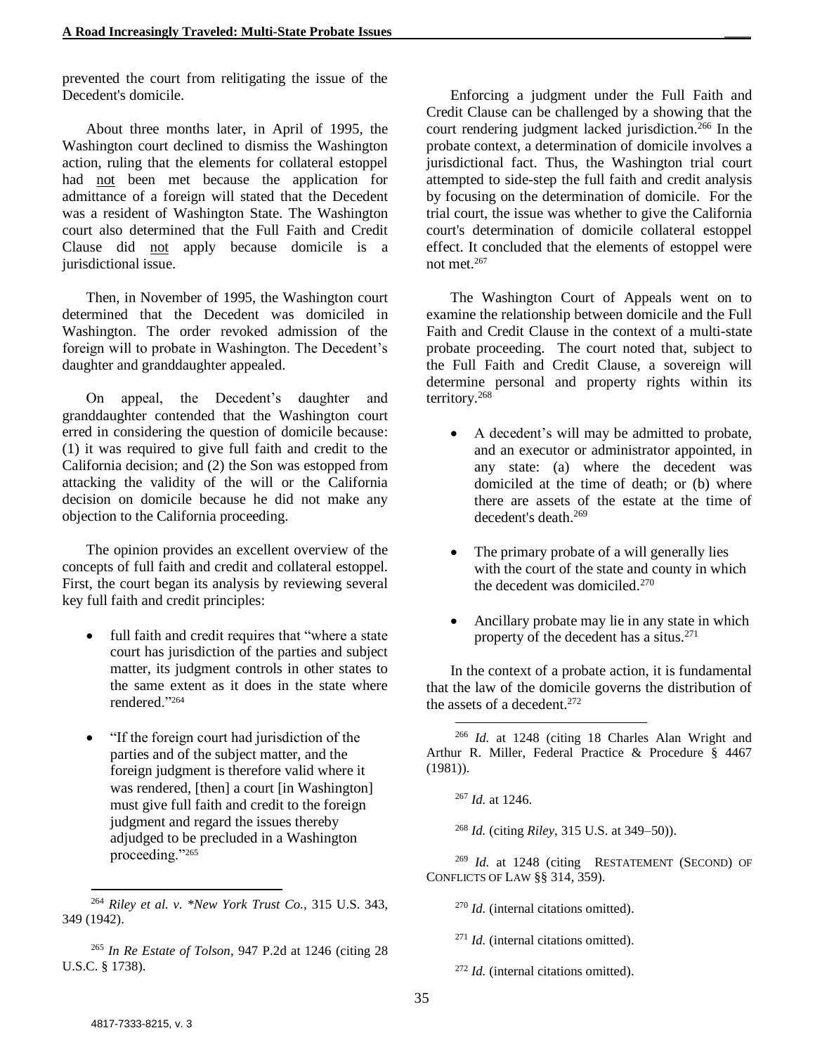prevented the court from relitigating the issue of the Decedent's domicile.

About three months later, in April of 1995, the Washington court declined to dismiss the Washington action, ruling that the elements for collateral estoppel had not been met because the application for admittance of a foreign will stated that the Decedent was a resident of Washington State. The Washington court also determined that the Full Faith and Credit Clause did not apply because domicile is a jurisdictional issue.

Then, in November of 1995, the Washington court determined that the Decedent was domiciled in Washington. The order revoked admission of the foreign will to probate in Washington. The Decedent's daughter and granddaughter appealed.

On appeal, the Decedent's daughter and granddaughter contended that the Washington court erred in considering the question of domicile because: (1) it was required to give full faith and credit to the California decision; and (2) the Son was estopped from attacking the validity of the will or the California decision on domicile because he did not make any objection to the California proceeding.

The opinion provides an excellent overview of the concepts of full faith and credit and collateral estoppel. First, the court began its analysis by reviewing several key full faith and credit principles:

- full faith and credit requires that "where a state court has jurisdiction of the parties and subject matter, its judgment controls in other states to the same extent as it does in the state where rendered."[264]
- "If the foreign court had jurisdiction of the parties and of the subject matter, and the foreign judgment is therefore valid where it was rendered, [then] a court [in Washington] must give full faith and credit to the foreign judgment and regard the issues thereby adjudged to be precluded in a Washington proceeding."[265]

Enforcing a judgment under the Full Faith and Credit Clause can be challenged by a showing that the court rendering judgment lacked jurisdiction.[266] In the probate context, a determination of domicile involves a jurisdictional fact. Thus, the Washington trial court attempted to side-step the full faith and credit analysis by focusing on the determination of domicile. For the trial court, the issue was whether to give the California court's determination of domicile collateral estoppel effect. It concluded that the elements of estoppel were not met.[267]

The Washington Court of Appeals went on to examine the relationship between domicile and the Full Faith and Credit Clause in the context of a multi-state probate proceeding. The court noted that, subject to the Full Faith and Credit Clause, a sovereign will determine personal and property rights within its territory.[268]

- A decedent's will may be admitted to probate, and an executor or administrator appointed, in any state: (a) where the decedent was domiciled at the time of death; or (b) where there are assets of the estate at the time of decedent's death.[269]
- The primary probate of a will generally lies with the court of the state and county in which the decedent was domiciled.[270]
- Ancillary probate may lie in any state in which property of the decedent has a situs.[271]

In the context of a probate action, it is fundamental that the law of the domicile governs the distribution of the assets of a decedent.[272]

---

[264] *Riley et al. v. \*New York Trust Co.*, 315 U.S. 343, 349 (1942).

[265] *In Re Estate of Tolson*, 947 P.2d at 1246 (citing 28 U.S.C. § 1738).

[266] *Id.* at 1248 (citing 18 Charles Alan Wright and Arthur R. Miller, Federal Practice & Procedure § 4467 (1981)).

[267] *Id.* at 1246.

[268] *Id.* (citing *Riley*, 315 U.S. at 349–50)).

[269] *Id.* at 1248 (citing RESTATEMENT (SECOND) OF CONFLICTS OF LAW §§ 314, 359).

[270] *Id.* (internal citations omitted).

[271] *Id.* (internal citations omitted).

[272] *Id.* (internal citations omitted).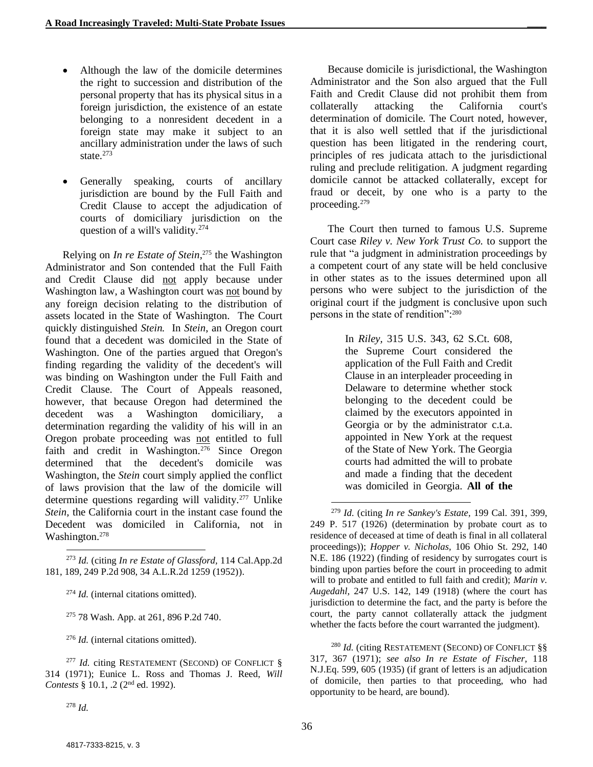- Although the law of the domicile determines the right to succession and distribution of the personal property that has its physical situs in a foreign jurisdiction, the existence of an estate belonging to a nonresident decedent in a foreign state may make it subject to an ancillary administration under the laws of such state.[273]

- Generally speaking, courts of ancillary jurisdiction are bound by the Full Faith and Credit Clause to accept the adjudication of courts of domiciliary jurisdiction on the question of a will's validity.[274]

Relying on *In re Estate of Stein*,[275] the Washington Administrator and Son contended that the Full Faith and Credit Clause did not apply because under Washington law, a Washington court was not bound by any foreign decision relating to the distribution of assets located in the State of Washington. The Court quickly distinguished *Stein.* In *Stein*, an Oregon court found that a decedent was domiciled in the State of Washington. One of the parties argued that Oregon's finding regarding the validity of the decedent's will was binding on Washington under the Full Faith and Credit Clause. The Court of Appeals reasoned, however, that because Oregon had determined the decedent was a Washington domiciliary, a determination regarding the validity of his will in an Oregon probate proceeding was not entitled to full faith and credit in Washington.[276] Since Oregon determined that the decedent's domicile was Washington, the *Stein* court simply applied the conflict of laws provision that the law of the domicile will determine questions regarding will validity.[277] Unlike *Stein*, the California court in the instant case found the Decedent was domiciled in California, not in Washington.[278]

Because domicile is jurisdictional, the Washington Administrator and the Son also argued that the Full Faith and Credit Clause did not prohibit them from collaterally attacking the California court's determination of domicile. The Court noted, however, that it is also well settled that if the jurisdictional question has been litigated in the rendering court, principles of res judicata attach to the jurisdictional ruling and preclude relitigation. A judgment regarding domicile cannot be attacked collaterally, except for fraud or deceit, by one who is a party to the proceeding.[279]

The Court then turned to famous U.S. Supreme Court case *Riley v. New York Trust Co.* to support the rule that "a judgment in administration proceedings by a competent court of any state will be held conclusive in other states as to the issues determined upon all persons who were subject to the jurisdiction of the original court if the judgment is conclusive upon such persons in the state of rendition":[280]

> In *Riley*, 315 U.S. 343, 62 S.Ct. 608, the Supreme Court considered the application of the Full Faith and Credit Clause in an interpleader proceeding in Delaware to determine whether stock belonging to the decedent could be claimed by the executors appointed in Georgia or by the administrator c.t.a. appointed in New York at the request of the State of New York. The Georgia courts had admitted the will to probate and made a finding that the decedent was domiciled in Georgia. **All of the**

---

[273] *Id.* (citing *In re Estate of Glassford*, 114 Cal.App.2d 181, 189, 249 P.2d 908, 34 A.L.R.2d 1259 (1952)).

[274] *Id.* (internal citations omitted).

[275] 78 Wash. App. at 261, 896 P.2d 740.

[276] *Id.* (internal citations omitted).

[277] *Id.* citing RESTATEMENT (SECOND) OF CONFLICT § 314 (1971); Eunice L. Ross and Thomas J. Reed, *Will Contests* § 10.1, .2 (2nd ed. 1992).

[278] *Id.*

[279] *Id.* (citing *In re Sankey's Estate*, 199 Cal. 391, 399, 249 P. 517 (1926) (determination by probate court as to residence of deceased at time of death is final in all collateral proceedings)); *Hopper v. Nicholas*, 106 Ohio St. 292, 140 N.E. 186 (1922) (finding of residency by surrogates court is binding upon parties before the court in proceeding to admit will to probate and entitled to full faith and credit); *Marin v. Augedahl*, 247 U.S. 142, 149 (1918) (where the court has jurisdiction to determine the fact, and the party is before the court, the party cannot collaterally attack the judgment whether the facts before the court warranted the judgment).

[280] *Id.* (citing RESTATEMENT (SECOND) OF CONFLICT §§ 317, 367 (1971); *see also In re Estate of Fischer*, 118 N.J.Eq. 599, 605 (1935) (if grant of letters is an adjudication of domicile, then parties to that proceeding, who had opportunity to be heard, are bound).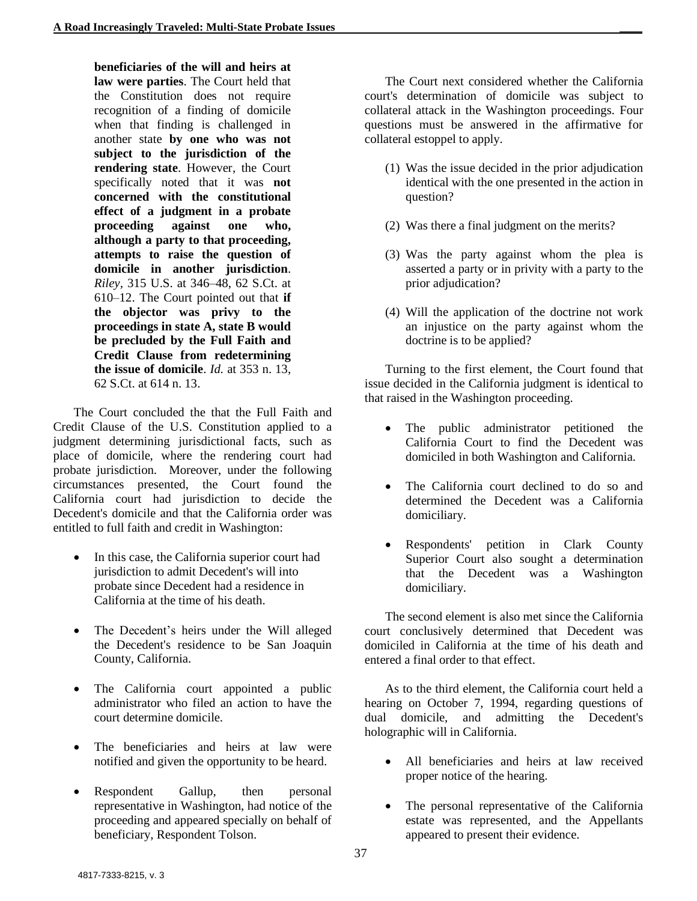beneficiaries of the will and heirs at law were parties**. The Court held that the Constitution does not require recognition of a finding of domicile when that finding is challenged in another state **by one who was not subject to the jurisdiction of the rendering state**. However, the Court specifically noted that it was **not concerned with the constitutional effect of a judgment in a probate proceeding against one who, although a party to that proceeding, attempts to raise the question of domicile in another jurisdiction**. *Riley*, 315 U.S. at 346–48, 62 S.Ct. at 610–12. The Court pointed out that **if the objector was privy to the proceedings in state A, state B would be precluded by the Full Faith and Credit Clause from redetermining the issue of domicile**. *Id.* at 353 n. 13, 62 S.Ct. at 614 n. 13.

The Court concluded the that the Full Faith and Credit Clause of the U.S. Constitution applied to a judgment determining jurisdictional facts, such as place of domicile, where the rendering court had probate jurisdiction. Moreover, under the following circumstances presented, the Court found the California court had jurisdiction to decide the Decedent's domicile and that the California order was entitled to full faith and credit in Washington:

- In this case, the California superior court had jurisdiction to admit Decedent's will into probate since Decedent had a residence in California at the time of his death.
- The Decedent's heirs under the Will alleged the Decedent's residence to be San Joaquin County, California.
- The California court appointed a public administrator who filed an action to have the court determine domicile.
- The beneficiaries and heirs at law were notified and given the opportunity to be heard.
- Respondent Gallup, then personal representative in Washington, had notice of the proceeding and appeared specially on behalf of beneficiary, Respondent Tolson.

The Court next considered whether the California court's determination of domicile was subject to collateral attack in the Washington proceedings. Four questions must be answered in the affirmative for collateral estoppel to apply.

1. Was the issue decided in the prior adjudication identical with the one presented in the action in question?
2. Was there a final judgment on the merits?
3. Was the party against whom the plea is asserted a party or in privity with a party to the prior adjudication?
4. Will the application of the doctrine not work an injustice on the party against whom the doctrine is to be applied?

Turning to the first element, the Court found that issue decided in the California judgment is identical to that raised in the Washington proceeding.

- The public administrator petitioned the California Court to find the Decedent was domiciled in both Washington and California.
- The California court declined to do so and determined the Decedent was a California domiciliary.
- Respondents' petition in Clark County Superior Court also sought a determination that the Decedent was a Washington domiciliary.

The second element is also met since the California court conclusively determined that Decedent was domiciled in California at the time of his death and entered a final order to that effect.

As to the third element, the California court held a hearing on October 7, 1994, regarding questions of dual domicile, and admitting the Decedent's holographic will in California.

- All beneficiaries and heirs at law received proper notice of the hearing.
- The personal representative of the California estate was represented, and the Appellants appeared to present their evidence.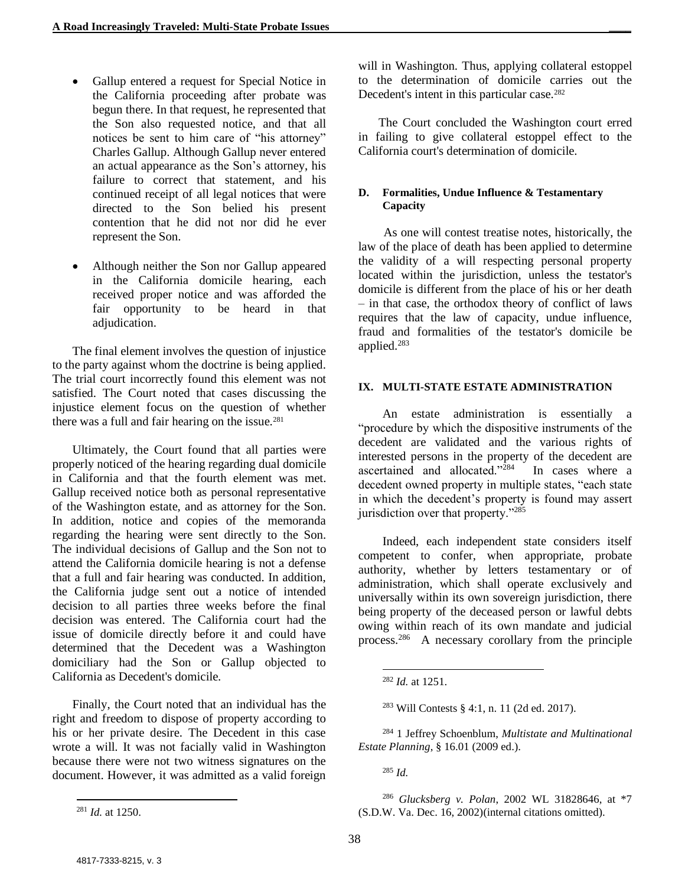- Gallup entered a request for Special Notice in the California proceeding after probate was begun there. In that request, he represented that the Son also requested notice, and that all notices be sent to him care of "his attorney" Charles Gallup. Although Gallup never entered an actual appearance as the Son's attorney, his failure to correct that statement, and his continued receipt of all legal notices that were directed to the Son belied his present contention that he did not nor did he ever represent the Son.

- Although neither the Son nor Gallup appeared in the California domicile hearing, each received proper notice and was afforded the fair opportunity to be heard in that adjudication.

The final element involves the question of injustice to the party against whom the doctrine is being applied. The trial court incorrectly found this element was not satisfied. The Court noted that cases discussing the injustice element focus on the question of whether there was a full and fair hearing on the issue.[281]

Ultimately, the Court found that all parties were properly noticed of the hearing regarding dual domicile in California and that the fourth element was met. Gallup received notice both as personal representative of the Washington estate, and as attorney for the Son. In addition, notice and copies of the memoranda regarding the hearing were sent directly to the Son. The individual decisions of Gallup and the Son not to attend the California domicile hearing is not a defense that a full and fair hearing was conducted. In addition, the California judge sent out a notice of intended decision to all parties three weeks before the final decision was entered. The California court had the issue of domicile directly before it and could have determined that the Decedent was a Washington domiciliary had the Son or Gallup objected to California as Decedent's domicile.

Finally, the Court noted that an individual has the right and freedom to dispose of property according to his or her private desire. The Decedent in this case wrote a will. It was not facially valid in Washington because there were not two witness signatures on the document. However, it was admitted as a valid foreign will in Washington. Thus, applying collateral estoppel to the determination of domicile carries out the Decedent's intent in this particular case.[282]

The Court concluded the Washington court erred in failing to give collateral estoppel effect to the California court's determination of domicile.

#### D. Formalities, Undue Influence & Testamentary Capacity

As one will contest treatise notes, historically, the law of the place of death has been applied to determine the validity of a will respecting personal property located within the jurisdiction, unless the testator's domicile is different from the place of his or her death – in that case, the orthodox theory of conflict of laws requires that the law of capacity, undue influence, fraud and formalities of the testator's domicile be applied.[283]

## IX. MULTI-STATE ESTATE ADMINISTRATION

An estate administration is essentially a "procedure by which the dispositive instruments of the decedent are validated and the various rights of interested persons in the property of the decedent are ascertained and allocated."[284] In cases where a decedent owned property in multiple states, "each state in which the decedent's property is found may assert jurisdiction over that property."[285]

Indeed, each independent state considers itself competent to confer, when appropriate, probate authority, whether by letters testamentary or of administration, which shall operate exclusively and universally within its own sovereign jurisdiction, there being property of the deceased person or lawful debts owing within reach of its own mandate and judicial process.[286] A necessary corollary from the principle

---

[281] *Id.* at 1250.

[282] *Id.* at 1251.

[283] Will Contests § 4:1, n. 11 (2d ed. 2017).

[284] 1 Jeffrey Schoenblum, *Multistate and Multinational Estate Planning*, § 16.01 (2009 ed.).

[285] *Id.*

[286] *Glucksberg v. Polan*, 2002 WL 31828646, at *7 (S.D.W. Va. Dec. 16, 2002)(internal citations omitted).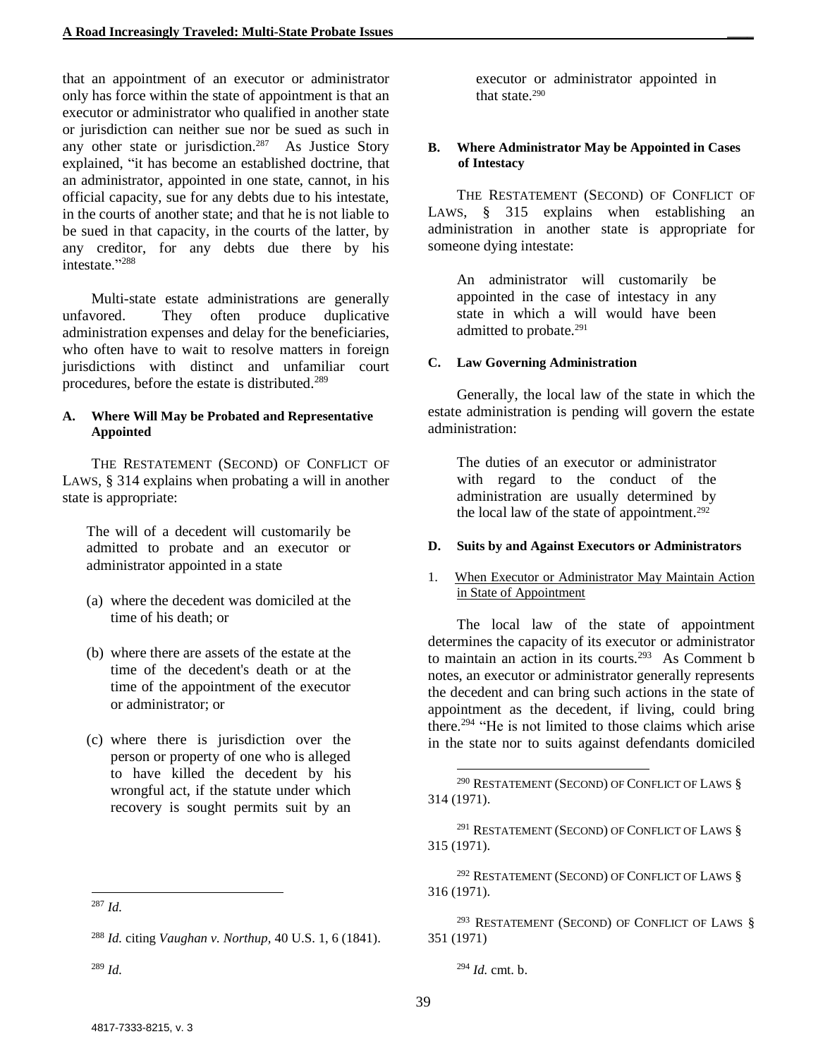that an appointment of an executor or administrator only has force within the state of appointment is that an executor or administrator who qualified in another state or jurisdiction can neither sue nor be sued as such in any other state or jurisdiction.[287] As Justice Story explained, "it has become an established doctrine, that an administrator, appointed in one state, cannot, in his official capacity, sue for any debts due to his intestate, in the courts of another state; and that he is not liable to be sued in that capacity, in the courts of the latter, by any creditor, for any debts due there by his intestate."[288]

Multi-state estate administrations are generally unfavored. They often produce duplicative administration expenses and delay for the beneficiaries, who often have to wait to resolve matters in foreign jurisdictions with distinct and unfamiliar court procedures, before the estate is distributed.[289]

#### A. Where Will May be Probated and Representative Appointed

THE RESTATEMENT (SECOND) OF CONFLICT OF LAWS, § 314 explains when probating a will in another state is appropriate:

> The will of a decedent will customarily be admitted to probate and an executor or administrator appointed in a state
>
> (a) where the decedent was domiciled at the time of his death; or
>
> (b) where there are assets of the estate at the time of the decedent's death or at the time of the appointment of the executor or administrator; or
>
> (c) where there is jurisdiction over the person or property of one who is alleged to have killed the decedent by his wrongful act, if the statute under which recovery is sought permits suit by an executor or administrator appointed in that state.[290]

#### B. Where Administrator May be Appointed in Cases of Intestacy

THE RESTATEMENT (SECOND) OF CONFLICT OF LAWS, § 315 explains when establishing an administration in another state is appropriate for someone dying intestate:

> An administrator will customarily be appointed in the case of intestacy in any state in which a will would have been admitted to probate.[291]

#### C. Law Governing Administration

Generally, the local law of the state in which the estate administration is pending will govern the estate administration:

> The duties of an executor or administrator with regard to the conduct of the administration are usually determined by the local law of the state of appointment.[292]

#### D. Suits by and Against Executors or Administrators

1. <u>When Executor or Administrator May Maintain Action in State of Appointment</u>

The local law of the state of appointment determines the capacity of its executor or administrator to maintain an action in its courts.[293] As Comment b notes, an executor or administrator generally represents the decedent and can bring such actions in the state of appointment as the decedent, if living, could bring there.[294] "He is not limited to those claims which arise in the state nor to suits against defendants domiciled

---

[287] *Id.*

[288] *Id.* citing *Vaughan v. Northup*, 40 U.S. 1, 6 (1841).

[289] *Id.*

[290] RESTATEMENT (SECOND) OF CONFLICT OF LAWS § 314 (1971).

[291] RESTATEMENT (SECOND) OF CONFLICT OF LAWS § 315 (1971).

[292] RESTATEMENT (SECOND) OF CONFLICT OF LAWS § 316 (1971).

[293] RESTATEMENT (SECOND) OF CONFLICT OF LAWS § 351 (1971)

[294] *Id.* cmt. b.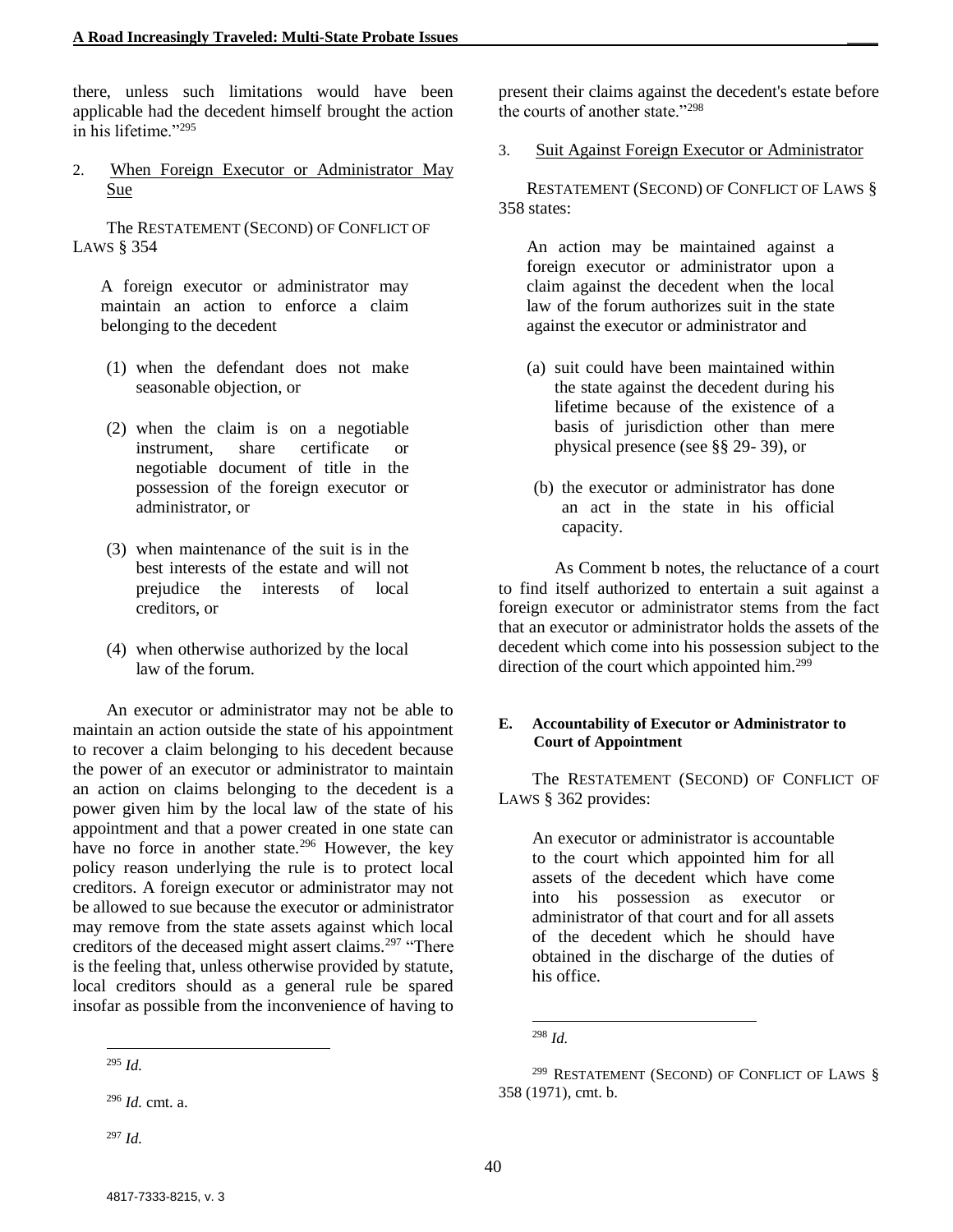there, unless such limitations would have been applicable had the decedent himself brought the action in his lifetime."[295]

2. When Foreign Executor or Administrator May Sue

The RESTATEMENT (SECOND) OF CONFLICT OF LAWS § 354

> A foreign executor or administrator may maintain an action to enforce a claim belonging to the decedent
>
> (1) when the defendant does not make seasonable objection, or
>
> (2) when the claim is on a negotiable instrument, share certificate or negotiable document of title in the possession of the foreign executor or administrator, or
>
> (3) when maintenance of the suit is in the best interests of the estate and will not prejudice the interests of local creditors, or
>
> (4) when otherwise authorized by the local law of the forum.

An executor or administrator may not be able to maintain an action outside the state of his appointment to recover a claim belonging to his decedent because the power of an executor or administrator to maintain an action on claims belonging to the decedent is a power given him by the local law of the state of his appointment and that a power created in one state can have no force in another state.[296] However, the key policy reason underlying the rule is to protect local creditors. A foreign executor or administrator may not be allowed to sue because the executor or administrator may remove from the state assets against which local creditors of the deceased might assert claims.[297] "There is the feeling that, unless otherwise provided by statute, local creditors should as a general rule be spared insofar as possible from the inconvenience of having to present their claims against the decedent's estate before the courts of another state."[298]

3. Suit Against Foreign Executor or Administrator

RESTATEMENT (SECOND) OF CONFLICT OF LAWS § 358 states:

> An action may be maintained against a foreign executor or administrator upon a claim against the decedent when the local law of the forum authorizes suit in the state against the executor or administrator and
>
> (a) suit could have been maintained within the state against the decedent during his lifetime because of the existence of a basis of jurisdiction other than mere physical presence (see §§ 29- 39), or
>
> (b) the executor or administrator has done an act in the state in his official capacity.

As Comment b notes, the reluctance of a court to find itself authorized to entertain a suit against a foreign executor or administrator stems from the fact that an executor or administrator holds the assets of the decedent which come into his possession subject to the direction of the court which appointed him.[299]

#### E. Accountability of Executor or Administrator to Court of Appointment

The RESTATEMENT (SECOND) OF CONFLICT OF LAWS § 362 provides:

> An executor or administrator is accountable to the court which appointed him for all assets of the decedent which have come into his possession as executor or administrator of that court and for all assets of the decedent which he should have obtained in the discharge of the duties of his office.

---

[295] *Id.*

[296] *Id.* cmt. a.

[297] *Id.*

[298] *Id.*

[299] RESTATEMENT (SECOND) OF CONFLICT OF LAWS § 358 (1971), cmt. b.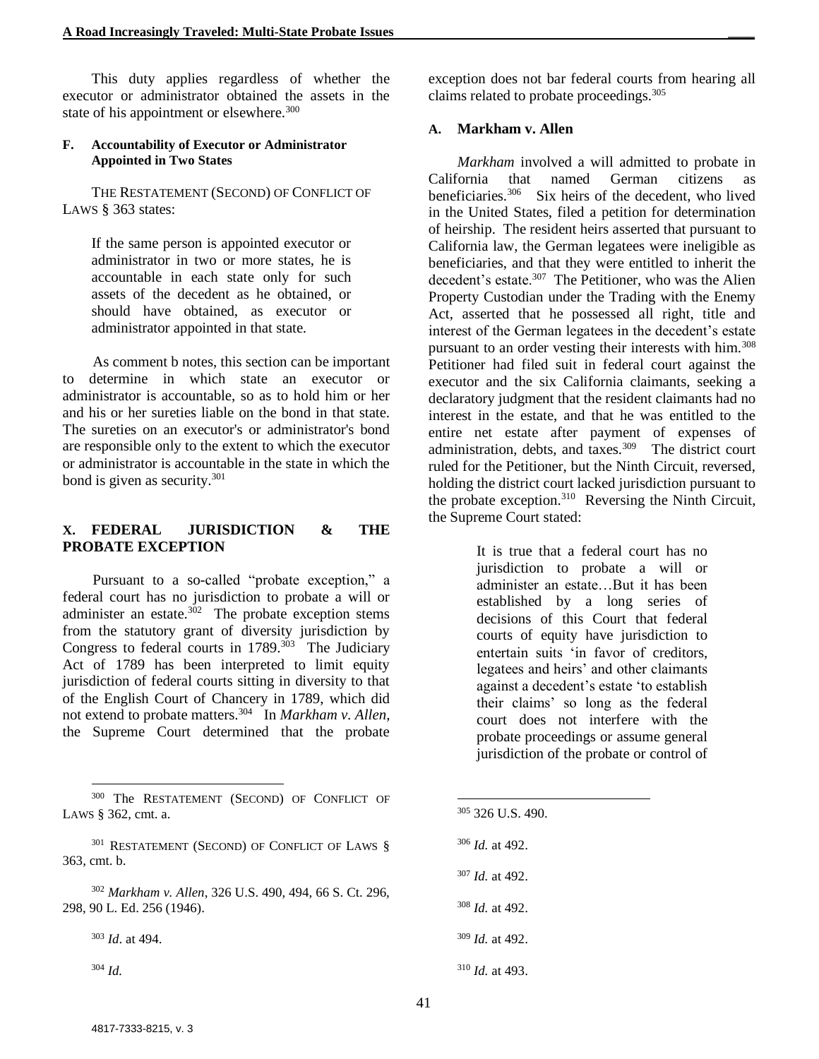This duty applies regardless of whether the executor or administrator obtained the assets in the state of his appointment or elsewhere.[300]

#### F. Accountability of Executor or Administrator Appointed in Two States

THE RESTATEMENT (SECOND) OF CONFLICT OF LAWS § 363 states:

> If the same person is appointed executor or administrator in two or more states, he is accountable in each state only for such assets of the decedent as he obtained, or should have obtained, as executor or administrator appointed in that state.

As comment b notes, this section can be important to determine in which state an executor or administrator is accountable, so as to hold him or her and his or her sureties liable on the bond in that state. The sureties on an executor's or administrator's bond are responsible only to the extent to which the executor or administrator is accountable in the state in which the bond is given as security.[301]

## X. FEDERAL JURISDICTION & THE PROBATE EXCEPTION

Pursuant to a so-called "probate exception," a federal court has no jurisdiction to probate a will or administer an estate.[302] The probate exception stems from the statutory grant of diversity jurisdiction by Congress to federal courts in 1789.[303] The Judiciary Act of 1789 has been interpreted to limit equity jurisdiction of federal courts sitting in diversity to that of the English Court of Chancery in 1789, which did not extend to probate matters.[304] In *Markham v. Allen*, the Supreme Court determined that the probate exception does not bar federal courts from hearing all claims related to probate proceedings.[305]

### A. Markham v. Allen

*Markham* involved a will admitted to probate in California that named German citizens as beneficiaries.[306] Six heirs of the decedent, who lived in the United States, filed a petition for determination of heirship. The resident heirs asserted that pursuant to California law, the German legatees were ineligible as beneficiaries, and that they were entitled to inherit the decedent's estate.[307] The Petitioner, who was the Alien Property Custodian under the Trading with the Enemy Act, asserted that he possessed all right, title and interest of the German legatees in the decedent's estate pursuant to an order vesting their interests with him.[308] Petitioner had filed suit in federal court against the executor and the six California claimants, seeking a declaratory judgment that the resident claimants had no interest in the estate, and that he was entitled to the entire net estate after payment of expenses of administration, debts, and taxes.[309] The district court ruled for the Petitioner, but the Ninth Circuit, reversed, holding the district court lacked jurisdiction pursuant to the probate exception.[310] Reversing the Ninth Circuit, the Supreme Court stated:

> It is true that a federal court has no jurisdiction to probate a will or administer an estate…But it has been established by a long series of decisions of this Court that federal courts of equity have jurisdiction to entertain suits 'in favor of creditors, legatees and heirs' and other claimants against a decedent's estate 'to establish their claims' so long as the federal court does not interfere with the probate proceedings or assume general jurisdiction of the probate or control of

---

[300] The RESTATEMENT (SECOND) OF CONFLICT OF LAWS § 362, cmt. a.

[301] RESTATEMENT (SECOND) OF CONFLICT OF LAWS § 363, cmt. b.

[302] *Markham v. Allen*, 326 U.S. 490, 494, 66 S. Ct. 296, 298, 90 L. Ed. 256 (1946).

[303] *Id*. at 494.

[304] *Id.*

[305] 326 U.S. 490.

[306] *Id.* at 492.

[307] *Id.* at 492.

[308] *Id.* at 492.

[309] *Id.* at 492.

[310] *Id.* at 493.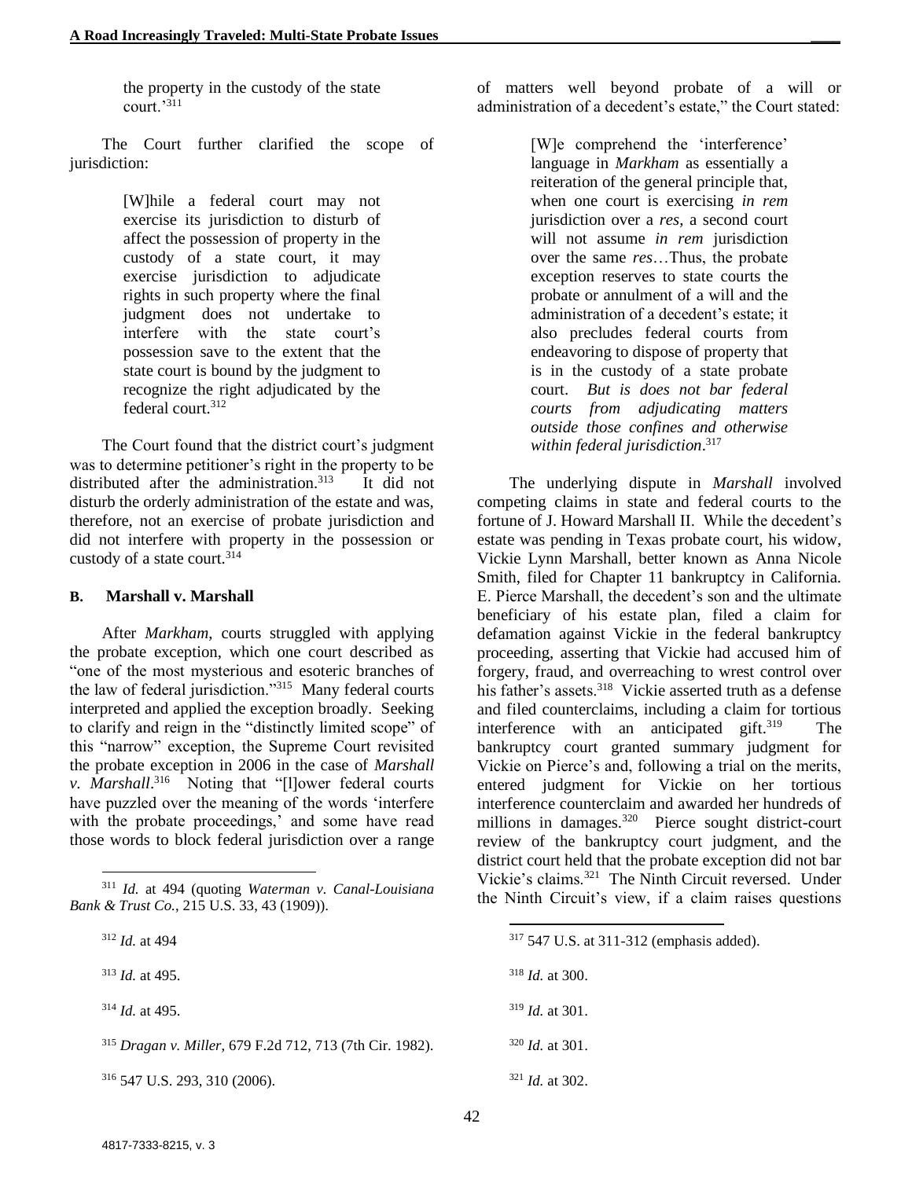the property in the custody of the state court.'[311]

The Court further clarified the scope of jurisdiction:

> [W]hile a federal court may not exercise its jurisdiction to disturb of affect the possession of property in the custody of a state court, it may exercise jurisdiction to adjudicate rights in such property where the final judgment does not undertake to interfere with the state court's possession save to the extent that the state court is bound by the judgment to recognize the right adjudicated by the federal court.[312]

The Court found that the district court's judgment was to determine petitioner's right in the property to be distributed after the administration.[313] It did not disturb the orderly administration of the estate and was, therefore, not an exercise of probate jurisdiction and did not interfere with property in the possession or custody of a state court.[314]

### B. Marshall v. Marshall

After *Markham*, courts struggled with applying the probate exception, which one court described as "one of the most mysterious and esoteric branches of the law of federal jurisdiction."[315] Many federal courts interpreted and applied the exception broadly. Seeking to clarify and reign in the "distinctly limited scope" of this "narrow" exception, the Supreme Court revisited the probate exception in 2006 in the case of *Marshall v. Marshall*.[316] Noting that "[l]ower federal courts have puzzled over the meaning of the words 'interfere with the probate proceedings,' and some have read those words to block federal jurisdiction over a range of matters well beyond probate of a will or administration of a decedent's estate," the Court stated:

> [W]e comprehend the 'interference' language in *Markham* as essentially a reiteration of the general principle that, when one court is exercising *in rem* jurisdiction over a *res*, a second court will not assume *in rem* jurisdiction over the same *res*…Thus, the probate exception reserves to state courts the probate or annulment of a will and the administration of a decedent's estate; it also precludes federal courts from endeavoring to dispose of property that is in the custody of a state probate court. *But is does not bar federal courts from adjudicating matters outside those confines and otherwise within federal jurisdiction*.[317]

The underlying dispute in *Marshall* involved competing claims in state and federal courts to the fortune of J. Howard Marshall II. While the decedent's estate was pending in Texas probate court, his widow, Vickie Lynn Marshall, better known as Anna Nicole Smith, filed for Chapter 11 bankruptcy in California. E. Pierce Marshall, the decedent's son and the ultimate beneficiary of his estate plan, filed a claim for defamation against Vickie in the federal bankruptcy proceeding, asserting that Vickie had accused him of forgery, fraud, and overreaching to wrest control over his father's assets.[318] Vickie asserted truth as a defense and filed counterclaims, including a claim for tortious interference with an anticipated gift.[319] The bankruptcy court granted summary judgment for Vickie on Pierce's and, following a trial on the merits, entered judgment for Vickie on her tortious interference counterclaim and awarded her hundreds of millions in damages.[320] Pierce sought district-court review of the bankruptcy court judgment, and the district court held that the probate exception did not bar Vickie's claims.[321] The Ninth Circuit reversed. Under the Ninth Circuit's view, if a claim raises questions

---

[311] *Id.* at 494 (quoting *Waterman v. Canal-Louisiana Bank & Trust Co.*, 215 U.S. 33, 43 (1909)).

[312] *Id.* at 494

[313] *Id.* at 495.

[314] *Id.* at 495.

[315] *Dragan v. Miller*, 679 F.2d 712, 713 (7th Cir. 1982).

[316] 547 U.S. 293, 310 (2006).

[317] 547 U.S. at 311-312 (emphasis added).

[318] *Id.* at 300.

[319] *Id.* at 301.

[320] *Id.* at 301.

[321] *Id.* at 302.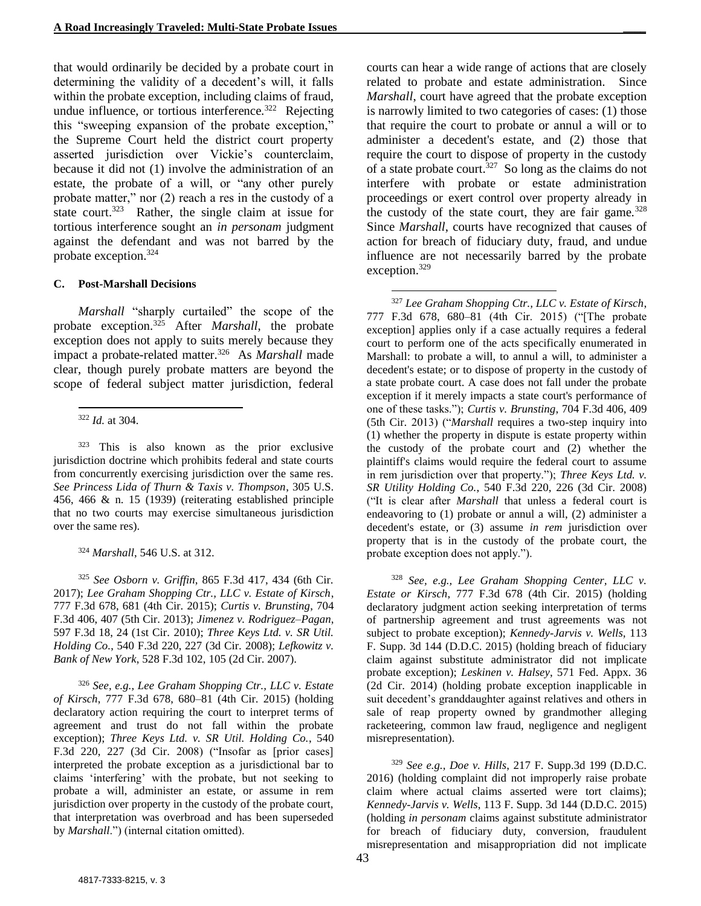that would ordinarily be decided by a probate court in determining the validity of a decedent's will, it falls within the probate exception, including claims of fraud, undue influence, or tortious interference.[322] Rejecting this "sweeping expansion of the probate exception," the Supreme Court held the district court property asserted jurisdiction over Vickie's counterclaim, because it did not (1) involve the administration of an estate, the probate of a will, or "any other purely probate matter," nor (2) reach a res in the custody of a state court.[323] Rather, the single claim at issue for tortious interference sought an *in personam* judgment against the defendant and was not barred by the probate exception.[324]

### C. Post-Marshall Decisions

*Marshall* "sharply curtailed" the scope of the probate exception.[325] After *Marshall*, the probate exception does not apply to suits merely because they impact a probate-related matter.[326] As *Marshall* made clear, though purely probate matters are beyond the scope of federal subject matter jurisdiction, federal courts can hear a wide range of actions that are closely related to probate and estate administration. Since *Marshall*, court have agreed that the probate exception is narrowly limited to two categories of cases: (1) those that require the court to probate or annul a will or to administer a decedent's estate, and (2) those that require the court to dispose of property in the custody of a state probate court.[327] So long as the claims do not interfere with probate or estate administration proceedings or exert control over property already in the custody of the state court, they are fair game.[328] Since *Marshall*, courts have recognized that causes of action for breach of fiduciary duty, fraud, and undue influence are not necessarily barred by the probate exception.[329]

---

[322] *Id.* at 304.

[323] This is also known as the prior exclusive jurisdiction doctrine which prohibits federal and state courts from concurrently exercising jurisdiction over the same res. *See Princess Lida of Thurn & Taxis v. Thompson*, 305 U.S. 456, 466 & n. 15 (1939) (reiterating established principle that no two courts may exercise simultaneous jurisdiction over the same res).

[324] *Marshall*, 546 U.S. at 312.

[325] *See Osborn v. Griffin*, 865 F.3d 417, 434 (6th Cir. 2017); *Lee Graham Shopping Ctr., LLC v. Estate of Kirsch*, 777 F.3d 678, 681 (4th Cir. 2015); *Curtis v. Brunsting*, 704 F.3d 406, 407 (5th Cir. 2013); *Jimenez v. Rodriguez–Pagan*, 597 F.3d 18, 24 (1st Cir. 2010); *Three Keys Ltd. v. SR Util. Holding Co.*, 540 F.3d 220, 227 (3d Cir. 2008); *Lefkowitz v. Bank of New York*, 528 F.3d 102, 105 (2d Cir. 2007).

[326] *See, e.g., Lee Graham Shopping Ctr., LLC v. Estate of Kirsch*, 777 F.3d 678, 680–81 (4th Cir. 2015) (holding declaratory action requiring the court to interpret terms of agreement and trust do not fall within the probate exception); *Three Keys Ltd. v. SR Util. Holding Co.*, 540 F.3d 220, 227 (3d Cir. 2008) ("Insofar as [prior cases] interpreted the probate exception as a jurisdictional bar to claims 'interfering' with the probate, but not seeking to probate a will, administer an estate, or assume in rem jurisdiction over property in the custody of the probate court, that interpretation was overbroad and has been superseded by *Marshall*.") (internal citation omitted).

[327] *Lee Graham Shopping Ctr., LLC v. Estate of Kirsch*, 777 F.3d 678, 680–81 (4th Cir. 2015) ("[The probate exception] applies only if a case actually requires a federal court to perform one of the acts specifically enumerated in Marshall: to probate a will, to annul a will, to administer a decedent's estate; or to dispose of property in the custody of a state probate court. A case does not fall under the probate exception if it merely impacts a state court's performance of one of these tasks."); *Curtis v. Brunsting*, 704 F.3d 406, 409 (5th Cir. 2013) ("*Marshall* requires a two-step inquiry into (1) whether the property in dispute is estate property within the custody of the probate court and (2) whether the plaintiff's claims would require the federal court to assume in rem jurisdiction over that property."); *Three Keys Ltd. v. SR Utility Holding Co.*, 540 F.3d 220, 226 (3d Cir. 2008) ("It is clear after *Marshall* that unless a federal court is endeavoring to (1) probate or annul a will, (2) administer a decedent's estate, or (3) assume *in rem* jurisdiction over property that is in the custody of the probate court, the probate exception does not apply.").

[328] *See, e.g., Lee Graham Shopping Center, LLC v. Estate or Kirsch*, 777 F.3d 678 (4th Cir. 2015) (holding declaratory judgment action seeking interpretation of terms of partnership agreement and trust agreements was not subject to probate exception); *Kennedy-Jarvis v. Wells*, 113 F. Supp. 3d 144 (D.D.C. 2015) (holding breach of fiduciary claim against substitute administrator did not implicate probate exception); *Leskinen v. Halsey*, 571 Fed. Appx. 36 (2d Cir. 2014) (holding probate exception inapplicable in suit decedent's granddaughter against relatives and others in sale of reap property owned by grandmother alleging racketeering, common law fraud, negligence and negligent misrepresentation).

[329] *See e.g., Doe v. Hills*, 217 F. Supp.3d 199 (D.D.C. 2016) (holding complaint did not improperly raise probate claim where actual claims asserted were tort claims); *Kennedy-Jarvis v. Wells*, 113 F. Supp. 3d 144 (D.D.C. 2015) (holding *in personam* claims against substitute administrator for breach of fiduciary duty, conversion, fraudulent misrepresentation and misappropriation did not implicate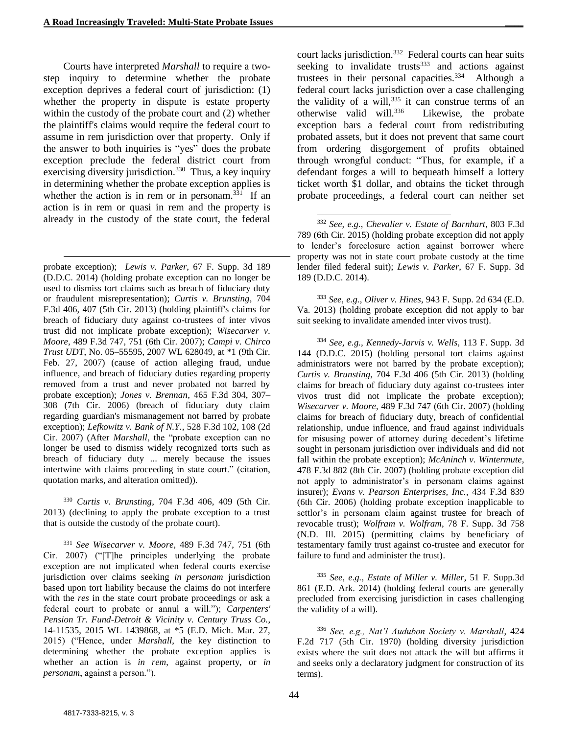Courts have interpreted *Marshall* to require a two-step inquiry to determine whether the probate exception deprives a federal court of jurisdiction: (1) whether the property in dispute is estate property within the custody of the probate court and (2) whether the plaintiff's claims would require the federal court to assume in rem jurisdiction over that property. Only if the answer to both inquiries is "yes" does the probate exception preclude the federal district court from exercising diversity jurisdiction.[330] Thus, a key inquiry in determining whether the probate exception applies is whether the action is in rem or in personam.[331] If an action is in rem or quasi in rem and the property is already in the custody of the state court, the federal court lacks jurisdiction.[332] Federal courts can hear suits seeking to invalidate trusts[333] and actions against trustees in their personal capacities.[334] Although a federal court lacks jurisdiction over a case challenging the validity of a will,[335] it can construe terms of an otherwise valid will.[336] Likewise, the probate exception bars a federal court from redistributing probated assets, but it does not prevent that same court from ordering disgorgement of profits obtained through wrongful conduct: "Thus, for example, if a defendant forges a will to bequeath himself a lottery ticket worth $1 dollar, and obtains the ticket through probate proceedings, a federal court can neither set

---

probate exception); *Lewis v. Parker*, 67 F. Supp. 3d 189 (D.D.C. 2014) (holding probate exception can no longer be used to dismiss tort claims such as breach of fiduciary duty or fraudulent misrepresentation); *Curtis v. Brunsting*, 704 F.3d 406, 407 (5th Cir. 2013) (holding plaintiff's claims for breach of fiduciary duty against co-trustees of inter vivos trust did not implicate probate exception); *Wisecarver v. Moore*, 489 F.3d 747, 751 (6th Cir. 2007); *Campi v. Chirco Trust UDT*, No. 05–55595, 2007 WL 628049, at *1 (9th Cir. Feb. 27, 2007) (cause of action alleging fraud, undue influence, and breach of fiduciary duties regarding property removed from a trust and never probated not barred by probate exception); *Jones v. Brennan*, 465 F.3d 304, 307–308 (7th Cir. 2006) (breach of fiduciary duty claim regarding guardian's mismanagement not barred by probate exception); *Lefkowitz v. Bank of N.Y.*, 528 F.3d 102, 108 (2d Cir. 2007) (After *Marshall*, the "probate exception can no longer be used to dismiss widely recognized torts such as breach of fiduciary duty ... merely because the issues intertwine with claims proceeding in state court." (citation, quotation marks, and alteration omitted)).

[330] *Curtis v. Brunsting*, 704 F.3d 406, 409 (5th Cir. 2013) (declining to apply the probate exception to a trust that is outside the custody of the probate court).

[331] *See Wisecarver v. Moore*, 489 F.3d 747, 751 (6th Cir. 2007) ("[T]he principles underlying the probate exception are not implicated when federal courts exercise jurisdiction over claims seeking *in personam* jurisdiction based upon tort liability because the claims do not interfere with the *res* in the state court probate proceedings or ask a federal court to probate or annul a will."); *Carpenters' Pension Tr. Fund-Detroit & Vicinity v. Century Truss Co.*, 14-11535, 2015 WL 1439868, at *5 (E.D. Mich. Mar. 27, 2015) ("Hence, under *Marshall*, the key distinction to determining whether the probate exception applies is whether an action is *in rem*, against property, or *in personam*, against a person.").

[332] *See, e.g.*, *Chevalier v. Estate of Barnhart*, 803 F.3d 789 (6th Cir. 2015) (holding probate exception did not apply to lender's foreclosure action against borrower where property was not in state court probate custody at the time lender filed federal suit); *Lewis v. Parker*, 67 F. Supp. 3d 189 (D.D.C. 2014).

[333] *See, e.g.*, *Oliver v. Hines*, 943 F. Supp. 2d 634 (E.D. Va. 2013) (holding probate exception did not apply to bar suit seeking to invalidate amended inter vivos trust).

[334] *See, e.g.*, *Kennedy-Jarvis v. Wells*, 113 F. Supp. 3d 144 (D.D.C. 2015) (holding personal tort claims against administrators were not barred by the probate exception); *Curtis v. Brunsting*, 704 F.3d 406 (5th Cir. 2013) (holding claims for breach of fiduciary duty against co-trustees inter vivos trust did not implicate the probate exception); *Wisecarver v. Moore*, 489 F.3d 747 (6th Cir. 2007) (holding claims for breach of fiduciary duty, breach of confidential relationship, undue influence, and fraud against individuals for misusing power of attorney during decedent's lifetime sought in personam jurisdiction over individuals and did not fall within the probate exception); *McAninch v. Wintermute*, 478 F.3d 882 (8th Cir. 2007) (holding probate exception did not apply to administrator's in personam claims against insurer); *Evans v. Pearson Enterprises, Inc.*, 434 F.3d 839 (6th Cir. 2006) (holding probate exception inapplicable to settlor's in personam claim against trustee for breach of revocable trust); *Wolfram v. Wolfram*, 78 F. Supp. 3d 758 (N.D. Ill. 2015) (permitting claims by beneficiary of testamentary family trust against co-trustee and executor for failure to fund and administer the trust).

[335] *See, e.g.*, *Estate of Miller v. Miller*, 51 F. Supp.3d 861 (E.D. Ark. 2014) (holding federal courts are generally precluded from exercising jurisdiction in cases challenging the validity of a will).

[336] *See, e.g., Nat'l Audubon Society v. Marshall*, 424 F.2d 717 (5th Cir. 1970) (holding diversity jurisdiction exists where the suit does not attack the will but affirms it and seeks only a declaratory judgment for construction of its terms).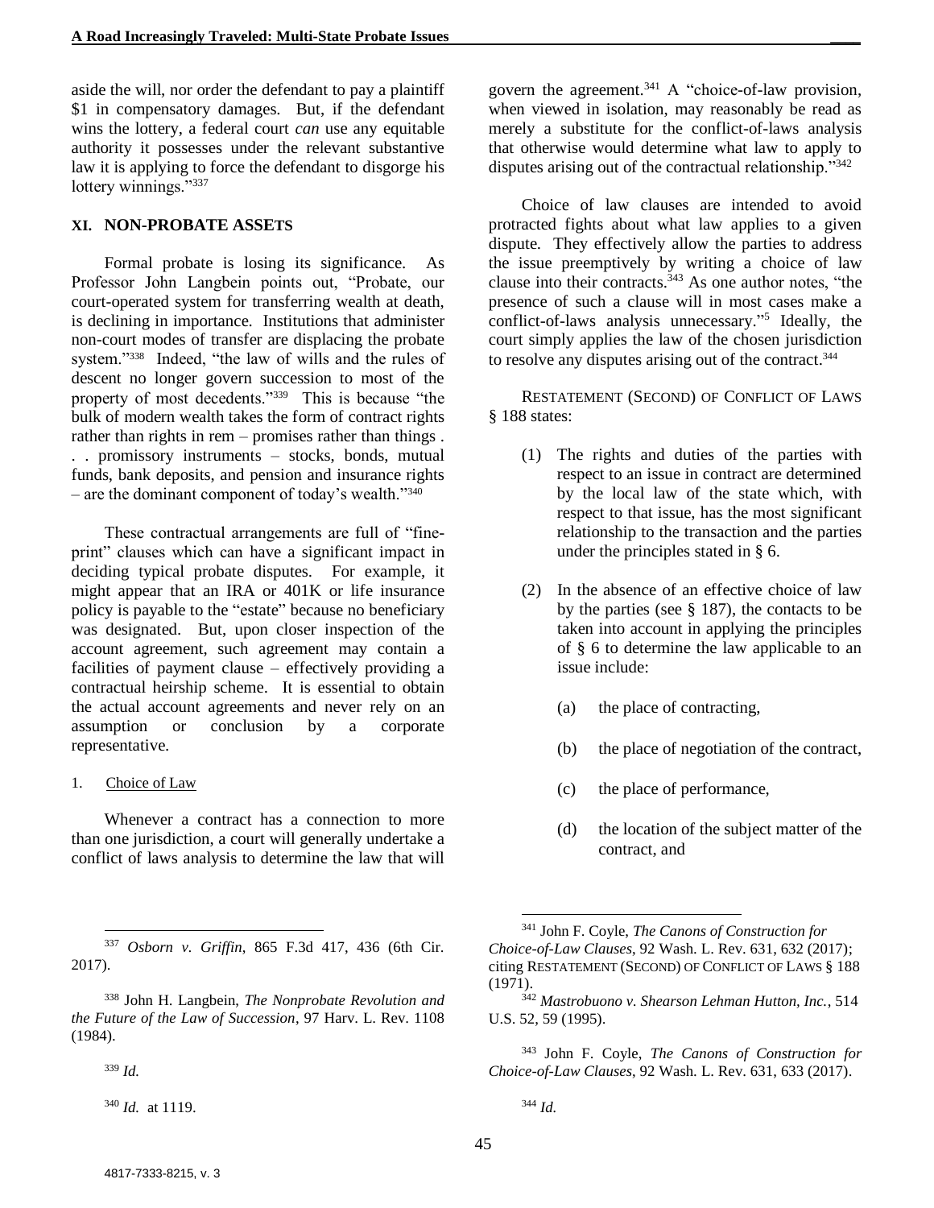aside the will, nor order the defendant to pay a plaintiff $1 in compensatory damages. But, if the defendant wins the lottery, a federal court *can* use any equitable authority it possesses under the relevant substantive law it is applying to force the defendant to disgorge his lottery winnings."[337]

## XI. NON-PROBATE ASSETS

Formal probate is losing its significance. As Professor John Langbein points out, "Probate, our court-operated system for transferring wealth at death, is declining in importance. Institutions that administer non-court modes of transfer are displacing the probate system."[338] Indeed, "the law of wills and the rules of descent no longer govern succession to most of the property of most decedents."[339] This is because "the bulk of modern wealth takes the form of contract rights rather than rights in rem – promises rather than things . . . promissory instruments – stocks, bonds, mutual funds, bank deposits, and pension and insurance rights – are the dominant component of today's wealth."[340]

These contractual arrangements are full of "fine-print" clauses which can have a significant impact in deciding typical probate disputes. For example, it might appear that an IRA or 401K or life insurance policy is payable to the "estate" because no beneficiary was designated. But, upon closer inspection of the account agreement, such agreement may contain a facilities of payment clause – effectively providing a contractual heirship scheme. It is essential to obtain the actual account agreements and never rely on an assumption or conclusion by a corporate representative.

### 1. Choice of Law

Whenever a contract has a connection to more than one jurisdiction, a court will generally undertake a conflict of laws analysis to determine the law that will govern the agreement.[341] A "choice-of-law provision, when viewed in isolation, may reasonably be read as merely a substitute for the conflict-of-laws analysis that otherwise would determine what law to apply to disputes arising out of the contractual relationship."[342]

Choice of law clauses are intended to avoid protracted fights about what law applies to a given dispute. They effectively allow the parties to address the issue preemptively by writing a choice of law clause into their contracts.[343] As one author notes, "the presence of such a clause will in most cases make a conflict-of-laws analysis unnecessary."[5] Ideally, the court simply applies the law of the chosen jurisdiction to resolve any disputes arising out of the contract.[344]

RESTATEMENT (SECOND) OF CONFLICT OF LAWS § 188 states:

> (1) The rights and duties of the parties with respect to an issue in contract are determined by the local law of the state which, with respect to that issue, has the most significant relationship to the transaction and the parties under the principles stated in § 6.
>
> (2) In the absence of an effective choice of law by the parties (see § 187), the contacts to be taken into account in applying the principles of § 6 to determine the law applicable to an issue include:
>
> (a) the place of contracting,
>
> (b) the place of negotiation of the contract,
>
> (c) the place of performance,
>
> (d) the location of the subject matter of the contract, and

---

[337] *Osborn v. Griffin*, 865 F.3d 417, 436 (6th Cir. 2017).

[338] John H. Langbein, *The Nonprobate Revolution and the Future of the Law of Succession*, 97 Harv. L. Rev. 1108 (1984).

[339] *Id.*

[340] *Id.* at 1119.

[341] John F. Coyle, *The Canons of Construction for Choice-of-Law Clauses*, 92 Wash. L. Rev. 631, 632 (2017); citing RESTATEMENT (SECOND) OF CONFLICT OF LAWS § 188 (1971).

[342] *Mastrobuono v. Shearson Lehman Hutton, Inc.*, 514 U.S. 52, 59 (1995).

[343] John F. Coyle, *The Canons of Construction for Choice-of-Law Clauses*, 92 Wash. L. Rev. 631, 633 (2017).

[344] *Id.*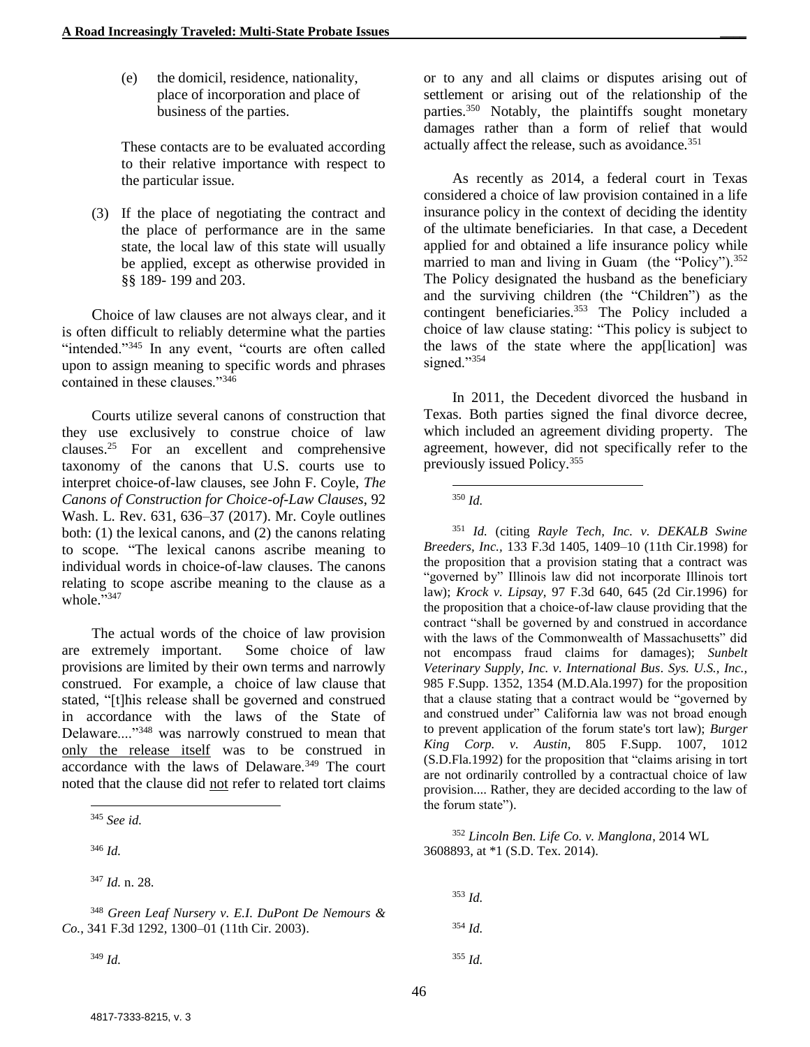(e) the domicil, residence, nationality, place of incorporation and place of business of the parties.

These contacts are to be evaluated according to their relative importance with respect to the particular issue.

(3) If the place of negotiating the contract and the place of performance are in the same state, the local law of this state will usually be applied, except as otherwise provided in §§ 189- 199 and 203.

Choice of law clauses are not always clear, and it is often difficult to reliably determine what the parties "intended."[345] In any event, "courts are often called upon to assign meaning to specific words and phrases contained in these clauses."[346]

Courts utilize several canons of construction that they use exclusively to construe choice of law clauses.[25] For an excellent and comprehensive taxonomy of the canons that U.S. courts use to interpret choice-of-law clauses, see John F. Coyle, *The Canons of Construction for Choice-of-Law Clauses*, 92 Wash. L. Rev. 631, 636–37 (2017). Mr. Coyle outlines both: (1) the lexical canons, and (2) the canons relating to scope. "The lexical canons ascribe meaning to individual words in choice-of-law clauses. The canons relating to scope ascribe meaning to the clause as a whole."[347]

The actual words of the choice of law provision are extremely important. Some choice of law provisions are limited by their own terms and narrowly construed. For example, a choice of law clause that stated, "[t]his release shall be governed and construed in accordance with the laws of the State of Delaware...."[348] was narrowly construed to mean that <u>only the release itself</u> was to be construed in accordance with the laws of Delaware.[349] The court noted that the clause did <u>not</u> refer to related tort claims or to any and all claims or disputes arising out of settlement or arising out of the relationship of the parties.[350] Notably, the plaintiffs sought monetary damages rather than a form of relief that would actually affect the release, such as avoidance.[351]

As recently as 2014, a federal court in Texas considered a choice of law provision contained in a life insurance policy in the context of deciding the identity of the ultimate beneficiaries. In that case, a Decedent applied for and obtained a life insurance policy while married to man and living in Guam (the "Policy").[352] The Policy designated the husband as the beneficiary and the surviving children (the "Children") as the contingent beneficiaries.[353] The Policy included a choice of law clause stating: "This policy is subject to the laws of the state where the app[lication] was signed."[354]

In 2011, the Decedent divorced the husband in Texas. Both parties signed the final divorce decree, which included an agreement dividing property. The agreement, however, did not specifically refer to the previously issued Policy.[355]

---

[345] *See id.*

[346] *Id.*

[347] *Id.* n. 28.

[348] *Green Leaf Nursery v. E.I. DuPont De Nemours & Co.*, 341 F.3d 1292, 1300–01 (11th Cir. 2003).

[349] *Id.*

[350] *Id.*

[351] *Id.* (citing *Rayle Tech, Inc. v. DEKALB Swine Breeders, Inc.*, 133 F.3d 1405, 1409–10 (11th Cir.1998) for the proposition that a provision stating that a contract was "governed by" Illinois law did not incorporate Illinois tort law); *Krock v. Lipsay*, 97 F.3d 640, 645 (2d Cir.1996) for the proposition that a choice-of-law clause providing that the contract "shall be governed by and construed in accordance with the laws of the Commonwealth of Massachusetts" did not encompass fraud claims for damages); *Sunbelt Veterinary Supply, Inc. v. International Bus. Sys. U.S., Inc.*, 985 F.Supp. 1352, 1354 (M.D.Ala.1997) for the proposition that a clause stating that a contract would be "governed by and construed under" California law was not broad enough to prevent application of the forum state's tort law); *Burger King Corp. v. Austin*, 805 F.Supp. 1007, 1012 (S.D.Fla.1992) for the proposition that "claims arising in tort are not ordinarily controlled by a contractual choice of law provision.... Rather, they are decided according to the law of the forum state").

[352] *Lincoln Ben. Life Co. v. Manglona*, 2014 WL 3608893, at *1 (S.D. Tex. 2014).

[353] *Id.*

[354] *Id.*

[355] *Id.*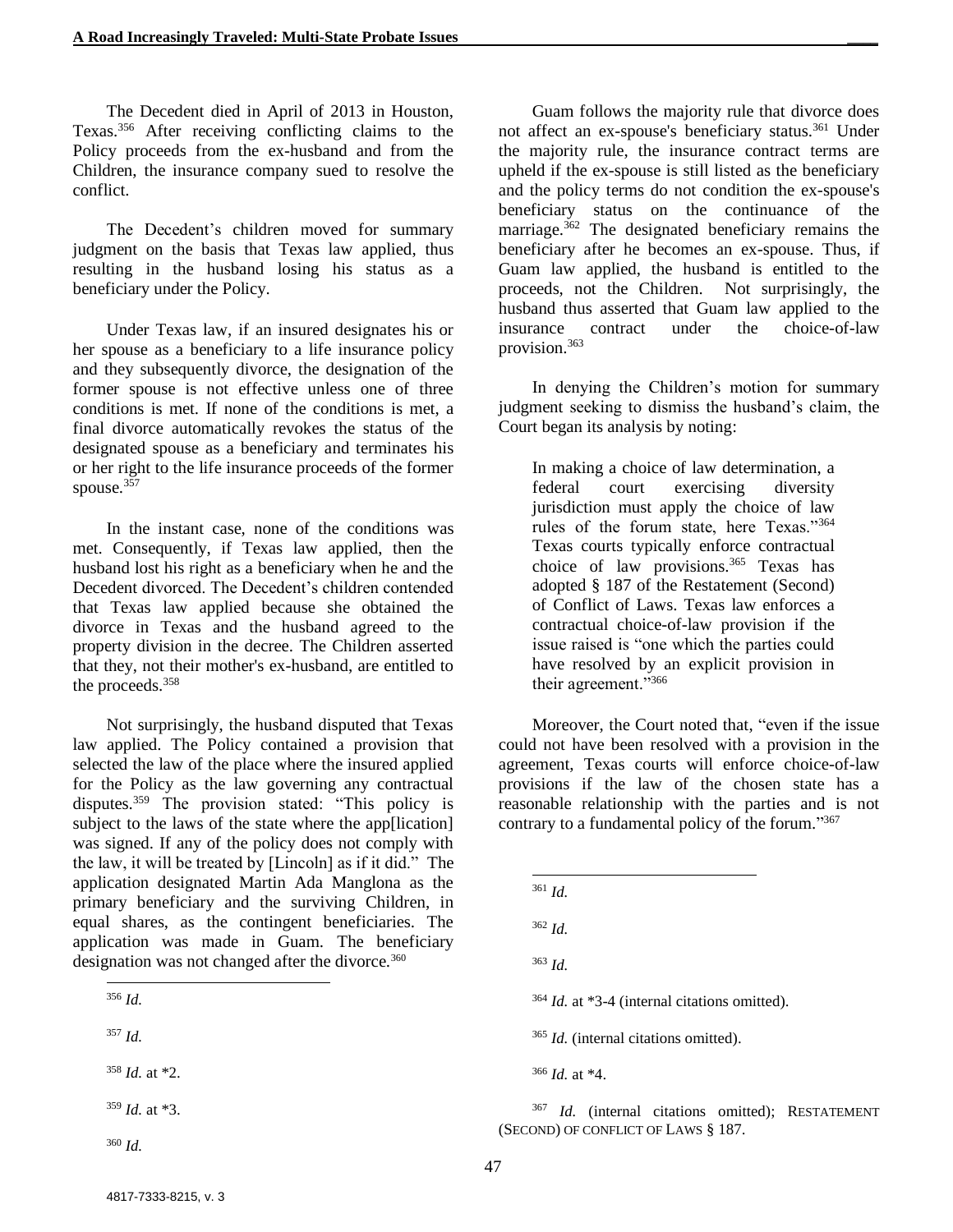The Decedent died in April of 2013 in Houston, Texas.[356] After receiving conflicting claims to the Policy proceeds from the ex-husband and from the Children, the insurance company sued to resolve the conflict.

The Decedent's children moved for summary judgment on the basis that Texas law applied, thus resulting in the husband losing his status as a beneficiary under the Policy.

Under Texas law, if an insured designates his or her spouse as a beneficiary to a life insurance policy and they subsequently divorce, the designation of the former spouse is not effective unless one of three conditions is met. If none of the conditions is met, a final divorce automatically revokes the status of the designated spouse as a beneficiary and terminates his or her right to the life insurance proceeds of the former spouse.[357]

In the instant case, none of the conditions was met. Consequently, if Texas law applied, then the husband lost his right as a beneficiary when he and the Decedent divorced. The Decedent's children contended that Texas law applied because she obtained the divorce in Texas and the husband agreed to the property division in the decree. The Children asserted that they, not their mother's ex-husband, are entitled to the proceeds.[358]

Not surprisingly, the husband disputed that Texas law applied. The Policy contained a provision that selected the law of the place where the insured applied for the Policy as the law governing any contractual disputes.[359] The provision stated: "This policy is subject to the laws of the state where the app[lication] was signed. If any of the policy does not comply with the law, it will be treated by [Lincoln] as if it did." The application designated Martin Ada Manglona as the primary beneficiary and the surviving Children, in equal shares, as the contingent beneficiaries. The application was made in Guam. The beneficiary designation was not changed after the divorce.[360]

Guam follows the majority rule that divorce does not affect an ex-spouse's beneficiary status.[361] Under the majority rule, the insurance contract terms are upheld if the ex-spouse is still listed as the beneficiary and the policy terms do not condition the ex-spouse's beneficiary status on the continuance of the marriage.[362] The designated beneficiary remains the beneficiary after he becomes an ex-spouse. Thus, if Guam law applied, the husband is entitled to the proceeds, not the Children. Not surprisingly, the husband thus asserted that Guam law applied to the insurance contract under the choice-of-law provision.[363]

In denying the Children's motion for summary judgment seeking to dismiss the husband's claim, the Court began its analysis by noting:

> In making a choice of law determination, a federal court exercising diversity jurisdiction must apply the choice of law rules of the forum state, here Texas."[364] Texas courts typically enforce contractual choice of law provisions.[365] Texas has adopted § 187 of the Restatement (Second) of Conflict of Laws. Texas law enforces a contractual choice-of-law provision if the issue raised is "one which the parties could have resolved by an explicit provision in their agreement."[366]

Moreover, the Court noted that, "even if the issue could not have been resolved with a provision in the agreement, Texas courts will enforce choice-of-law provisions if the law of the chosen state has a reasonable relationship with the parties and is not contrary to a fundamental policy of the forum."[367]

---

[356] *Id.*

[357] *Id.*

[358] *Id.* at *2.

[359] *Id.* at *3.

[360] *Id.*

[361] *Id.*

[362] *Id.*

[363] *Id.*

[364] *Id.* at *3-4 (internal citations omitted).

[365] *Id.* (internal citations omitted).

[366] *Id.* at *4.

[367] *Id.* (internal citations omitted); RESTATEMENT (SECOND) OF CONFLICT OF LAWS § 187.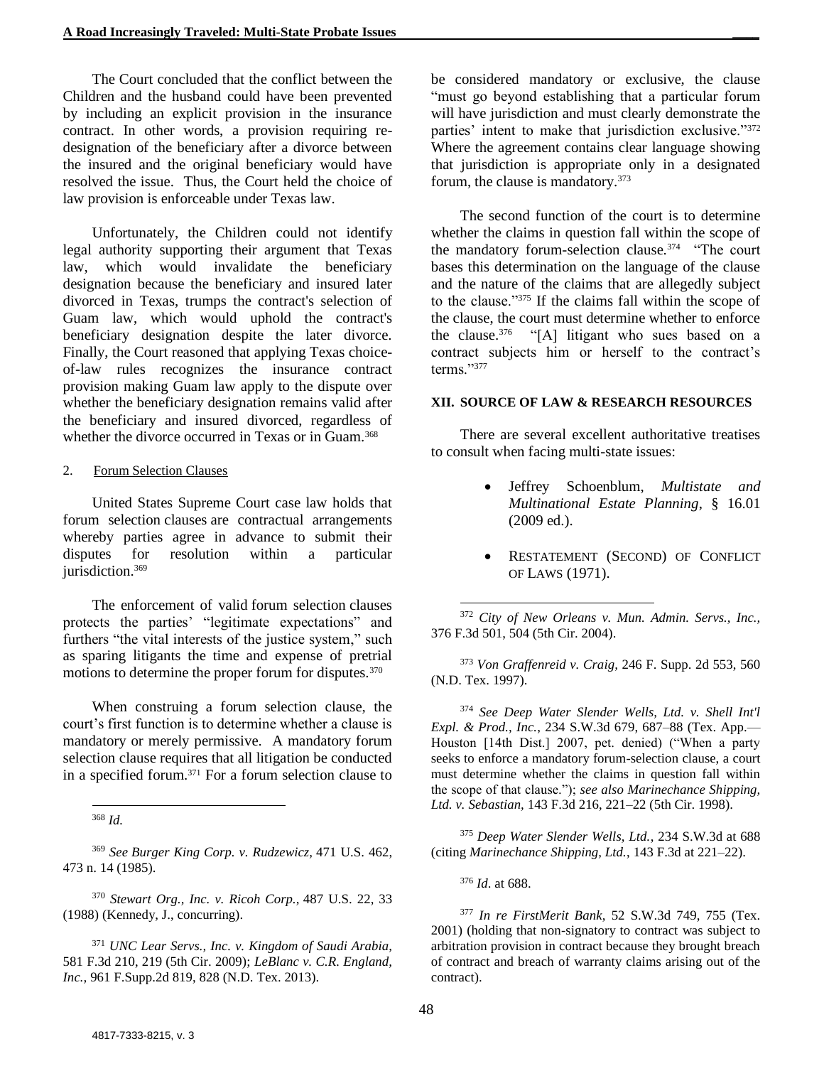The Court concluded that the conflict between the Children and the husband could have been prevented by including an explicit provision in the insurance contract. In other words, a provision requiring re-designation of the beneficiary after a divorce between the insured and the original beneficiary would have resolved the issue. Thus, the Court held the choice of law provision is enforceable under Texas law.

Unfortunately, the Children could not identify legal authority supporting their argument that Texas law, which would invalidate the beneficiary designation because the beneficiary and insured later divorced in Texas, trumps the contract's selection of Guam law, which would uphold the contract's beneficiary designation despite the later divorce. Finally, the Court reasoned that applying Texas choice-of-law rules recognizes the insurance contract provision making Guam law apply to the dispute over whether the beneficiary designation remains valid after the beneficiary and insured divorced, regardless of whether the divorce occurred in Texas or in Guam.[368]

2. Forum Selection Clauses

United States Supreme Court case law holds that forum selection clauses are contractual arrangements whereby parties agree in advance to submit their disputes for resolution within a particular jurisdiction.[369]

The enforcement of valid forum selection clauses protects the parties' "legitimate expectations" and furthers "the vital interests of the justice system," such as sparing litigants the time and expense of pretrial motions to determine the proper forum for disputes.[370]

When construing a forum selection clause, the court's first function is to determine whether a clause is mandatory or merely permissive. A mandatory forum selection clause requires that all litigation be conducted in a specified forum.[371] For a forum selection clause to be considered mandatory or exclusive, the clause "must go beyond establishing that a particular forum will have jurisdiction and must clearly demonstrate the parties' intent to make that jurisdiction exclusive."[372] Where the agreement contains clear language showing that jurisdiction is appropriate only in a designated forum, the clause is mandatory.[373]

The second function of the court is to determine whether the claims in question fall within the scope of the mandatory forum-selection clause.[374] "The court bases this determination on the language of the clause and the nature of the claims that are allegedly subject to the clause."[375] If the claims fall within the scope of the clause, the court must determine whether to enforce the clause.[376] "[A] litigant who sues based on a contract subjects him or herself to the contract's terms."[377]

## XII. SOURCE OF LAW & RESEARCH RESOURCES

There are several excellent authoritative treatises to consult when facing multi-state issues:

- Jeffrey Schoenblum, *Multistate and Multinational Estate Planning*, § 16.01 (2009 ed.).
- RESTATEMENT (SECOND) OF CONFLICT OF LAWS (1971).

---

[368] *Id.*

[369] *See Burger King Corp. v. Rudzewicz,* 471 U.S. 462, 473 n. 14 (1985).

[370] *Stewart Org., Inc. v. Ricoh Corp.,* 487 U.S. 22, 33 (1988) (Kennedy, J., concurring).

[371] *UNC Lear Servs., Inc. v. Kingdom of Saudi Arabia,* 581 F.3d 210, 219 (5th Cir. 2009); *LeBlanc v. C.R. England, Inc.,* 961 F.Supp.2d 819, 828 (N.D. Tex. 2013).

[372] *City of New Orleans v. Mun. Admin. Servs., Inc.,* 376 F.3d 501, 504 (5th Cir. 2004).

[373] *Von Graffenreid v. Craig,* 246 F. Supp. 2d 553, 560 (N.D. Tex. 1997).

[374] *See Deep Water Slender Wells, Ltd. v. Shell Int'l Expl. & Prod., Inc.*, 234 S.W.3d 679, 687–88 (Tex. App.—Houston [14th Dist.] 2007, pet. denied) ("When a party seeks to enforce a mandatory forum-selection clause, a court must determine whether the claims in question fall within the scope of that clause."); *see also Marinechance Shipping, Ltd. v. Sebastian,* 143 F.3d 216, 221–22 (5th Cir. 1998).

[375] *Deep Water Slender Wells, Ltd.*, 234 S.W.3d at 688 (citing *Marinechance Shipping, Ltd.*, 143 F.3d at 221–22).

[376] *Id*. at 688.

[377] *In re FirstMerit Bank*, 52 S.W.3d 749, 755 (Tex. 2001) (holding that non-signatory to contract was subject to arbitration provision in contract because they brought breach of contract and breach of warranty claims arising out of the contract).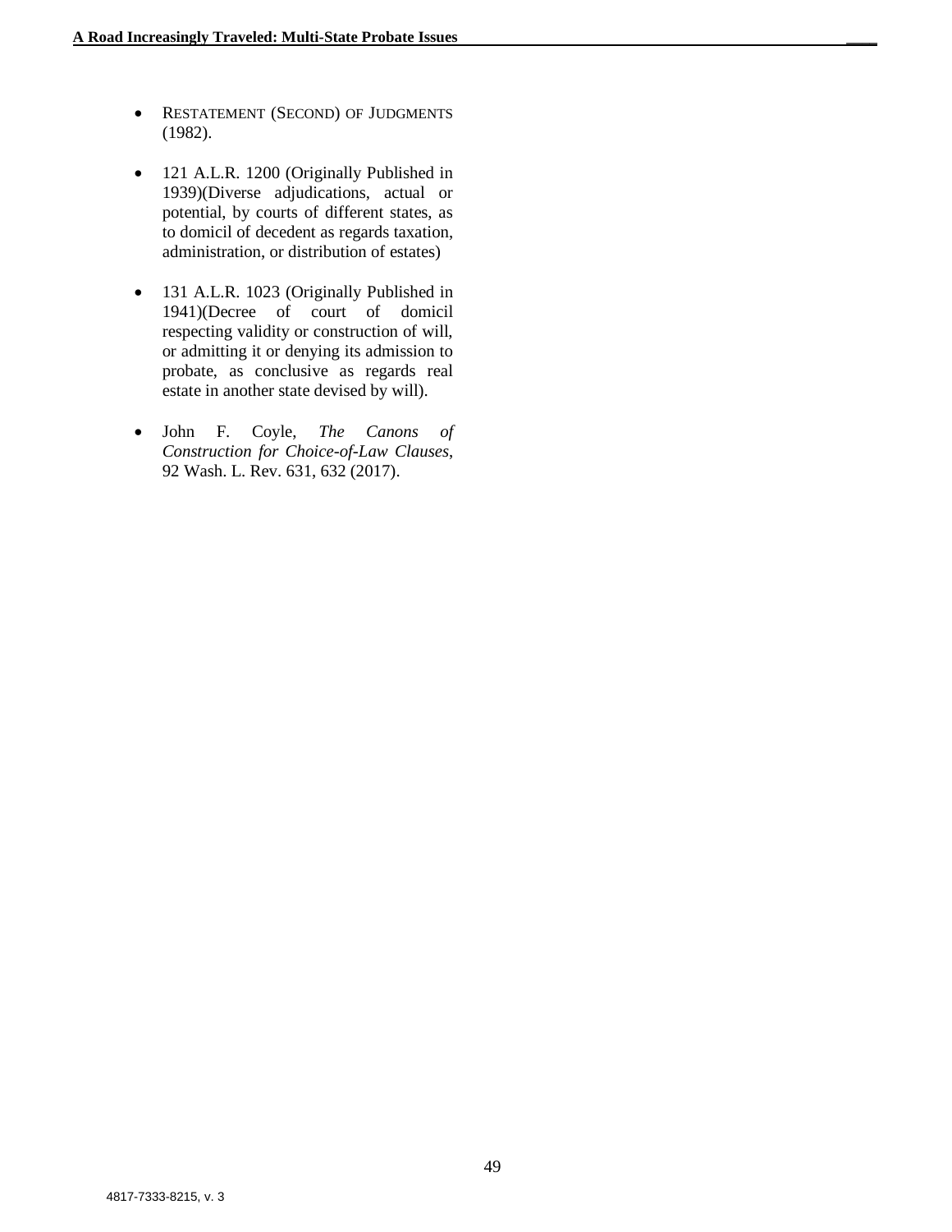- RESTATEMENT (SECOND) OF JUDGMENTS (1982).

- 121 A.L.R. 1200 (Originally Published in 1939)(Diverse adjudications, actual or potential, by courts of different states, as to domicil of decedent as regards taxation, administration, or distribution of estates)

- 131 A.L.R. 1023 (Originally Published in 1941)(Decree of court of domicil respecting validity or construction of will, or admitting it or denying its admission to probate, as conclusive as regards real estate in another state devised by will).

- John F. Coyle, *The Canons of Construction for Choice-of-Law Clauses*, 92 Wash. L. Rev. 631, 632 (2017).

4817-7333-8215, v. 3